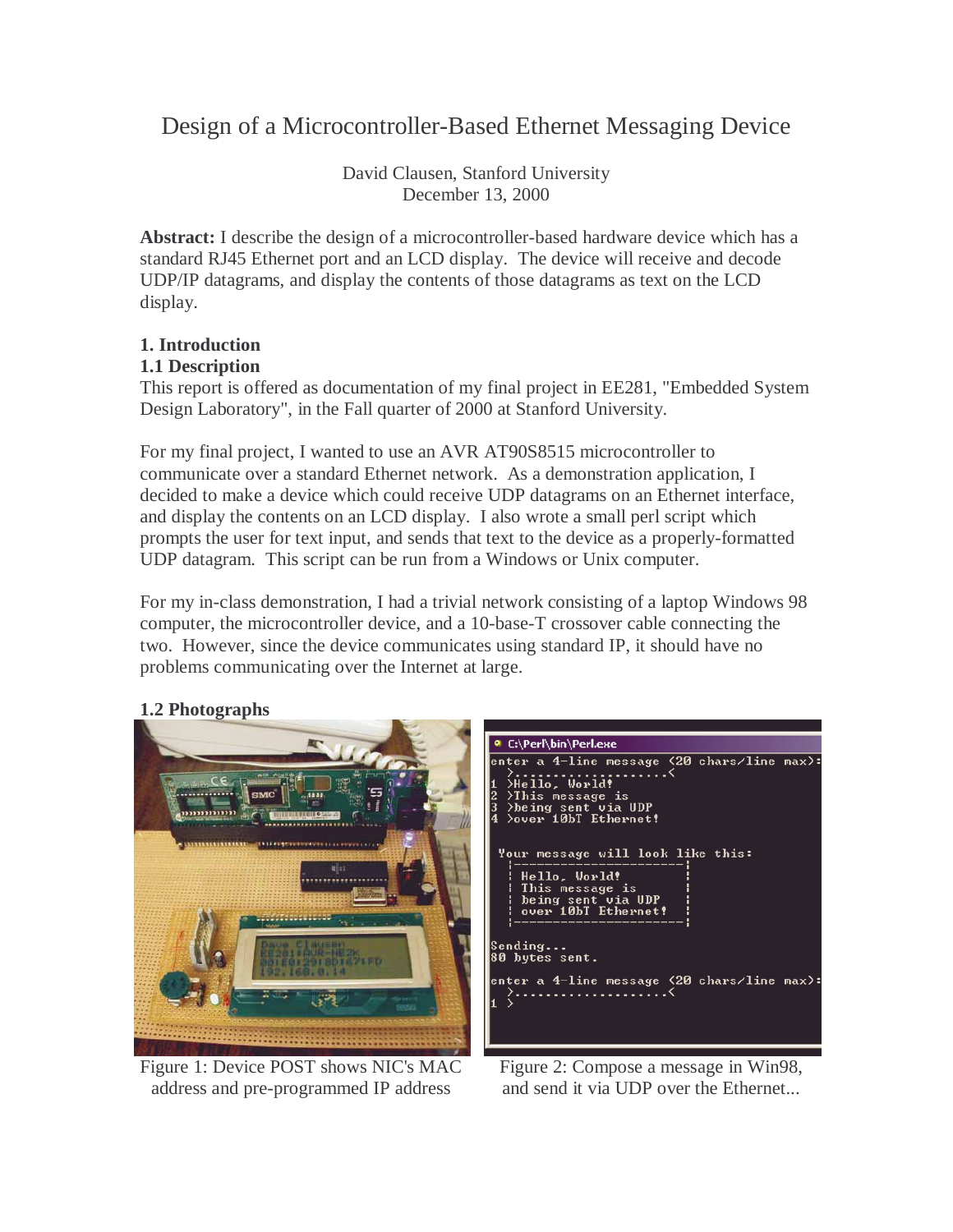# Design of a Microcontroller-Based Ethernet Messaging Device

David Clausen, Stanford University
December 13, 2000

**Abstract:** I describe the design of a microcontroller-based hardware device which has a standard RJ45 Ethernet port and an LCD display. The device will receive and decode UDP/IP datagrams, and display the contents of those datagrams as text on the LCD display.

## 1. Introduction

### 1.1 Description

This report is offered as documentation of my final project in EE281, "Embedded System Design Laboratory", in the Fall quarter of 2000 at Stanford University.

For my final project, I wanted to use an AVR AT90S8515 microcontroller to communicate over a standard Ethernet network. As a demonstration application, I decided to make a device which could receive UDP datagrams on an Ethernet interface, and display the contents on an LCD display. I also wrote a small perl script which prompts the user for text input, and sends that text to the device as a properly-formatted UDP datagram. This script can be run from a Windows or Unix computer.

For my in-class demonstration, I had a trivial network consisting of a laptop Windows 98 computer, the microcontroller device, and a 10-base-T crossover cable connecting the two. However, since the device communicates using standard IP, it should have no problems communicating over the Internet at large.

### 1.2 Photographs

Figure 1: Device POST shows NIC's MAC address and pre-programmed IP address

Figure 2: Compose a message in Win98, and send it via UDP over the Ethernet...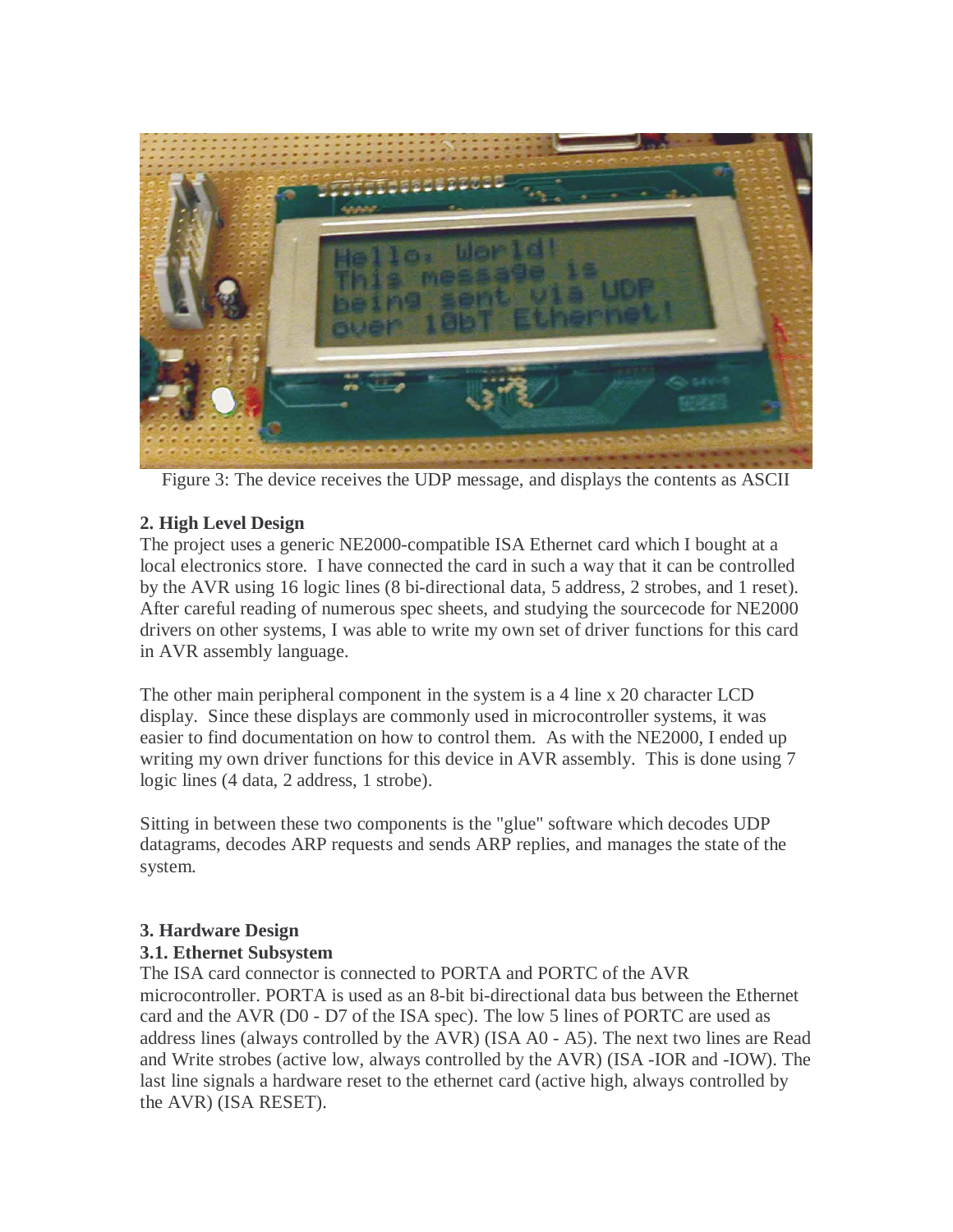Figure 3: The device receives the UDP message, and displays the contents as ASCII

**2. High Level Design**

The project uses a generic NE2000-compatible ISA Ethernet card which I bought at a local electronics store. I have connected the card in such a way that it can be controlled by the AVR using 16 logic lines (8 bi-directional data, 5 address, 2 strobes, and 1 reset). After careful reading of numerous spec sheets, and studying the sourcecode for NE2000 drivers on other systems, I was able to write my own set of driver functions for this card in AVR assembly language.

The other main peripheral component in the system is a 4 line x 20 character LCD display. Since these displays are commonly used in microcontroller systems, it was easier to find documentation on how to control them. As with the NE2000, I ended up writing my own driver functions for this device in AVR assembly. This is done using 7 logic lines (4 data, 2 address, 1 strobe).

Sitting in between these two components is the "glue" software which decodes UDP datagrams, decodes ARP requests and sends ARP replies, and manages the state of the system.

**3. Hardware Design**

**3.1. Ethernet Subsystem**

The ISA card connector is connected to PORTA and PORTC of the AVR microcontroller. PORTA is used as an 8-bit bi-directional data bus between the Ethernet card and the AVR (D0 - D7 of the ISA spec). The low 5 lines of PORTC are used as address lines (always controlled by the AVR) (ISA A0 - A5). The next two lines are Read and Write strobes (active low, always controlled by the AVR) (ISA -IOR and -IOW). The last line signals a hardware reset to the ethernet card (active high, always controlled by the AVR) (ISA RESET).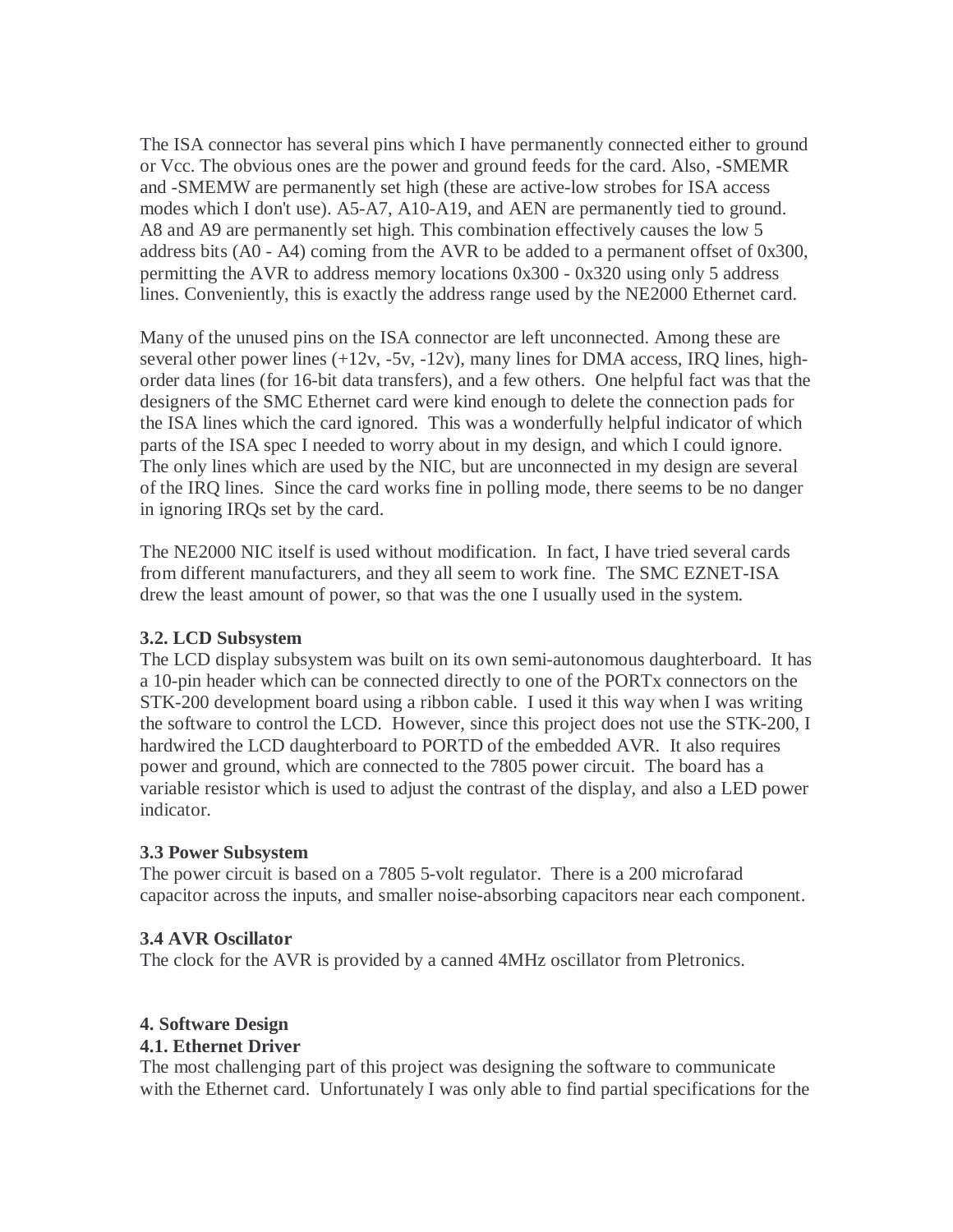The ISA connector has several pins which I have permanently connected either to ground or Vcc. The obvious ones are the power and ground feeds for the card. Also, -SMEMR and -SMEMW are permanently set high (these are active-low strobes for ISA access modes which I don't use). A5-A7, A10-A19, and AEN are permanently tied to ground. A8 and A9 are permanently set high. This combination effectively causes the low 5 address bits (A0 - A4) coming from the AVR to be added to a permanent offset of 0x300, permitting the AVR to address memory locations 0x300 - 0x320 using only 5 address lines. Conveniently, this is exactly the address range used by the NE2000 Ethernet card.

Many of the unused pins on the ISA connector are left unconnected. Among these are several other power lines (+12v, -5v, -12v), many lines for DMA access, IRQ lines, high-order data lines (for 16-bit data transfers), and a few others. One helpful fact was that the designers of the SMC Ethernet card were kind enough to delete the connection pads for the ISA lines which the card ignored. This was a wonderfully helpful indicator of which parts of the ISA spec I needed to worry about in my design, and which I could ignore. The only lines which are used by the NIC, but are unconnected in my design are several of the IRQ lines. Since the card works fine in polling mode, there seems to be no danger in ignoring IRQs set by the card.

The NE2000 NIC itself is used without modification. In fact, I have tried several cards from different manufacturers, and they all seem to work fine. The SMC EZNET-ISA drew the least amount of power, so that was the one I usually used in the system.

### 3.2. LCD Subsystem

The LCD display subsystem was built on its own semi-autonomous daughterboard. It has a 10-pin header which can be connected directly to one of the PORTx connectors on the STK-200 development board using a ribbon cable. I used it this way when I was writing the software to control the LCD. However, since this project does not use the STK-200, I hardwired the LCD daughterboard to PORTD of the embedded AVR. It also requires power and ground, which are connected to the 7805 power circuit. The board has a variable resistor which is used to adjust the contrast of the display, and also a LED power indicator.

### 3.3 Power Subsystem

The power circuit is based on a 7805 5-volt regulator. There is a 200 microfarad capacitor across the inputs, and smaller noise-absorbing capacitors near each component.

### 3.4 AVR Oscillator

The clock for the AVR is provided by a canned 4MHz oscillator from Pletronics.

## 4. Software Design

### 4.1. Ethernet Driver

The most challenging part of this project was designing the software to communicate with the Ethernet card. Unfortunately I was only able to find partial specifications for the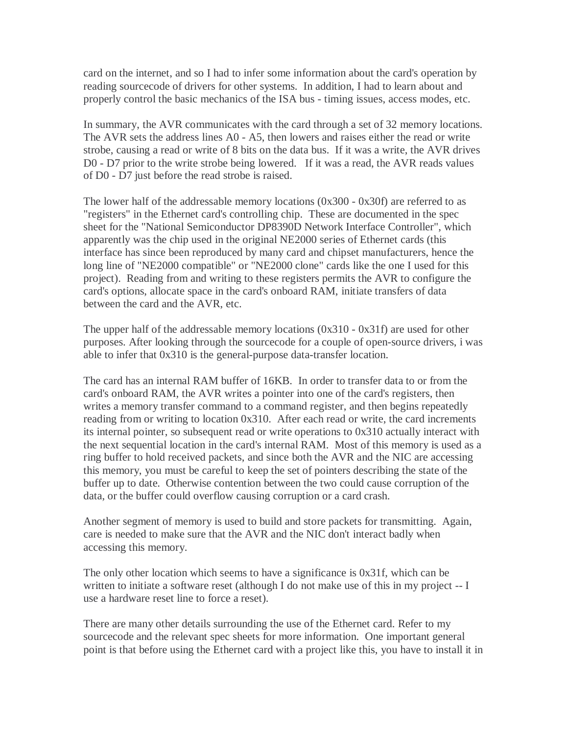card on the internet, and so I had to infer some information about the card's operation by reading sourcecode of drivers for other systems. In addition, I had to learn about and properly control the basic mechanics of the ISA bus - timing issues, access modes, etc.

In summary, the AVR communicates with the card through a set of 32 memory locations. The AVR sets the address lines A0 - A5, then lowers and raises either the read or write strobe, causing a read or write of 8 bits on the data bus. If it was a write, the AVR drives D0 - D7 prior to the write strobe being lowered. If it was a read, the AVR reads values of D0 - D7 just before the read strobe is raised.

The lower half of the addressable memory locations (0x300 - 0x30f) are referred to as "registers" in the Ethernet card's controlling chip. These are documented in the spec sheet for the "National Semiconductor DP8390D Network Interface Controller", which apparently was the chip used in the original NE2000 series of Ethernet cards (this interface has since been reproduced by many card and chipset manufacturers, hence the long line of "NE2000 compatible" or "NE2000 clone" cards like the one I used for this project). Reading from and writing to these registers permits the AVR to configure the card's options, allocate space in the card's onboard RAM, initiate transfers of data between the card and the AVR, etc.

The upper half of the addressable memory locations (0x310 - 0x31f) are used for other purposes. After looking through the sourcecode for a couple of open-source drivers, i was able to infer that 0x310 is the general-purpose data-transfer location.

The card has an internal RAM buffer of 16KB. In order to transfer data to or from the card's onboard RAM, the AVR writes a pointer into one of the card's registers, then writes a memory transfer command to a command register, and then begins repeatedly reading from or writing to location 0x310. After each read or write, the card increments its internal pointer, so subsequent read or write operations to 0x310 actually interact with the next sequential location in the card's internal RAM. Most of this memory is used as a ring buffer to hold received packets, and since both the AVR and the NIC are accessing this memory, you must be careful to keep the set of pointers describing the state of the buffer up to date. Otherwise contention between the two could cause corruption of the data, or the buffer could overflow causing corruption or a card crash.

Another segment of memory is used to build and store packets for transmitting. Again, care is needed to make sure that the AVR and the NIC don't interact badly when accessing this memory.

The only other location which seems to have a significance is 0x31f, which can be written to initiate a software reset (although I do not make use of this in my project -- I use a hardware reset line to force a reset).

There are many other details surrounding the use of the Ethernet card. Refer to my sourcecode and the relevant spec sheets for more information. One important general point is that before using the Ethernet card with a project like this, you have to install it in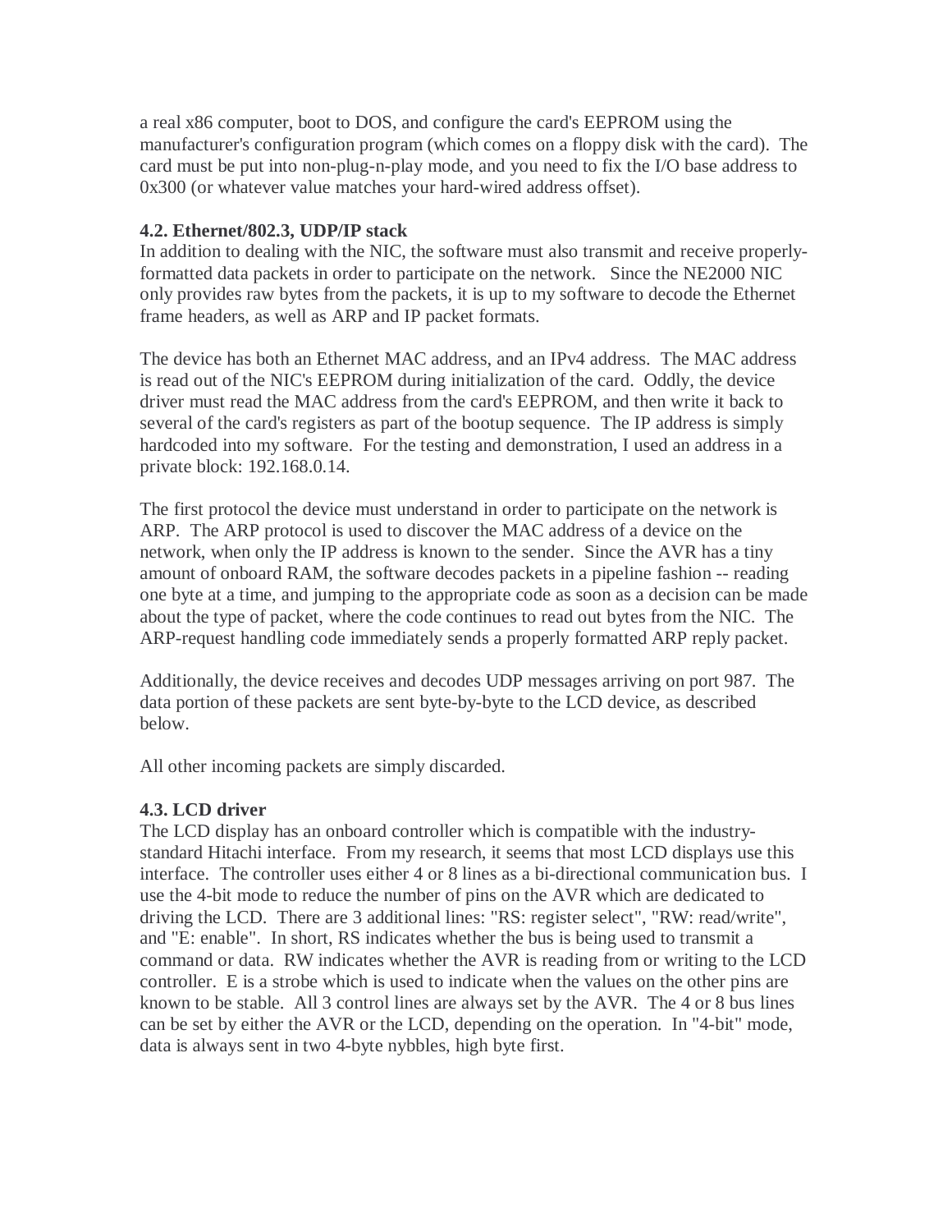a real x86 computer, boot to DOS, and configure the card's EEPROM using the manufacturer's configuration program (which comes on a floppy disk with the card). The card must be put into non-plug-n-play mode, and you need to fix the I/O base address to 0x300 (or whatever value matches your hard-wired address offset).

### 4.2. Ethernet/802.3, UDP/IP stack

In addition to dealing with the NIC, the software must also transmit and receive properly-formatted data packets in order to participate on the network. Since the NE2000 NIC only provides raw bytes from the packets, it is up to my software to decode the Ethernet frame headers, as well as ARP and IP packet formats.

The device has both an Ethernet MAC address, and an IPv4 address. The MAC address is read out of the NIC's EEPROM during initialization of the card. Oddly, the device driver must read the MAC address from the card's EEPROM, and then write it back to several of the card's registers as part of the bootup sequence. The IP address is simply hardcoded into my software. For the testing and demonstration, I used an address in a private block: 192.168.0.14.

The first protocol the device must understand in order to participate on the network is ARP. The ARP protocol is used to discover the MAC address of a device on the network, when only the IP address is known to the sender. Since the AVR has a tiny amount of onboard RAM, the software decodes packets in a pipeline fashion -- reading one byte at a time, and jumping to the appropriate code as soon as a decision can be made about the type of packet, where the code continues to read out bytes from the NIC. The ARP-request handling code immediately sends a properly formatted ARP reply packet.

Additionally, the device receives and decodes UDP messages arriving on port 987. The data portion of these packets are sent byte-by-byte to the LCD device, as described below.

All other incoming packets are simply discarded.

### 4.3. LCD driver

The LCD display has an onboard controller which is compatible with the industry-standard Hitachi interface. From my research, it seems that most LCD displays use this interface. The controller uses either 4 or 8 lines as a bi-directional communication bus. I use the 4-bit mode to reduce the number of pins on the AVR which are dedicated to driving the LCD. There are 3 additional lines: "RS: register select", "RW: read/write", and "E: enable". In short, RS indicates whether the bus is being used to transmit a command or data. RW indicates whether the AVR is reading from or writing to the LCD controller. E is a strobe which is used to indicate when the values on the other pins are known to be stable. All 3 control lines are always set by the AVR. The 4 or 8 bus lines can be set by either the AVR or the LCD, depending on the operation. In "4-bit" mode, data is always sent in two 4-byte nybbles, high byte first.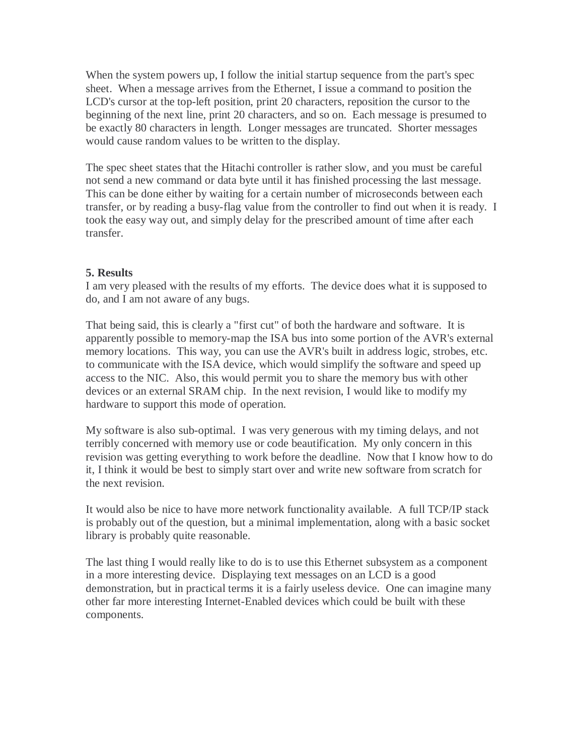When the system powers up, I follow the initial startup sequence from the part's spec sheet. When a message arrives from the Ethernet, I issue a command to position the LCD's cursor at the top-left position, print 20 characters, reposition the cursor to the beginning of the next line, print 20 characters, and so on. Each message is presumed to be exactly 80 characters in length. Longer messages are truncated. Shorter messages would cause random values to be written to the display.

The spec sheet states that the Hitachi controller is rather slow, and you must be careful not send a new command or data byte until it has finished processing the last message. This can be done either by waiting for a certain number of microseconds between each transfer, or by reading a busy-flag value from the controller to find out when it is ready. I took the easy way out, and simply delay for the prescribed amount of time after each transfer.

**5. Results**

I am very pleased with the results of my efforts. The device does what it is supposed to do, and I am not aware of any bugs.

That being said, this is clearly a "first cut" of both the hardware and software. It is apparently possible to memory-map the ISA bus into some portion of the AVR's external memory locations. This way, you can use the AVR's built in address logic, strobes, etc. to communicate with the ISA device, which would simplify the software and speed up access to the NIC. Also, this would permit you to share the memory bus with other devices or an external SRAM chip. In the next revision, I would like to modify my hardware to support this mode of operation.

My software is also sub-optimal. I was very generous with my timing delays, and not terribly concerned with memory use or code beautification. My only concern in this revision was getting everything to work before the deadline. Now that I know how to do it, I think it would be best to simply start over and write new software from scratch for the next revision.

It would also be nice to have more network functionality available. A full TCP/IP stack is probably out of the question, but a minimal implementation, along with a basic socket library is probably quite reasonable.

The last thing I would really like to do is to use this Ethernet subsystem as a component in a more interesting device. Displaying text messages on an LCD is a good demonstration, but in practical terms it is a fairly useless device. One can imagine many other far more interesting Internet-Enabled devices which could be built with these components.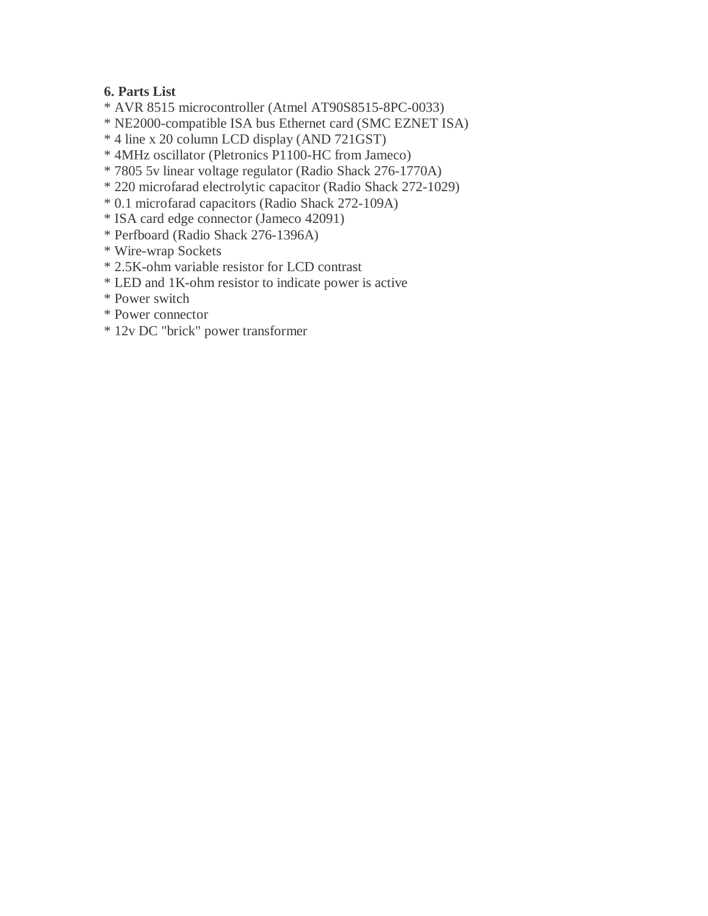**6. Parts List**

* AVR 8515 microcontroller (Atmel AT90S8515-8PC-0033)
* NE2000-compatible ISA bus Ethernet card (SMC EZNET ISA)
* 4 line x 20 column LCD display (AND 721GST)
* 4MHz oscillator (Pletronics P1100-HC from Jameco)
* 7805 5v linear voltage regulator (Radio Shack 276-1770A)
* 220 microfarad electrolytic capacitor (Radio Shack 272-1029)
* 0.1 microfarad capacitors (Radio Shack 272-109A)
* ISA card edge connector (Jameco 42091)
* Perfboard (Radio Shack 276-1396A)
* Wire-wrap Sockets
* 2.5K-ohm variable resistor for LCD contrast
* LED and 1K-ohm resistor to indicate power is active
* Power switch
* Power connector
* 12v DC "brick" power transformer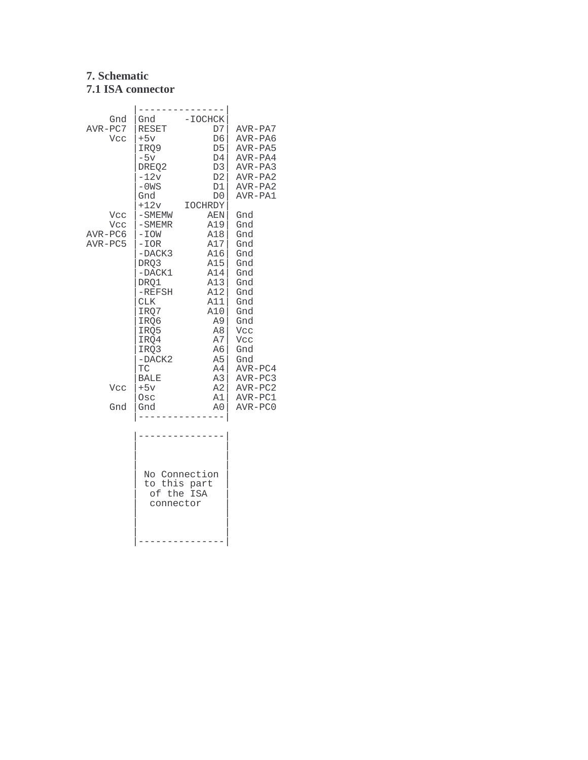## 7. Schematic

### 7.1 ISA connector

```
        |---------------|
    Gnd |Gnd     -IOCHCK|
AVR-PC7 |RESET        D7| AVR-PA7
    Vcc |+5v          D6| AVR-PA6
        |IRQ9         D5| AVR-PA5
        |-5v          D4| AVR-PA4
        |DREQ2        D3| AVR-PA3
        |-12v         D2| AVR-PA2
        |-0WS         D1| AVR-PA2
        |Gnd          D0| AVR-PA1
        |+12v    IOCHRDY|
    Vcc |-SMEMW      AEN| Gnd
    Vcc |-SMEMR      A19| Gnd
AVR-PC6 |-IOW        A18| Gnd
AVR-PC5 |-IOR        A17| Gnd
        |-DACK3      A16| Gnd
        |DRQ3        A15| Gnd
        |-DACK1      A14| Gnd
        |DRQ1        A13| Gnd
        |-REFSH      A12| Gnd
        |CLK         A11| Gnd
        |IRQ7        A10| Gnd
        |IRQ6         A9| Gnd
        |IRQ5         A8| Vcc
        |IRQ4         A7| Vcc
        |IRQ3         A6| Gnd
        |-DACK2       A5| Gnd
        |TC           A4| AVR-PC4
        |BALE         A3| AVR-PC3
    Vcc |+5v          A2| AVR-PC2
        |Osc          A1| AVR-PC1
    Gnd |Gnd          A0| AVR-PC0
        |---------------|

        |---------------|
        |               |
        |               |
        |               |
        | No Connection |
        | to this part  |
        |  of the ISA   |
        |  connector    |
        |               |
        |               |
        |               |
        |---------------|
```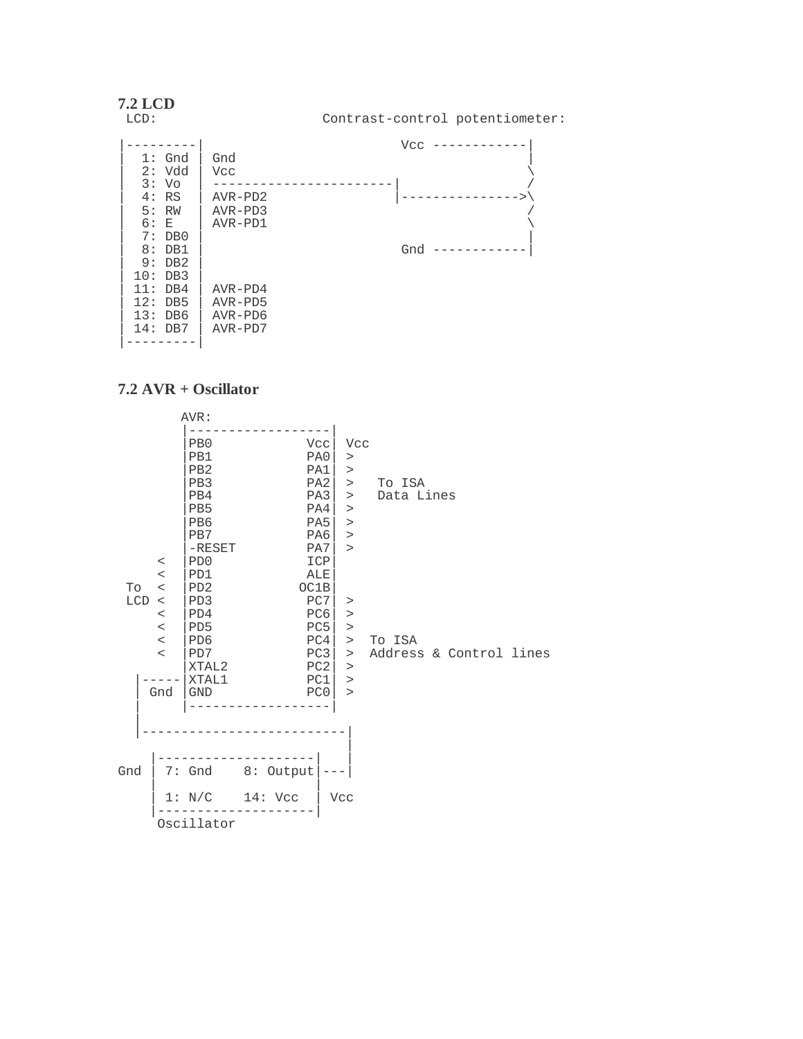### 7.2 LCD

```
 LCD:                     Contrast-control potentiometer:

|---------|                           Vcc ------------|
|  1: Gnd | Gnd                                       |
|  2: Vdd | Vcc                                       \
|  3: Vo  | -----------------------|                  /
|  4: RS  | AVR-PD2                |--------------->\
|  5: RW  | AVR-PD3                                   /
|  6: E   | AVR-PD1                                   \
|  7: DB0 |                                           |
|  8: DB1 |                           Gnd ------------|
|  9: DB2 |
| 10: DB3 |
| 11: DB4 | AVR-PD4
| 12: DB5 | AVR-PD5
| 13: DB6 | AVR-PD6
| 14: DB7 | AVR-PD7
|---------|
```

### 7.2 AVR + Oscillator

```
        AVR:
        |------------------|
        |PB0            Vcc|  Vcc
        |PB1            PA0|  >
        |PB2            PA1|  >
        |PB3            PA2|  >   To ISA
        |PB4            PA3|  >   Data Lines
        |PB5            PA4|  >
        |PB6            PA5|  >
        |PB7            PA6|  >
        |-RESET         PA7|  >
     <  |PD0            ICP|
     <  |PD1            ALE|
 To  <  |PD2           OC1B|
 LCD <  |PD3            PC7|  >
     <  |PD4            PC6|  >
     <  |PD5            PC5|  >
     <  |PD6            PC4|  >  To ISA
     <  |PD7            PC3|  >  Address & Control lines
        |XTAL2          PC2|  >
  |-----|XTAL1          PC1|  >
  | Gnd |GND            PC0|  >
  |     |------------------|
  |
  |-------------------------|
                            |
    |--------------------|  |
Gnd | 7: Gnd    8: Output|---|
    |                    |
    | 1: N/C    14: Vcc  | Vcc
    |--------------------|
     Oscillator
```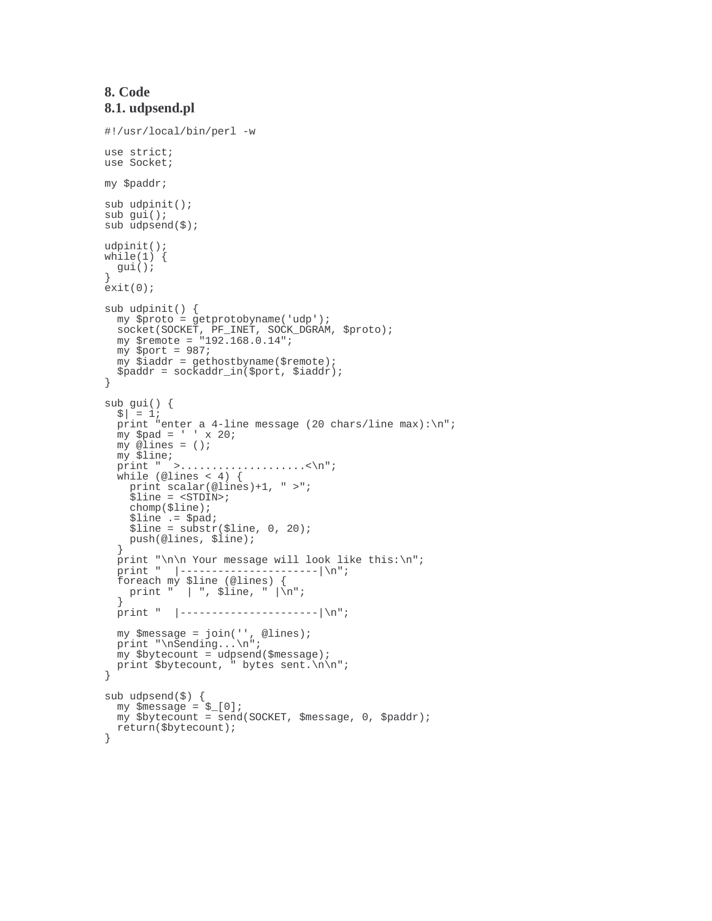# 8. Code

## 8.1. udpsend.pl

```
#!/usr/local/bin/perl -w

use strict;
use Socket;

my $paddr;

sub udpinit();
sub gui();
sub udpsend($);

udpinit();
while(1) {
  gui();
}
exit(0);

sub udpinit() {
  my $proto = getprotobyname('udp');
  socket(SOCKET, PF_INET, SOCK_DGRAM, $proto);
  my $remote = "192.168.0.14";
  my $port = 987;
  my $iaddr = gethostbyname($remote);
  $paddr = sockaddr_in($port, $iaddr);
}

sub gui() {
  $| = 1;
  print "enter a 4-line message (20 chars/line max):\n";
  my $pad = ' ' x 20;
  my @lines = ();
  my $line;
  print "  >....................<\n";
  while (@lines < 4) {
    print scalar(@lines)+1, " >";
    $line = <STDIN>;
    chomp($line);
    $line .= $pad;
    $line = substr($line, 0, 20);
    push(@lines, $line);
  }
  print "\n\n Your message will look like this:\n";
  print "  |----------------------|\n";
  foreach my $line (@lines) {
    print "  | ", $line, " |\n";
  }
  print "  |----------------------|\n";

  my $message = join('', @lines);
  print "\nSending...\n";
  my $bytecount = udpsend($message);
  print $bytecount, " bytes sent.\n\n";
}

sub udpsend($) {
  my $message = $_[0];
  my $bytecount = send(SOCKET, $message, 0, $paddr);
  return($bytecount);
}
```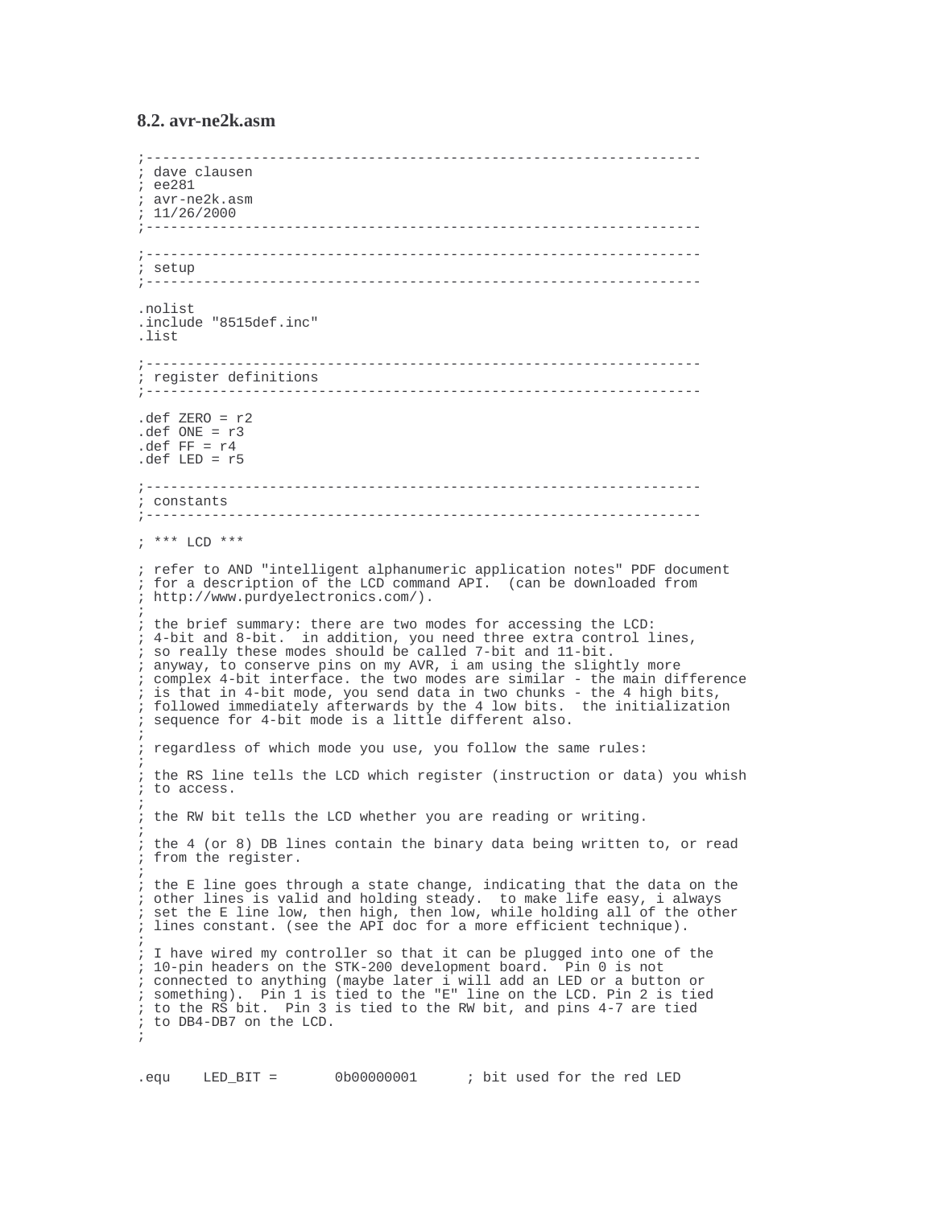### 8.2. avr-ne2k.asm

```
;-------------------------------------------------------------------
; dave clausen
; ee281
; avr-ne2k.asm
; 11/26/2000
;-------------------------------------------------------------------

;-------------------------------------------------------------------
; setup
;-------------------------------------------------------------------

.nolist
.include "8515def.inc"
.list

;-------------------------------------------------------------------
; register definitions
;-------------------------------------------------------------------

.def ZERO = r2
.def ONE = r3
.def FF = r4
.def LED = r5

;-------------------------------------------------------------------
; constants
;-------------------------------------------------------------------

; *** LCD ***

; refer to AND "intelligent alphanumeric application notes" PDF document
; for a description of the LCD command API.  (can be downloaded from
; http://www.purdyelectronics.com/).
;
; the brief summary: there are two modes for accessing the LCD:
; 4-bit and 8-bit.  in addition, you need three extra control lines,
; so really these modes should be called 7-bit and 11-bit.
; anyway, to conserve pins on my AVR, i am using the slightly more
; complex 4-bit interface. the two modes are similar - the main difference
; is that in 4-bit mode, you send data in two chunks - the 4 high bits,
; followed immediately afterwards by the 4 low bits.  the initialization
; sequence for 4-bit mode is a little different also.
;
; regardless of which mode you use, you follow the same rules:
;
; the RS line tells the LCD which register (instruction or data) you whish
; to access.
;
; the RW bit tells the LCD whether you are reading or writing.
;
; the 4 (or 8) DB lines contain the binary data being written to, or read
; from the register.
;
; the E line goes through a state change, indicating that the data on the
; other lines is valid and holding steady.  to make life easy, i always
; set the E line low, then high, then low, while holding all of the other
; lines constant. (see the API doc for a more efficient technique).
;
; I have wired my controller so that it can be plugged into one of the
; 10-pin headers on the STK-200 development board.  Pin 0 is not
; connected to anything (maybe later i will add an LED or a button or
; something).  Pin 1 is tied to the "E" line on the LCD. Pin 2 is tied
; to the RS bit.  Pin 3 is tied to the RW bit, and pins 4-7 are tied
; to DB4-DB7 on the LCD.
;


.equ    LED_BIT =       0b00000001      ; bit used for the red LED
```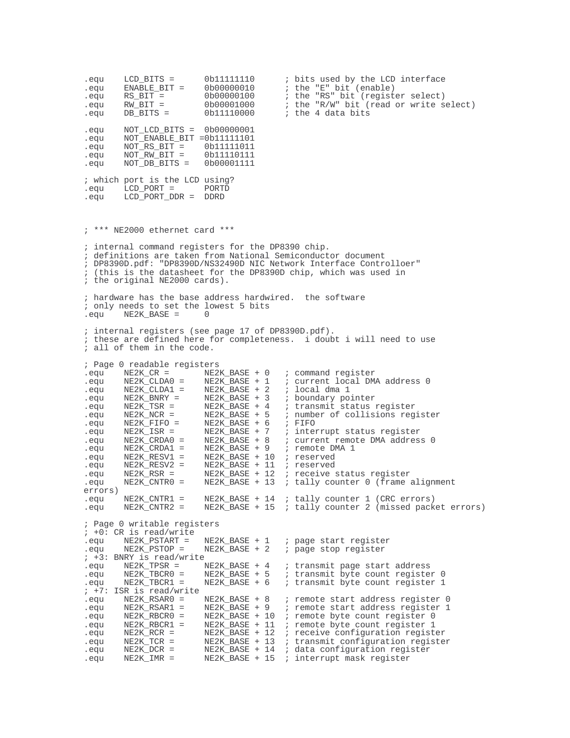```
.equ    LCD_BITS =      0b11111110      ; bits used by the LCD interface
.equ    ENABLE_BIT =    0b00000010      ; the "E" bit (enable)
.equ    RS_BIT =        0b00000100      ; the "RS" bit (register select)
.equ    RW_BIT =        0b00001000      ; the "R/W" bit (read or write select)
.equ    DB_BITS =       0b11110000      ; the 4 data bits

.equ    NOT_LCD_BITS =  0b00000001
.equ    NOT_ENABLE_BIT =0b11111101
.equ    NOT_RS_BIT =    0b11111011
.equ    NOT_RW_BIT =    0b11110111
.equ    NOT_DB_BITS =   0b00001111

; which port is the LCD using?
.equ    LCD_PORT =      PORTD
.equ    LCD_PORT_DDR =  DDRD



; *** NE2000 ethernet card ***

; internal command registers for the DP8390 chip.
; definitions are taken from National Semiconductor document
; DP8390D.pdf: "DP8390D/NS32490D NIC Network Interface Controlloer"
; (this is the datasheet for the DP8390 chip, which was used in
; the original NE2000 cards).

; hardware has the base address hardwired.  the software
; only needs to set the lowest 5 bits
.equ    NE2K_BASE =     0

; internal registers (see page 17 of DP8390D.pdf).
; these are defined here for completeness.  i doubt i will need to use
; all of them in the code.

; Page 0 readable registers
.equ    NE2K_CR =       NE2K_BASE + 0   ; command register
.equ    NE2K_CLDA0 =    NE2K_BASE + 1   ; current local DMA address 0
.equ    NE2K_CLDA1 =    NE2K_BASE + 2   ; local dma 1
.equ    NE2K_BNRY =     NE2K_BASE + 3   ; boundary pointer
.equ    NE2K_TSR =      NE2K_BASE + 4   ; transmit status register
.equ    NE2K_NCR =      NE2K_BASE + 5   ; number of collisions register
.equ    NE2K_FIFO =     NE2K_BASE + 6   ; FIFO
.equ    NE2K_ISR =      NE2K_BASE + 7   ; interrupt status register
.equ    NE2K_CRDA0 =    NE2K_BASE + 8   ; current remote DMA address 0
.equ    NE2K_CRDA1 =    NE2K_BASE + 9   ; remote DMA 1
.equ    NE2K_RESV1 =    NE2K_BASE + 10  ; reserved
.equ    NE2K_RESV2 =    NE2K_BASE + 11  ; reserved
.equ    NE2K_RSR =      NE2K_BASE + 12  ; receive status register
.equ    NE2K_CNTR0 =    NE2K_BASE + 13  ; tally counter 0 (frame alignment
errors)
.equ    NE2K_CNTR1 =    NE2K_BASE + 14  ; tally counter 1 (CRC errors)
.equ    NE2K_CNTR2 =    NE2K_BASE + 15  ; tally counter 2 (missed packet errors)

; Page 0 writable registers
; +0: CR is read/write
.equ    NE2K_PSTART =   NE2K_BASE + 1   ; page start register
.equ    NE2K_PSTOP =    NE2K_BASE + 2   ; page stop register
; +3: BNRY is read/write
.equ    NE2K_TPSR =     NE2K_BASE + 4   ; transmit page start address
.equ    NE2K_TBCR0 =    NE2K_BASE + 5   ; transmit byte count register 0
.equ    NE2K_TBCR1 =    NE2K_BASE + 6   ; transmit byte count register 1
; +7: ISR is read/write
.equ    NE2K_RSAR0 =    NE2K_BASE + 8   ; remote start address register 0
.equ    NE2K_RSAR1 =    NE2K_BASE + 9   ; remote start address register 1
.equ    NE2K_RBCR0 =    NE2K_BASE + 10  ; remote byte count register 0
.equ    NE2K_RBCR1 =    NE2K_BASE + 11  ; remote byte count register 1
.equ    NE2K_RCR =      NE2K_BASE + 12  ; receive configuration register
.equ    NE2K_TCR =      NE2K_BASE + 13  ; transmit configuration register
.equ    NE2K_DCR =      NE2K_BASE + 14  ; data configuration register
.equ    NE2K_IMR =      NE2K_BASE + 15  ; interrupt mask register
```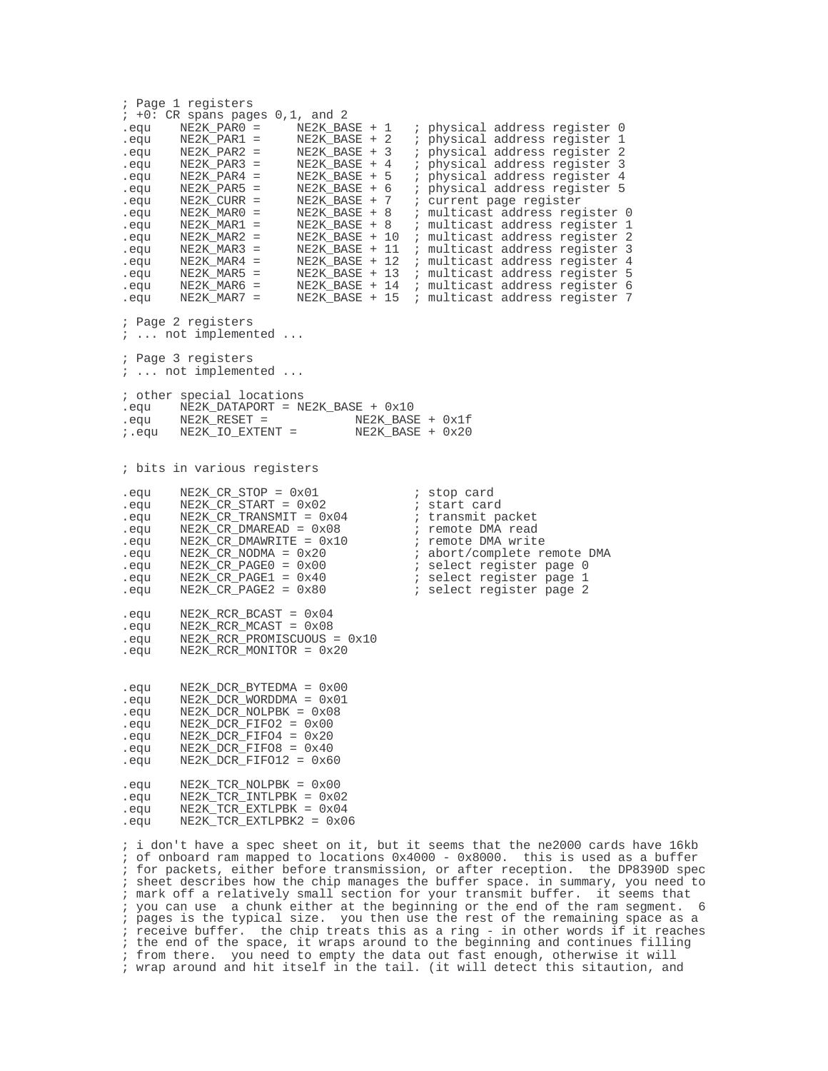```
; Page 1 registers
; +0: CR spans pages 0,1, and 2
.equ    NE2K_PAR0 =     NE2K_BASE + 1   ; physical address register 0
.equ    NE2K_PAR1 =     NE2K_BASE + 2   ; physical address register 1
.equ    NE2K_PAR2 =     NE2K_BASE + 3   ; physical address register 2
.equ    NE2K_PAR3 =     NE2K_BASE + 4   ; physical address register 3
.equ    NE2K_PAR4 =     NE2K_BASE + 5   ; physical address register 4
.equ    NE2K_PAR5 =     NE2K_BASE + 6   ; physical address register 5
.equ    NE2K_CURR =     NE2K_BASE + 7   ; current page register
.equ    NE2K_MAR0 =     NE2K_BASE + 8   ; multicast address register 0
.equ    NE2K_MAR1 =     NE2K_BASE + 8   ; multicast address register 1
.equ    NE2K_MAR2 =     NE2K_BASE + 10  ; multicast address register 2
.equ    NE2K_MAR3 =     NE2K_BASE + 11  ; multicast address register 3
.equ    NE2K_MAR4 =     NE2K_BASE + 12  ; multicast address register 4
.equ    NE2K_MAR5 =     NE2K_BASE + 13  ; multicast address register 5
.equ    NE2K_MAR6 =     NE2K_BASE + 14  ; multicast address register 6
.equ    NE2K_MAR7 =     NE2K_BASE + 15  ; multicast address register 7

; Page 2 registers
; ... not implemented ...

; Page 3 registers
; ... not implemented ...

; other special locations
.equ    NE2K_DATAPORT = NE2K_BASE + 0x10
.equ    NE2K_RESET =            NE2K_BASE + 0x1f
;.equ   NE2K_IO_EXTENT =        NE2K_BASE + 0x20


; bits in various registers

.equ    NE2K_CR_STOP = 0x01             ; stop card
.equ    NE2K_CR_START = 0x02            ; start card
.equ    NE2K_CR_TRANSMIT = 0x04         ; transmit packet
.equ    NE2K_CR_DMAREAD = 0x08          ; remote DMA read
.equ    NE2K_CR_DMAWRITE = 0x10         ; remote DMA write
.equ    NE2K_CR_NODMA = 0x20            ; abort/complete remote DMA
.equ    NE2K_CR_PAGE0 = 0x00            ; select register page 0
.equ    NE2K_CR_PAGE1 = 0x40            ; select register page 1
.equ    NE2K_CR_PAGE2 = 0x80            ; select register page 2

.equ    NE2K_RCR_BCAST = 0x04
.equ    NE2K_RCR_MCAST = 0x08
.equ    NE2K_RCR_PROMISCUOUS = 0x10
.equ    NE2K_RCR_MONITOR = 0x20


.equ    NE2K_DCR_BYTEDMA = 0x00
.equ    NE2K_DCR_WORDDMA = 0x01
.equ    NE2K_DCR_NOLPBK = 0x08
.equ    NE2K_DCR_FIFO2 = 0x00
.equ    NE2K_DCR_FIFO4 = 0x20
.equ    NE2K_DCR_FIFO8 = 0x40
.equ    NE2K_DCR_FIFO12 = 0x60

.equ    NE2K_TCR_NOLPBK = 0x00
.equ    NE2K_TCR_INTLPBK = 0x02
.equ    NE2K_TCR_EXTLPBK = 0x04
.equ    NE2K_TCR_EXTLPBK2 = 0x06

; i don't have a spec sheet on it, but it seems that the ne2000 cards have 16kb
; of onboard ram mapped to locations 0x4000 - 0x8000.  this is used as a buffer
; for packets, either before transmission, or after reception.  the DP8390D spec
; sheet describes how the chip manages the buffer space. in summary, you need to
; mark off a relatively small section for your transmit buffer.  it seems that
; you can use  a chunk either at the beginning or the end of the ram segment.  6
; pages is the typical size.  you then use the rest of the remaining space as a
; receive buffer.  the chip treats this as a ring - in other words if it reaches
; the end of the space, it wraps around to the beginning and continues filling
; from there.  you need to empty the data out fast enough, otherwise it will
; wrap around and hit itself in the tail. (it will detect this sitaution, and
```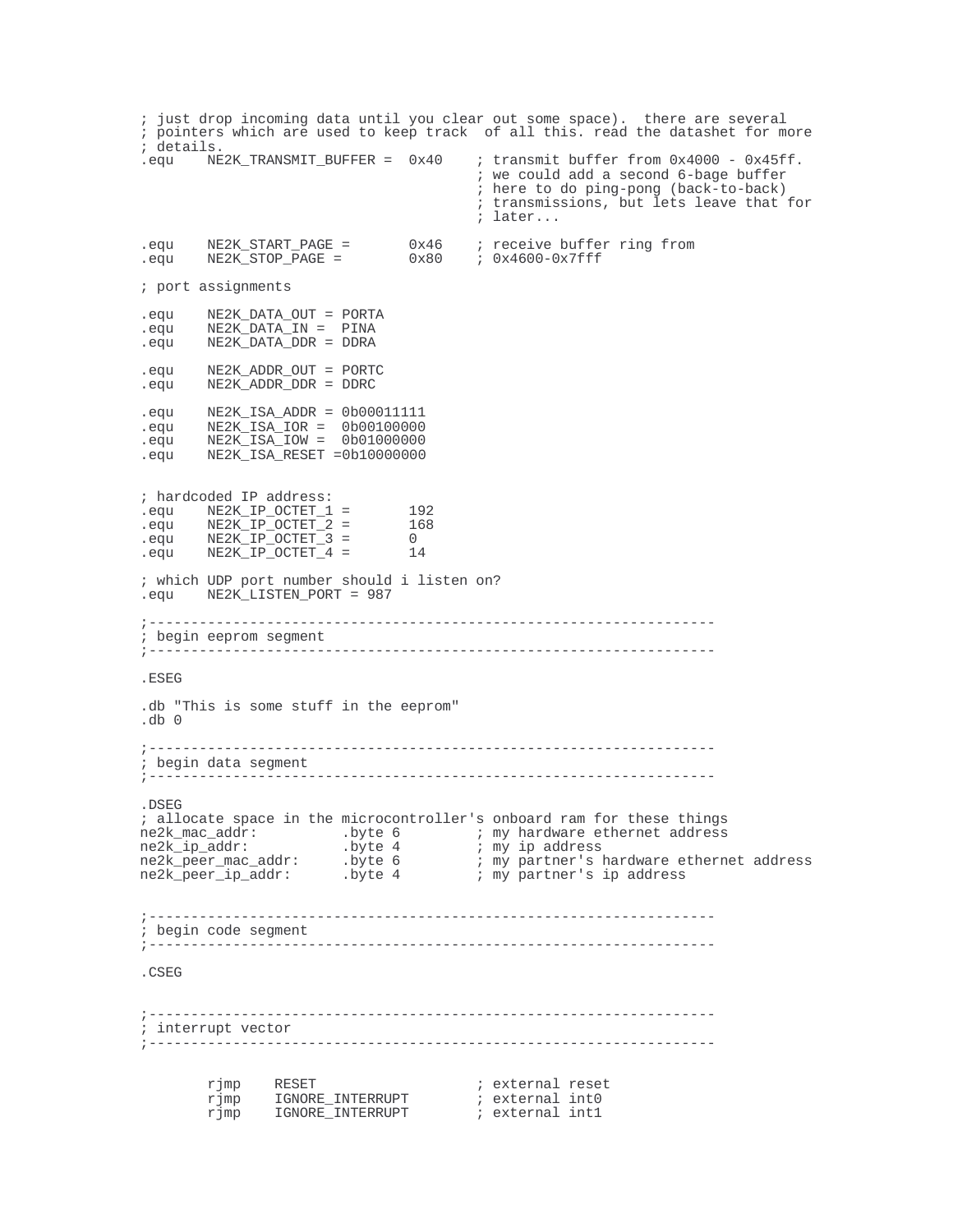```
; just drop incoming data until you clear out some space).  there are several
; pointers which are used to keep track  of all this. read the datashet for more
; details.
.equ    NE2K_TRANSMIT_BUFFER =  0x40    ; transmit buffer from 0x4000 - 0x45ff.
                                        ; we could add a second 6-bage buffer
                                        ; here to do ping-pong (back-to-back)
                                        ; transmissions, but lets leave that for
                                        ; later...

.equ    NE2K_START_PAGE =       0x46    ; receive buffer ring from
.equ    NE2K_STOP_PAGE =        0x80    ; 0x4600-0x7fff

; port assignments

.equ    NE2K_DATA_OUT = PORTA
.equ    NE2K_DATA_IN =  PINA
.equ    NE2K_DATA_DDR = DDRA

.equ    NE2K_ADDR_OUT = PORTC
.equ    NE2K_ADDR_DDR = DDRC

.equ    NE2K_ISA_ADDR = 0b00011111
.equ    NE2K_ISA_IOR =  0b00100000
.equ    NE2K_ISA_IOW =  0b01000000
.equ    NE2K_ISA_RESET =0b10000000


; hardcoded IP address:
.equ    NE2K_IP_OCTET_1 =       192
.equ    NE2K_IP_OCTET_2 =       168
.equ    NE2K_IP_OCTET_3 =       0
.equ    NE2K_IP_OCTET_4 =       14

; which UDP port number should i listen on?
.equ    NE2K_LISTEN_PORT = 987

;---------------------------------------------------------------------
; begin eeprom segment
;---------------------------------------------------------------------

.ESEG

.db "This is some stuff in the eeprom"
.db 0

;---------------------------------------------------------------------
; begin data segment
;---------------------------------------------------------------------

.DSEG
; allocate space in the microcontroller's onboard ram for these things
ne2k_mac_addr:          .byte 6         ; my hardware ethernet address
ne2k_ip_addr:           .byte 4         ; my ip address
ne2k_peer_mac_addr:     .byte 6         ; my partner's hardware ethernet address
ne2k_peer_ip_addr:      .byte 4         ; my partner's ip address


;---------------------------------------------------------------------
; begin code segment
;---------------------------------------------------------------------

.CSEG


;---------------------------------------------------------------------
; interrupt vector
;---------------------------------------------------------------------


        rjmp    RESET                   ; external reset
        rjmp    IGNORE_INTERRUPT        ; external int0
        rjmp    IGNORE_INTERRUPT        ; external int1
```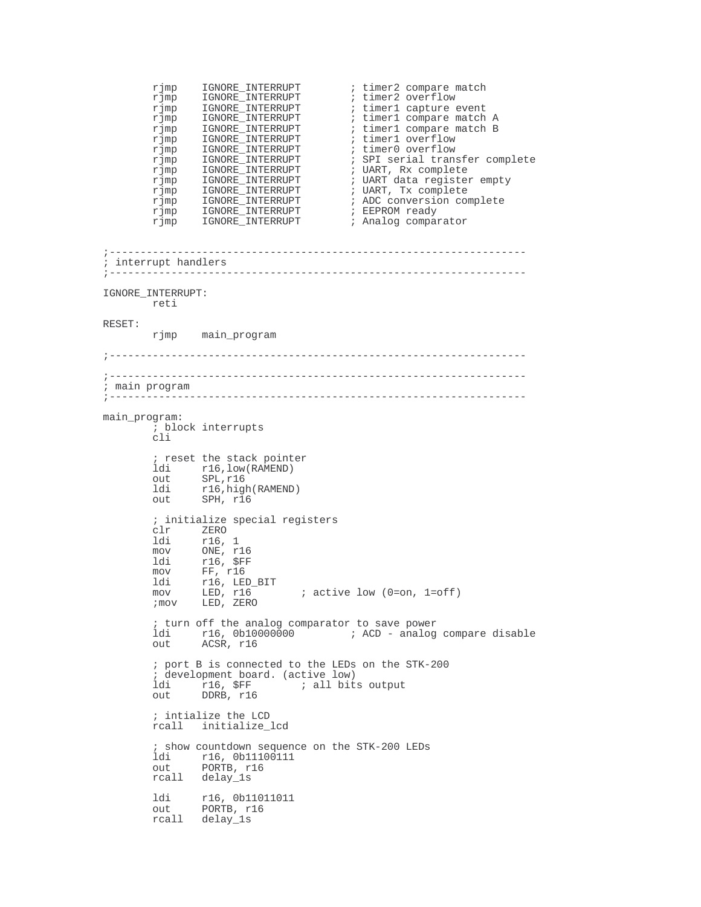```
        rjmp    IGNORE_INTERRUPT        ; timer2 compare match
        rjmp    IGNORE_INTERRUPT        ; timer2 overflow
        rjmp    IGNORE_INTERRUPT        ; timer1 capture event
        rjmp    IGNORE_INTERRUPT        ; timer1 compare match A
        rjmp    IGNORE_INTERRUPT        ; timer1 compare match B
        rjmp    IGNORE_INTERRUPT        ; timer1 overflow
        rjmp    IGNORE_INTERRUPT        ; timer0 overflow
        rjmp    IGNORE_INTERRUPT        ; SPI serial transfer complete
        rjmp    IGNORE_INTERRUPT        ; UART, Rx complete
        rjmp    IGNORE_INTERRUPT        ; UART data register empty
        rjmp    IGNORE_INTERRUPT        ; UART, Tx complete
        rjmp    IGNORE_INTERRUPT        ; ADC conversion complete
        rjmp    IGNORE_INTERRUPT        ; EEPROM ready
        rjmp    IGNORE_INTERRUPT        ; Analog comparator


;--------------------------------------------------------------------
; interrupt handlers
;--------------------------------------------------------------------

IGNORE_INTERRUPT:
        reti

RESET:
        rjmp    main_program

;--------------------------------------------------------------------

;--------------------------------------------------------------------
; main program
;--------------------------------------------------------------------

main_program:
        ; block interrupts
        cli

        ; reset the stack pointer
        ldi     r16,low(RAMEND)
        out     SPL,r16
        ldi     r16,high(RAMEND)
        out     SPH, r16

        ; initialize special registers
        clr     ZERO
        ldi     r16, 1
        mov     ONE, r16
        ldi     r16, $FF
        mov     FF, r16
        ldi     r16, LED_BIT
        mov     LED, r16        ; active low (0=on, 1=off)
        ;mov    LED, ZERO

        ; turn off the analog comparator to save power
        ldi     r16, 0b10000000         ; ACD - analog compare disable
        out     ACSR, r16

        ; port B is connected to the LEDs on the STK-200
        ; development board. (active low)
        ldi     r16, $FF        ; all bits output
        out     DDRB, r16

        ; intialize the LCD
        rcall   initialize_lcd

        ; show countdown sequence on the STK-200 LEDs
        ldi     r16, 0b11100111
        out     PORTB, r16
        rcall   delay_1s

        ldi     r16, 0b11011011
        out     PORTB, r16
        rcall   delay_1s
```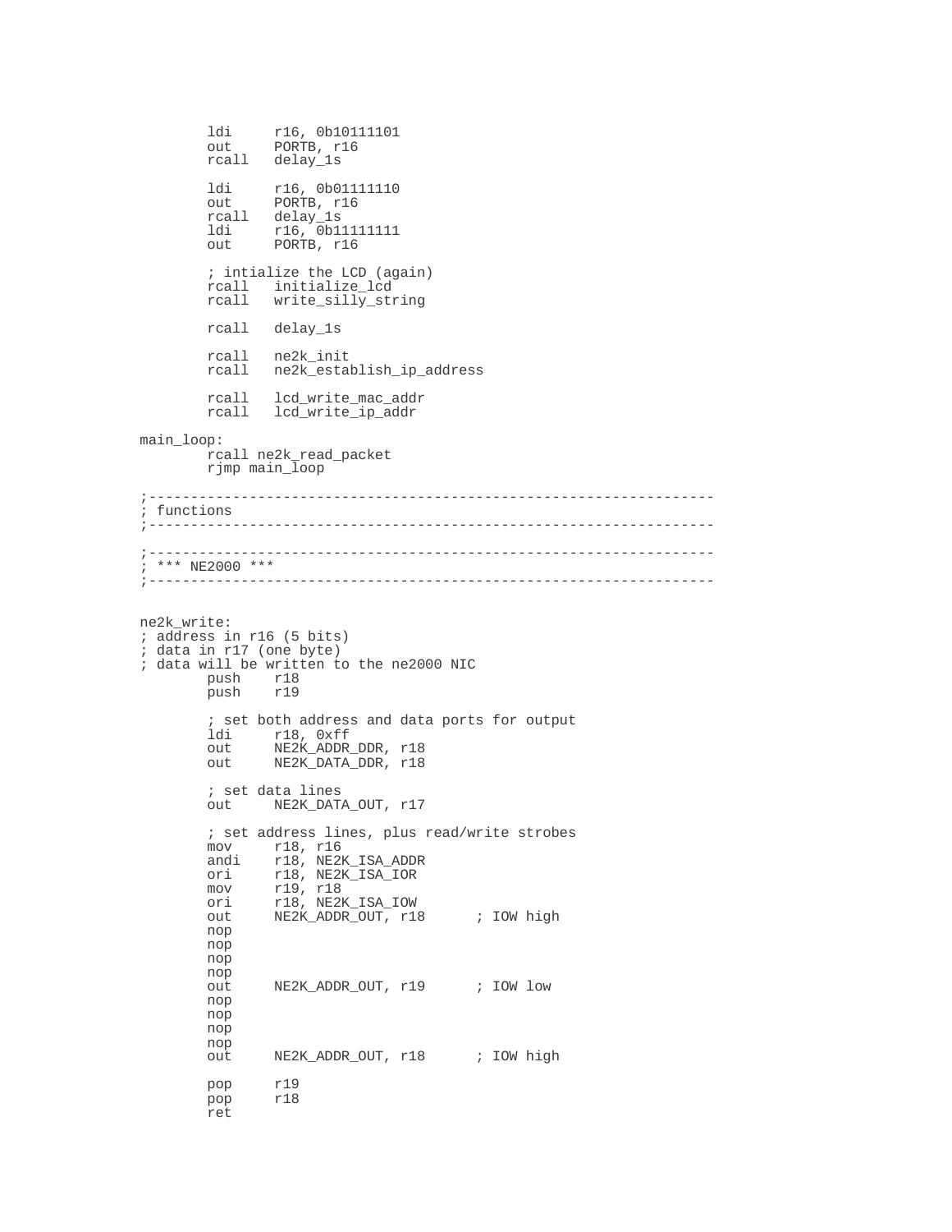```
        ldi     r16, 0b10111101
        out     PORTB, r16
        rcall   delay_1s

        ldi     r16, 0b01111110
        out     PORTB, r16
        rcall   delay_1s
        ldi     r16, 0b11111111
        out     PORTB, r16

        ; intialize the LCD (again)
        rcall   initialize_lcd
        rcall   write_silly_string

        rcall   delay_1s

        rcall   ne2k_init
        rcall   ne2k_establish_ip_address

        rcall   lcd_write_mac_addr
        rcall   lcd_write_ip_addr

main_loop:
        rcall ne2k_read_packet
        rjmp main_loop

;------------------------------------------------------------------
; functions
;------------------------------------------------------------------

;------------------------------------------------------------------
; *** NE2000 ***
;------------------------------------------------------------------


ne2k_write:
; address in r16 (5 bits)
; data in r17 (one byte)
; data will be written to the ne2000 NIC
        push    r18
        push    r19

        ; set both address and data ports for output
        ldi     r18, 0xff
        out     NE2K_ADDR_DDR, r18
        out     NE2K_DATA_DDR, r18

        ; set data lines
        out     NE2K_DATA_OUT, r17

        ; set address lines, plus read/write strobes
        mov     r18, r16
        andi    r18, NE2K_ISA_ADDR
        ori     r18, NE2K_ISA_IOR
        mov     r19, r18
        ori     r18, NE2K_ISA_IOW
        out     NE2K_ADDR_OUT, r18      ; IOW high
        nop
        nop
        nop
        nop
        out     NE2K_ADDR_OUT, r19      ; IOW low
        nop
        nop
        nop
        nop
        out     NE2K_ADDR_OUT, r18      ; IOW high

        pop     r19
        pop     r18
        ret
```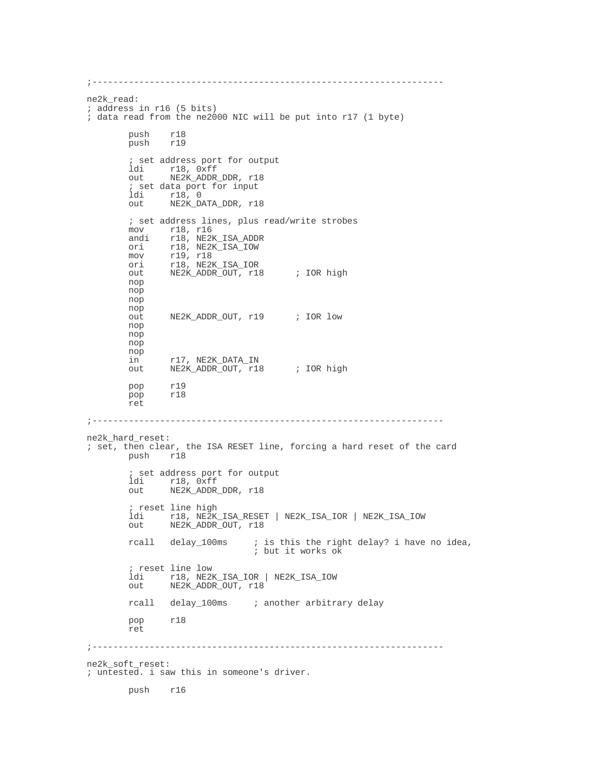```
;-----------------------------------------------------------------

ne2k_read:
; address in r16 (5 bits)
; data read from the ne2000 NIC will be put into r17 (1 byte)

        push    r18
        push    r19

        ; set address port for output
        ldi     r18, 0xff
        out     NE2K_ADDR_DDR, r18
        ; set data port for input
        ldi     r18, 0
        out     NE2K_DATA_DDR, r18

        ; set address lines, plus read/write strobes
        mov     r18, r16
        andi    r18, NE2K_ISA_ADDR
        ori     r18, NE2K_ISA_IOW
        mov     r19, r18
        ori     r18, NE2K_ISA_IOR
        out     NE2K_ADDR_OUT, r18      ; IOR high
        nop
        nop
        nop
        nop
        out     NE2K_ADDR_OUT, r19      ; IOR low
        nop
        nop
        nop
        nop
        in      r17, NE2K_DATA_IN
        out     NE2K_ADDR_OUT, r18      ; IOR high

        pop     r19
        pop     r18
        ret

;-----------------------------------------------------------------

ne2k_hard_reset:
; set, then clear, the ISA RESET line, forcing a hard reset of the card
        push    r18

        ; set address port for output
        ldi     r18, 0xff
        out     NE2K_ADDR_DDR, r18

        ; reset line high
        ldi     r18, NE2K_ISA_RESET | NE2K_ISA_IOR | NE2K_ISA_IOW
        out     NE2K_ADDR_OUT, r18

        rcall   delay_100ms     ; is this the right delay? i have no idea,
                                ; but it works ok

        ; reset line low
        ldi     r18, NE2K_ISA_IOR | NE2K_ISA_IOW
        out     NE2K_ADDR_OUT, r18

        rcall   delay_100ms     ; another arbitrary delay

        pop     r18
        ret

;-----------------------------------------------------------------

ne2k_soft_reset:
; untested. i saw this in someone's driver.

        push    r16
```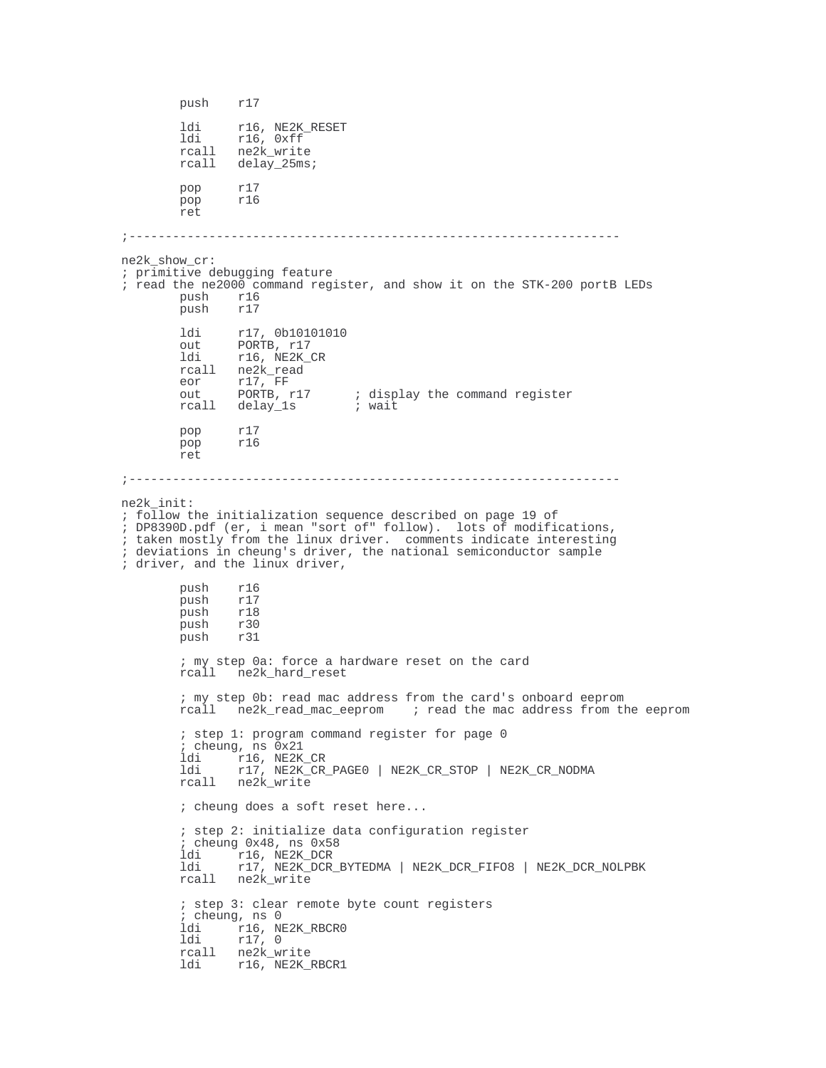```
        push    r17

        ldi     r16, NE2K_RESET
        ldi     r16, 0xff
        rcall   ne2k_write
        rcall   delay_25ms;

        pop     r17
        pop     r16
        ret

;-------------------------------------------------------------------

ne2k_show_cr:
; primitive debugging feature
; read the ne2000 command register, and show it on the STK-200 portB LEDs
        push    r16
        push    r17

        ldi     r17, 0b10101010
        out     PORTB, r17
        ldi     r16, NE2K_CR
        rcall   ne2k_read
        eor     r17, FF
        out     PORTB, r17      ; display the command register
        rcall   delay_1s        ; wait

        pop     r17
        pop     r16
        ret

;-------------------------------------------------------------------

ne2k_init:
; follow the initialization sequence described on page 19 of
; DP8390D.pdf (er, i mean "sort of" follow).  lots of modifications,
; taken mostly from the linux driver.  comments indicate interesting
; deviations in cheung's driver, the national semiconductor sample
; driver, and the linux driver,

        push    r16
        push    r17
        push    r18
        push    r30
        push    r31

        ; my step 0a: force a hardware reset on the card
        rcall   ne2k_hard_reset

        ; my step 0b: read mac address from the card's onboard eeprom
        rcall   ne2k_read_mac_eeprom    ; read the mac address from the eeprom

        ; step 1: program command register for page 0
        ; cheung, ns 0x21
        ldi     r16, NE2K_CR
        ldi     r17, NE2K_CR_PAGE0 | NE2K_CR_STOP | NE2K_CR_NODMA
        rcall   ne2k_write

        ; cheung does a soft reset here...

        ; step 2: initialize data configuration register
        ; cheung 0x48, ns 0x58
        ldi     r16, NE2K_DCR
        ldi     r17, NE2K_DCR_BYTEDMA | NE2K_DCR_FIFO8 | NE2K_DCR_NOLPBK
        rcall   ne2k_write

        ; step 3: clear remote byte count registers
        ; cheung, ns 0
        ldi     r16, NE2K_RBCR0
        ldi     r17, 0
        rcall   ne2k_write
        ldi     r16, NE2K_RBCR1
```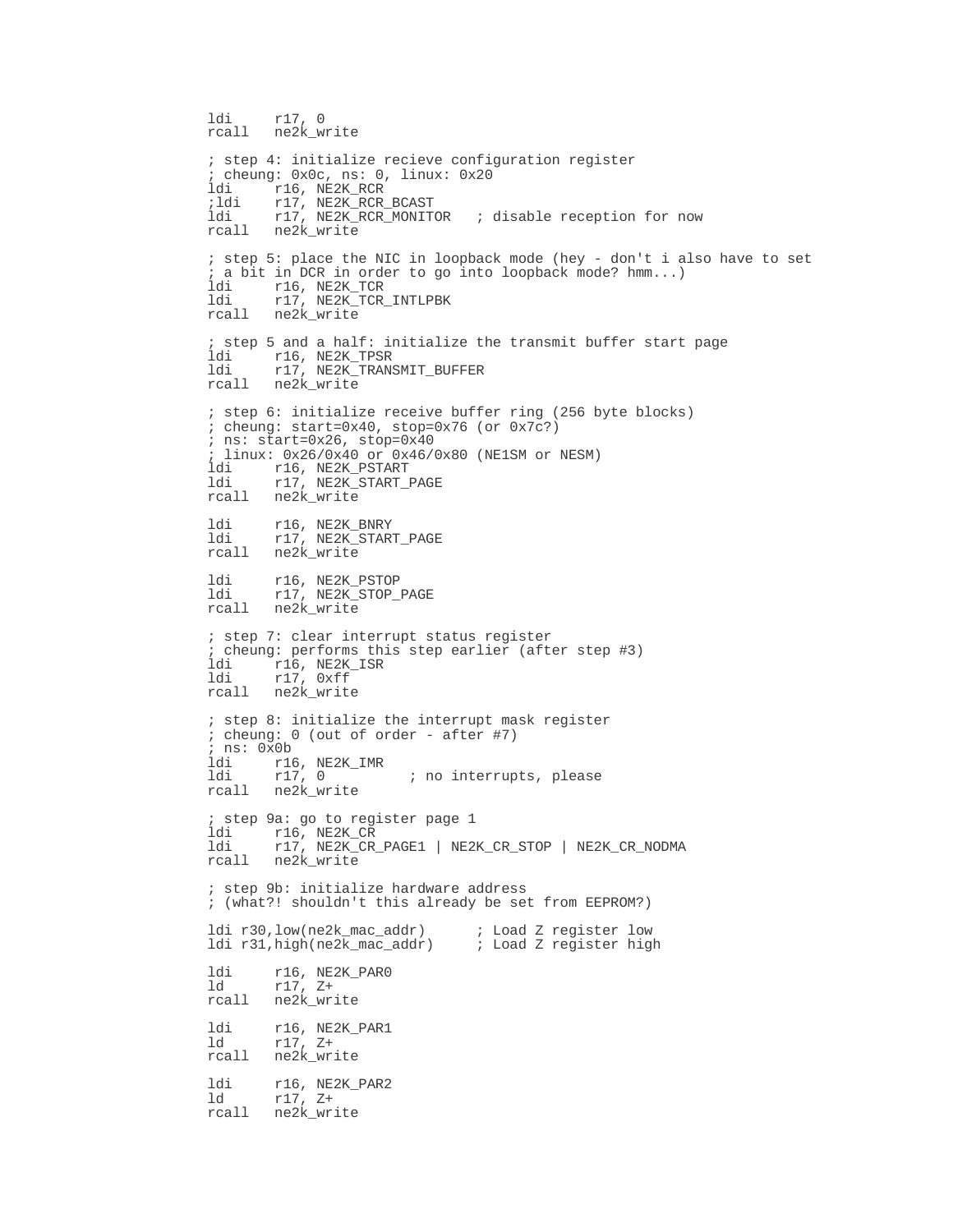```
ldi     r17, 0
rcall   ne2k_write

; step 4: initialize recieve configuration register
; cheung: 0x0c, ns: 0, linux: 0x20
ldi     r16, NE2K_RCR
;ldi    r17, NE2K_RCR_BCAST
ldi     r17, NE2K_RCR_MONITOR   ; disable reception for now
rcall   ne2k_write

; step 5: place the NIC in loopback mode (hey - don't i also have to set
; a bit in DCR in order to go into loopback mode? hmm...)
ldi     r16, NE2K_TCR
ldi     r17, NE2K_TCR_INTLPBK
rcall   ne2k_write

; step 5 and a half: initialize the transmit buffer start page
ldi     r16, NE2K_TPSR
ldi     r17, NE2K_TRANSMIT_BUFFER
rcall   ne2k_write

; step 6: initialize receive buffer ring (256 byte blocks)
; cheung: start=0x40, stop=0x76 (or 0x7c?)
; ns: start=0x26, stop=0x40
; linux: 0x26/0x40 or 0x46/0x80 (NE1SM or NESM)
ldi     r16, NE2K_PSTART
ldi     r17, NE2K_START_PAGE
rcall   ne2k_write

ldi     r16, NE2K_BNRY
ldi     r17, NE2K_START_PAGE
rcall   ne2k_write

ldi     r16, NE2K_PSTOP
ldi     r17, NE2K_STOP_PAGE
rcall   ne2k_write

; step 7: clear interrupt status register
; cheung: performs this step earlier (after step #3)
ldi     r16, NE2K_ISR
ldi     r17, 0xff
rcall   ne2k_write

; step 8: initialize the interrupt mask register
; cheung: 0 (out of order - after #7)
; ns: 0x0b
ldi     r16, NE2K_IMR
ldi     r17, 0          ; no interrupts, please
rcall   ne2k_write

; step 9a: go to register page 1
ldi     r16, NE2K_CR
ldi     r17, NE2K_CR_PAGE1 | NE2K_CR_STOP | NE2K_CR_NODMA
rcall   ne2k_write

; step 9b: initialize hardware address
; (what?! shouldn't this already be set from EEPROM?)

ldi r30,low(ne2k_mac_addr)      ; Load Z register low
ldi r31,high(ne2k_mac_addr)     ; Load Z register high

ldi     r16, NE2K_PAR0
ld      r17, Z+
rcall   ne2k_write

ldi     r16, NE2K_PAR1
ld      r17, Z+
rcall   ne2k_write

ldi     r16, NE2K_PAR2
ld      r17, Z+
rcall   ne2k_write
```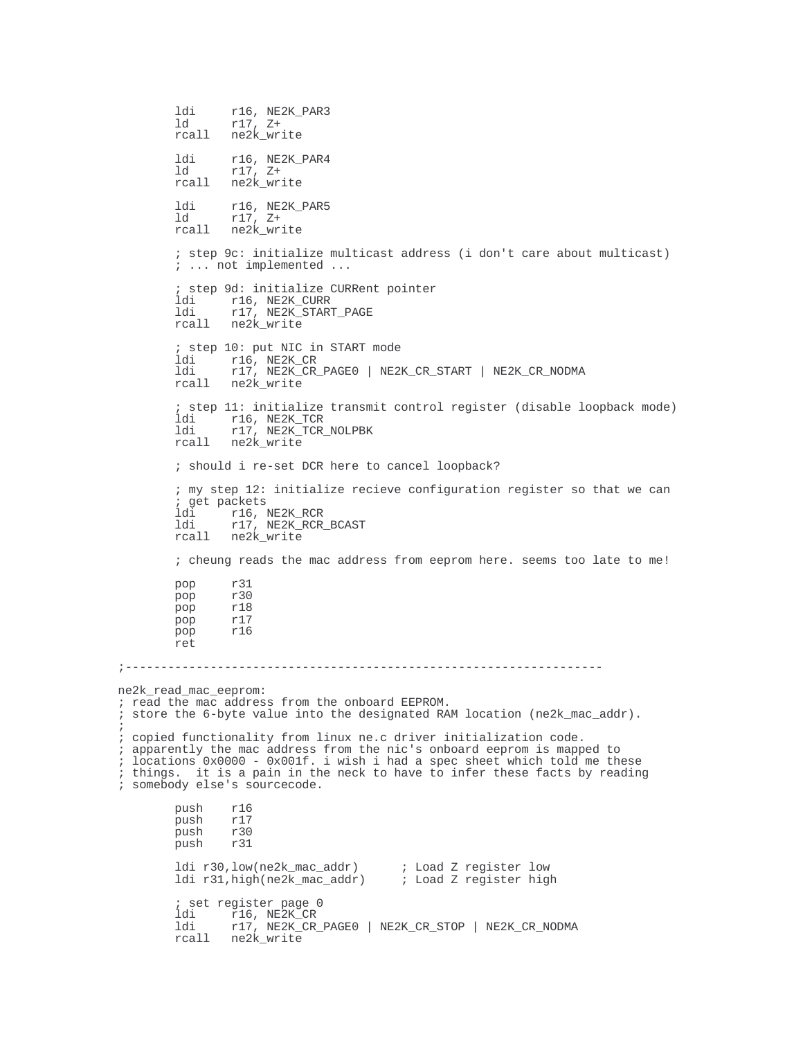```
        ldi     r16, NE2K_PAR3
        ld      r17, Z+
        rcall   ne2k_write

        ldi     r16, NE2K_PAR4
        ld      r17, Z+
        rcall   ne2k_write

        ldi     r16, NE2K_PAR5
        ld      r17, Z+
        rcall   ne2k_write

        ; step 9c: initialize multicast address (i don't care about multicast)
        ; ... not implemented ...

        ; step 9d: initialize CURRent pointer
        ldi     r16, NE2K_CURR
        ldi     r17, NE2K_START_PAGE
        rcall   ne2k_write

        ; step 10: put NIC in START mode
        ldi     r16, NE2K_CR
        ldi     r17, NE2K_CR_PAGE0 | NE2K_CR_START | NE2K_CR_NODMA
        rcall   ne2k_write

        ; step 11: initialize transmit control register (disable loopback mode)
        ldi     r16, NE2K_TCR
        ldi     r17, NE2K_TCR_NOLPBK
        rcall   ne2k_write

        ; should i re-set DCR here to cancel loopback?

        ; my step 12: initialize recieve configuration register so that we can
        ; get packets
        ldi     r16, NE2K_RCR
        ldi     r17, NE2K_RCR_BCAST
        rcall   ne2k_write

        ; cheung reads the mac address from eeprom here. seems too late to me!

        pop     r31
        pop     r30
        pop     r18
        pop     r17
        pop     r16
        ret

;--------------------------------------------------------------------

ne2k_read_mac_eeprom:
; read the mac address from the onboard EEPROM.
; store the 6-byte value into the designated RAM location (ne2k_mac_addr).
;
; copied functionality from linux ne.c driver initialization code.
; apparently the mac address from the nic's onboard eeprom is mapped to
; locations 0x0000 - 0x001f. i wish i had a spec sheet which told me these
; things.  it is a pain in the neck to have to infer these facts by reading
; somebody else's sourcecode.

        push    r16
        push    r17
        push    r30
        push    r31

        ldi r30,low(ne2k_mac_addr)      ; Load Z register low
        ldi r31,high(ne2k_mac_addr)     ; Load Z register high

        ; set register page 0
        ldi     r16, NE2K_CR
        ldi     r17, NE2K_CR_PAGE0 | NE2K_CR_STOP | NE2K_CR_NODMA
        rcall   ne2k_write
```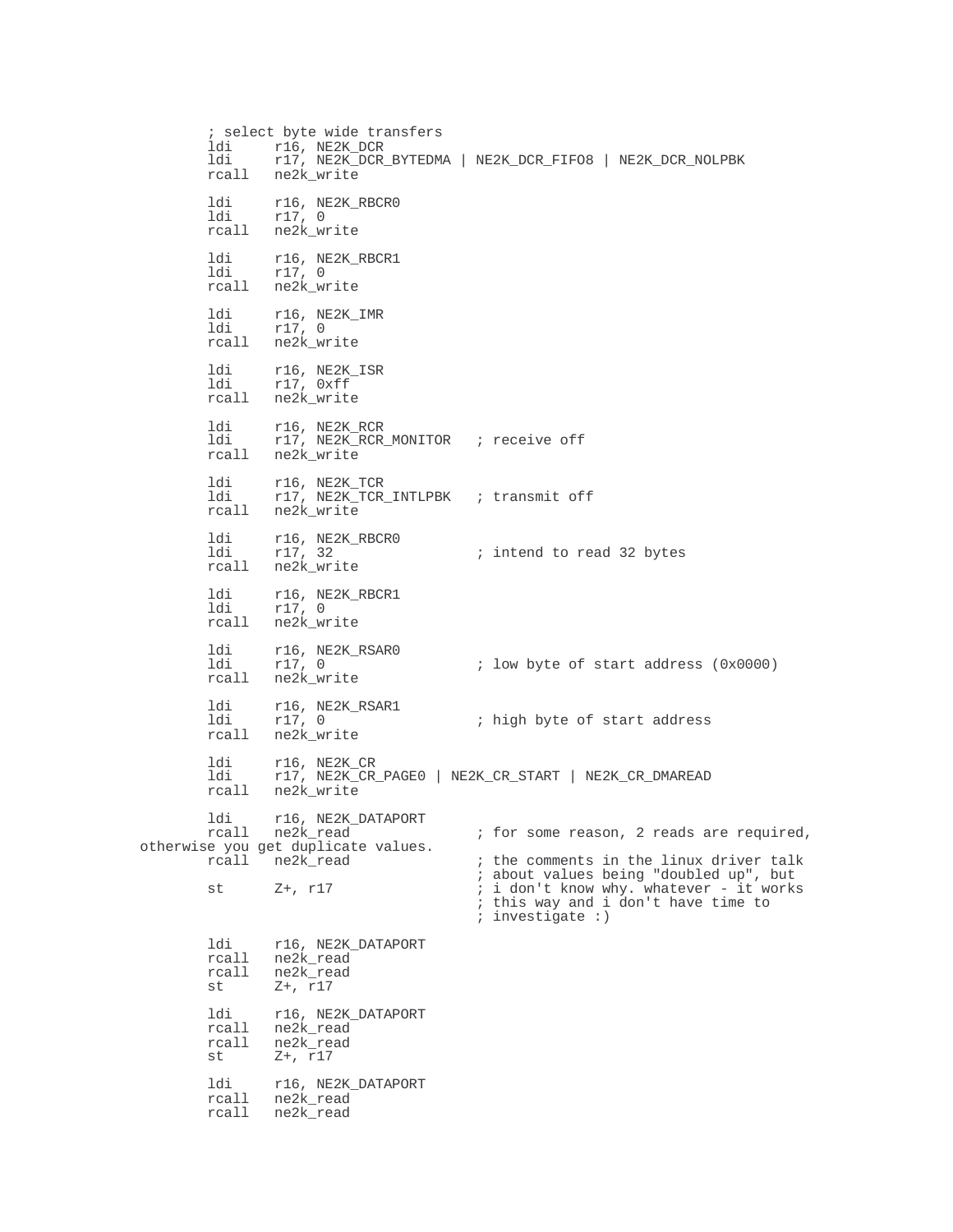```
        ; select byte wide transfers
        ldi     r16, NE2K_DCR
        ldi     r17, NE2K_DCR_BYTEDMA | NE2K_DCR_FIFO8 | NE2K_DCR_NOLPBK
        rcall   ne2k_write

        ldi     r16, NE2K_RBCR0
        ldi     r17, 0
        rcall   ne2k_write

        ldi     r16, NE2K_RBCR1
        ldi     r17, 0
        rcall   ne2k_write

        ldi     r16, NE2K_IMR
        ldi     r17, 0
        rcall   ne2k_write

        ldi     r16, NE2K_ISR
        ldi     r17, 0xff
        rcall   ne2k_write

        ldi     r16, NE2K_RCR
        ldi     r17, NE2K_RCR_MONITOR   ; receive off
        rcall   ne2k_write

        ldi     r16, NE2K_TCR
        ldi     r17, NE2K_TCR_INTLPBK   ; transmit off
        rcall   ne2k_write

        ldi     r16, NE2K_RBCR0
        ldi     r17, 32                 ; intend to read 32 bytes
        rcall   ne2k_write

        ldi     r16, NE2K_RBCR1
        ldi     r17, 0
        rcall   ne2k_write

        ldi     r16, NE2K_RSAR0
        ldi     r17, 0                  ; low byte of start address (0x0000)
        rcall   ne2k_write

        ldi     r16, NE2K_RSAR1
        ldi     r17, 0                  ; high byte of start address
        rcall   ne2k_write

        ldi     r16, NE2K_CR
        ldi     r17, NE2K_CR_PAGE0 | NE2K_CR_START | NE2K_CR_DMAREAD
        rcall   ne2k_write

        ldi     r16, NE2K_DATAPORT
        rcall   ne2k_read               ; for some reason, 2 reads are required,
otherwise you get duplicate values.
        rcall   ne2k_read               ; the comments in the linux driver talk
                                        ; about values being "doubled up", but
        st      Z+, r17                 ; i don't know why. whatever - it works
                                        ; this way and i don't have time to
                                        ; investigate :)

        ldi     r16, NE2K_DATAPORT
        rcall   ne2k_read
        rcall   ne2k_read
        st      Z+, r17

        ldi     r16, NE2K_DATAPORT
        rcall   ne2k_read
        rcall   ne2k_read
        st      Z+, r17

        ldi     r16, NE2K_DATAPORT
        rcall   ne2k_read
        rcall   ne2k_read
```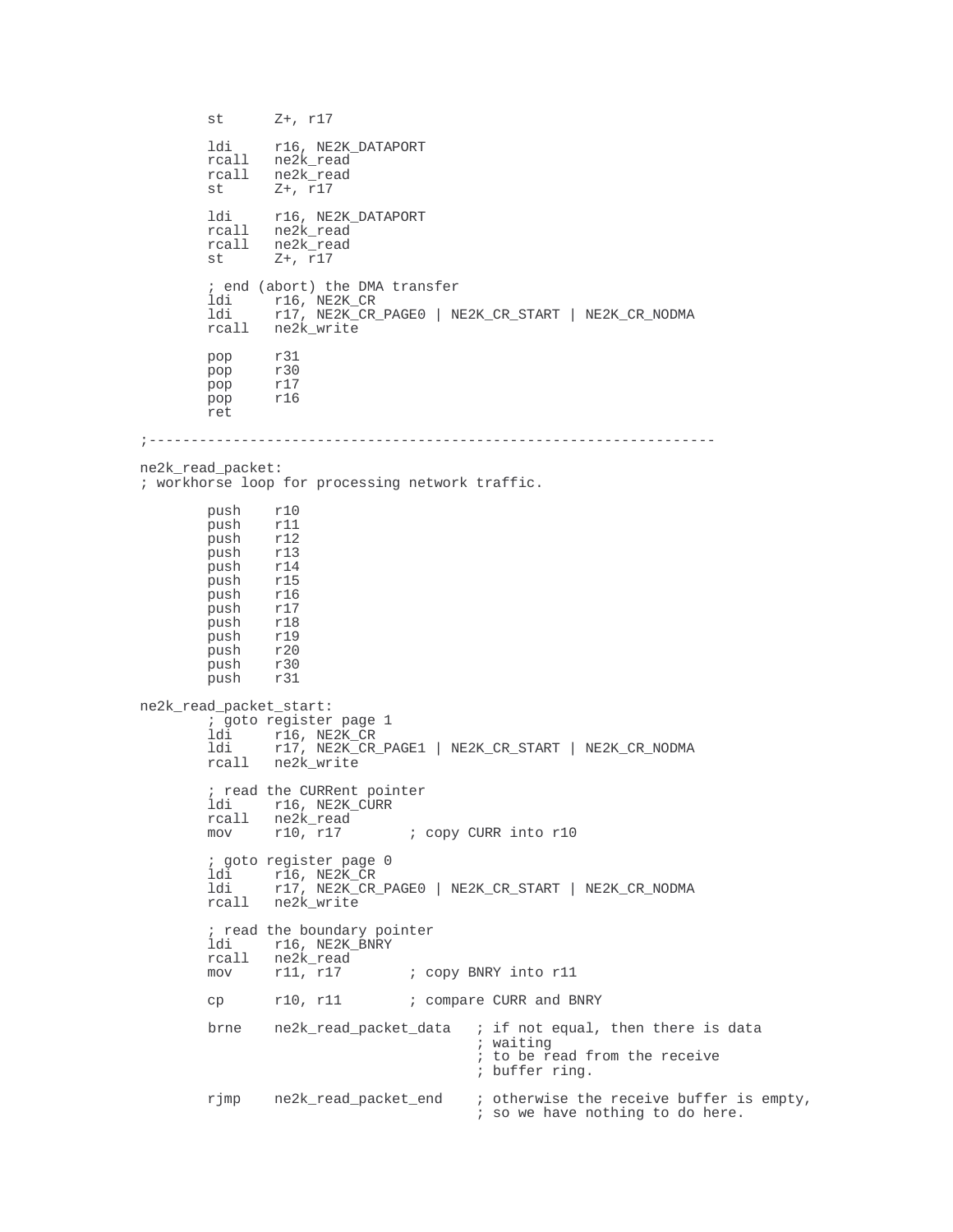```
        st      Z+, r17

        ldi     r16, NE2K_DATAPORT
        rcall   ne2k_read
        rcall   ne2k_read
        st      Z+, r17

        ldi     r16, NE2K_DATAPORT
        rcall   ne2k_read
        rcall   ne2k_read
        st      Z+, r17

        ; end (abort) the DMA transfer
        ldi     r16, NE2K_CR
        ldi     r17, NE2K_CR_PAGE0 | NE2K_CR_START | NE2K_CR_NODMA
        rcall   ne2k_write

        pop     r31
        pop     r30
        pop     r17
        pop     r16
        ret

;-----------------------------------------------------------------

ne2k_read_packet:
; workhorse loop for processing network traffic.

        push    r10
        push    r11
        push    r12
        push    r13
        push    r14
        push    r15
        push    r16
        push    r17
        push    r18
        push    r19
        push    r20
        push    r30
        push    r31

ne2k_read_packet_start:
        ; goto register page 1
        ldi     r16, NE2K_CR
        ldi     r17, NE2K_CR_PAGE1 | NE2K_CR_START | NE2K_CR_NODMA
        rcall   ne2k_write

        ; read the CURRent pointer
        ldi     r16, NE2K_CURR
        rcall   ne2k_read
        mov     r10, r17        ; copy CURR into r10

        ; goto register page 0
        ldi     r16, NE2K_CR
        ldi     r17, NE2K_CR_PAGE0 | NE2K_CR_START | NE2K_CR_NODMA
        rcall   ne2k_write

        ; read the boundary pointer
        ldi     r16, NE2K_BNRY
        rcall   ne2k_read
        mov     r11, r17        ; copy BNRY into r11

        cp      r10, r11        ; compare CURR and BNRY

        brne    ne2k_read_packet_data   ; if not equal, then there is data
                                        ; waiting
                                        ; to be read from the receive
                                        ; buffer ring.

        rjmp    ne2k_read_packet_end    ; otherwise the receive buffer is empty,
                                        ; so we have nothing to do here.
```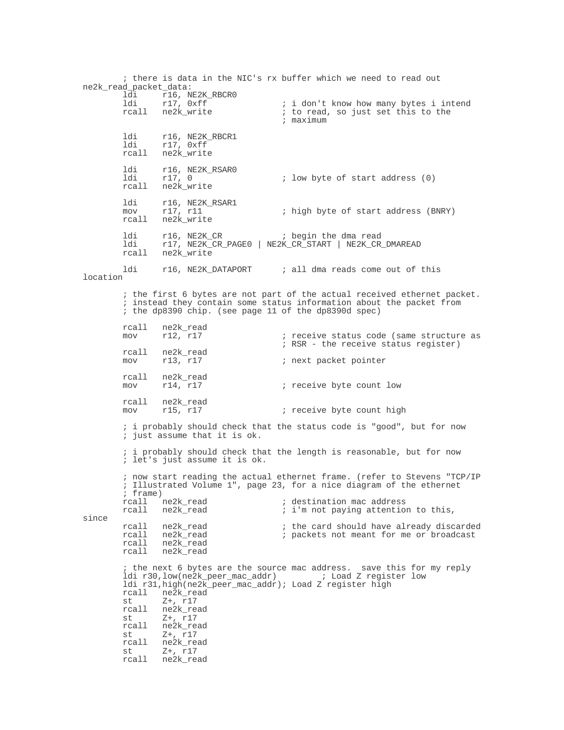```
        ; there is data in the NIC's rx buffer which we need to read out
ne2k_read_packet_data:
        ldi     r16, NE2K_RBCR0
        ldi     r17, 0xff               ; i don't know how many bytes i intend
        rcall   ne2k_write              ; to read, so just set this to the
                                        ; maximum

        ldi     r16, NE2K_RBCR1
        ldi     r17, 0xff
        rcall   ne2k_write

        ldi     r16, NE2K_RSAR0
        ldi     r17, 0                  ; low byte of start address (0)
        rcall   ne2k_write

        ldi     r16, NE2K_RSAR1
        mov     r17, r11                ; high byte of start address (BNRY)
        rcall   ne2k_write

        ldi     r16, NE2K_CR            ; begin the dma read
        ldi     r17, NE2K_CR_PAGE0 | NE2K_CR_START | NE2K_CR_DMAREAD
        rcall   ne2k_write

        ldi     r16, NE2K_DATAPORT      ; all dma reads come out of this
location

        ; the first 6 bytes are not part of the actual received ethernet packet.
        ; instead they contain some status information about the packet from
        ; the dp8390 chip. (see page 11 of the dp8390d spec)

        rcall   ne2k_read
        mov     r12, r17                ; receive status code (same structure as
                                        ; RSR - the receive status register)
        rcall   ne2k_read
        mov     r13, r17                ; next packet pointer

        rcall   ne2k_read
        mov     r14, r17                ; receive byte count low

        rcall   ne2k_read
        mov     r15, r17                ; receive byte count high

        ; i probably should check that the status code is "good", but for now
        ; just assume that it is ok.

        ; i probably should check that the length is reasonable, but for now
        ; let's just assume it is ok.

        ; now start reading the actual ethernet frame. (refer to Stevens "TCP/IP
        ; Illustrated Volume 1", page 23, for a nice diagram of the ethernet
        ; frame)
        rcall   ne2k_read               ; destination mac address
        rcall   ne2k_read               ; i'm not paying attention to this,
since
        rcall   ne2k_read               ; the card should have already discarded
        rcall   ne2k_read               ; packets not meant for me or broadcast
        rcall   ne2k_read
        rcall   ne2k_read

        ; the next 6 bytes are the source mac address.  save this for my reply
        ldi r30,low(ne2k_peer_mac_addr)         ; Load Z register low
        ldi r31,high(ne2k_peer_mac_addr); Load Z register high
        rcall   ne2k_read
        st      Z+, r17
        rcall   ne2k_read
        st      Z+, r17
        rcall   ne2k_read
        st      Z+, r17
        rcall   ne2k_read
        st      Z+, r17
        rcall   ne2k_read
```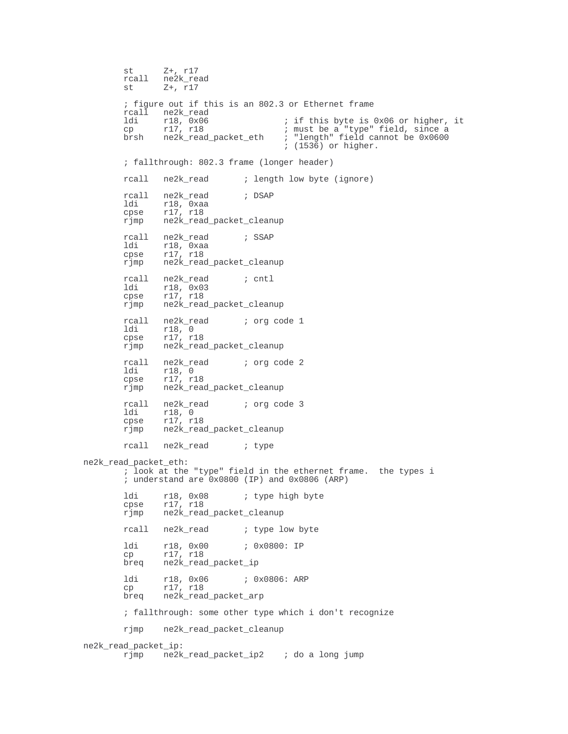```
        st      Z+, r17
        rcall   ne2k_read
        st      Z+, r17

        ; figure out if this is an 802.3 or Ethernet frame
        rcall   ne2k_read
        ldi     r18, 0x06               ; if this byte is 0x06 or higher, it
        cp      r17, r18                ; must be a "type" field, since a
        brsh    ne2k_read_packet_eth    ; "length" field cannot be 0x0600
                                        ; (1536) or higher.

        ; fallthrough: 802.3 frame (longer header)

        rcall   ne2k_read       ; length low byte (ignore)

        rcall   ne2k_read       ; DSAP
        ldi     r18, 0xaa
        cpse    r17, r18
        rjmp    ne2k_read_packet_cleanup

        rcall   ne2k_read       ; SSAP
        ldi     r18, 0xaa
        cpse    r17, r18
        rjmp    ne2k_read_packet_cleanup

        rcall   ne2k_read       ; cntl
        ldi     r18, 0x03
        cpse    r17, r18
        rjmp    ne2k_read_packet_cleanup

        rcall   ne2k_read       ; org code 1
        ldi     r18, 0
        cpse    r17, r18
        rjmp    ne2k_read_packet_cleanup

        rcall   ne2k_read       ; org code 2
        ldi     r18, 0
        cpse    r17, r18
        rjmp    ne2k_read_packet_cleanup

        rcall   ne2k_read       ; org code 3
        ldi     r18, 0
        cpse    r17, r18
        rjmp    ne2k_read_packet_cleanup

        rcall   ne2k_read       ; type

ne2k_read_packet_eth:
        ; look at the "type" field in the ethernet frame.  the types i
        ; understand are 0x0800 (IP) and 0x0806 (ARP)

        ldi     r18, 0x08       ; type high byte
        cpse    r17, r18
        rjmp    ne2k_read_packet_cleanup

        rcall   ne2k_read       ; type low byte

        ldi     r18, 0x00       ; 0x0800: IP
        cp      r17, r18
        breq    ne2k_read_packet_ip

        ldi     r18, 0x06       ; 0x0806: ARP
        cp      r17, r18
        breq    ne2k_read_packet_arp

        ; fallthrough: some other type which i don't recognize

        rjmp    ne2k_read_packet_cleanup

ne2k_read_packet_ip:
        rjmp    ne2k_read_packet_ip2    ; do a long jump
```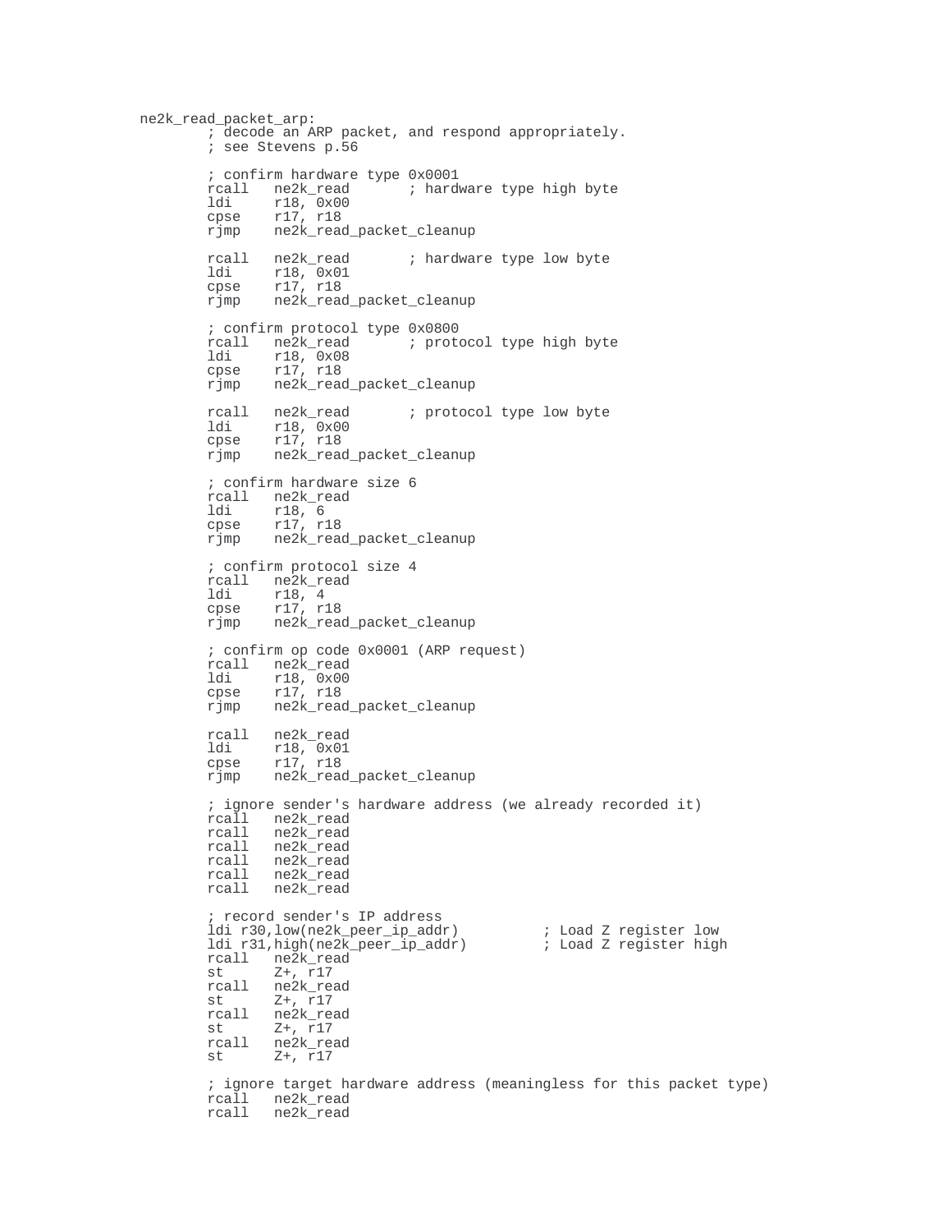```
ne2k_read_packet_arp:
        ; decode an ARP packet, and respond appropriately.
        ; see Stevens p.56

        ; confirm hardware type 0x0001
        rcall   ne2k_read       ; hardware type high byte
        ldi     r18, 0x00
        cpse    r17, r18
        rjmp    ne2k_read_packet_cleanup

        rcall   ne2k_read       ; hardware type low byte
        ldi     r18, 0x01
        cpse    r17, r18
        rjmp    ne2k_read_packet_cleanup

        ; confirm protocol type 0x0800
        rcall   ne2k_read       ; protocol type high byte
        ldi     r18, 0x08
        cpse    r17, r18
        rjmp    ne2k_read_packet_cleanup

        rcall   ne2k_read       ; protocol type low byte
        ldi     r18, 0x00
        cpse    r17, r18
        rjmp    ne2k_read_packet_cleanup

        ; confirm hardware size 6
        rcall   ne2k_read
        ldi     r18, 6
        cpse    r17, r18
        rjmp    ne2k_read_packet_cleanup

        ; confirm protocol size 4
        rcall   ne2k_read
        ldi     r18, 4
        cpse    r17, r18
        rjmp    ne2k_read_packet_cleanup

        ; confirm op code 0x0001 (ARP request)
        rcall   ne2k_read
        ldi     r18, 0x00
        cpse    r17, r18
        rjmp    ne2k_read_packet_cleanup

        rcall   ne2k_read
        ldi     r18, 0x01
        cpse    r17, r18
        rjmp    ne2k_read_packet_cleanup

        ; ignore sender's hardware address (we already recorded it)
        rcall   ne2k_read
        rcall   ne2k_read
        rcall   ne2k_read
        rcall   ne2k_read
        rcall   ne2k_read
        rcall   ne2k_read

        ; record sender's IP address
        ldi r30,low(ne2k_peer_ip_addr)          ; Load Z register low
        ldi r31,high(ne2k_peer_ip_addr)         ; Load Z register high
        rcall   ne2k_read
        st      Z+, r17
        rcall   ne2k_read
        st      Z+, r17
        rcall   ne2k_read
        st      Z+, r17
        rcall   ne2k_read
        st      Z+, r17

        ; ignore target hardware address (meaningless for this packet type)
        rcall   ne2k_read
        rcall   ne2k_read
```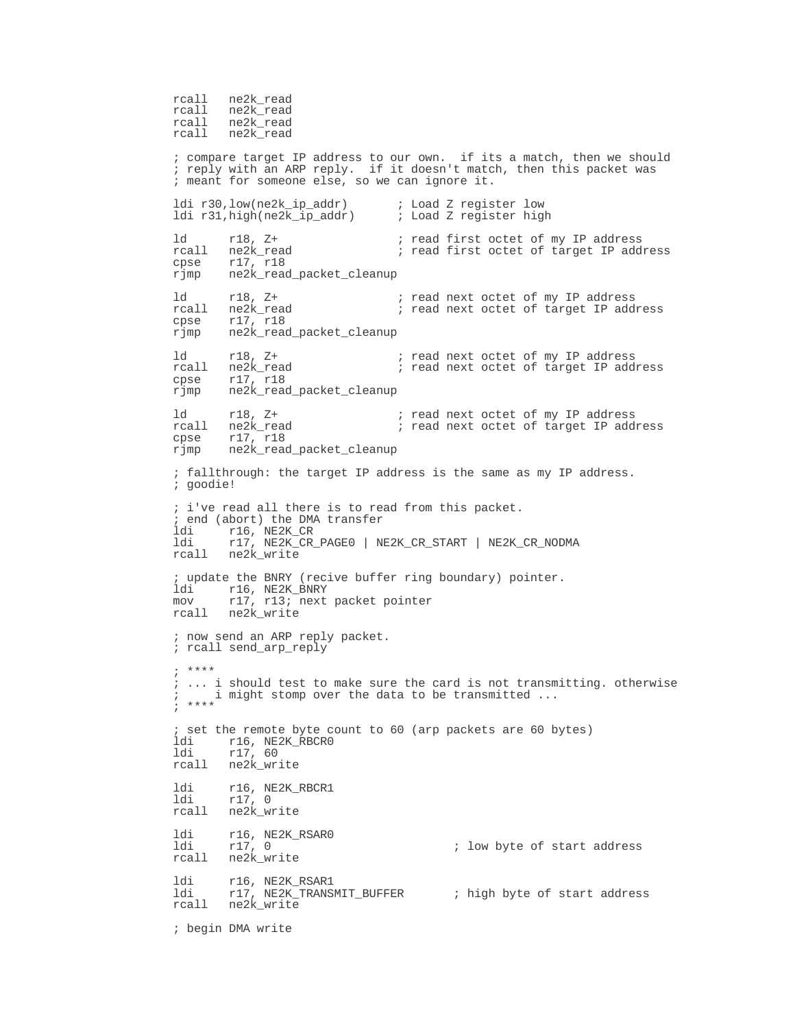```
rcall   ne2k_read
rcall   ne2k_read
rcall   ne2k_read
rcall   ne2k_read

; compare target IP address to our own.  if its a match, then we should
; reply with an ARP reply.  if it doesn't match, then this packet was
; meant for someone else, so we can ignore it.

ldi r30,low(ne2k_ip_addr)       ; Load Z register low
ldi r31,high(ne2k_ip_addr)      ; Load Z register high

ld      r18, Z+                 ; read first octet of my IP address
rcall   ne2k_read               ; read first octet of target IP address
cpse    r17, r18
rjmp    ne2k_read_packet_cleanup

ld      r18, Z+                 ; read next octet of my IP address
rcall   ne2k_read               ; read next octet of target IP address
cpse    r17, r18
rjmp    ne2k_read_packet_cleanup

ld      r18, Z+                 ; read next octet of my IP address
rcall   ne2k_read               ; read next octet of target IP address
cpse    r17, r18
rjmp    ne2k_read_packet_cleanup

ld      r18, Z+                 ; read next octet of my IP address
rcall   ne2k_read               ; read next octet of target IP address
cpse    r17, r18
rjmp    ne2k_read_packet_cleanup

; fallthrough: the target IP address is the same as my IP address.
; goodie!

; i've read all there is to read from this packet.
; end (abort) the DMA transfer
ldi     r16, NE2K_CR
ldi     r17, NE2K_CR_PAGE0 | NE2K_CR_START | NE2K_CR_NODMA
rcall   ne2k_write

; update the BNRY (recive buffer ring boundary) pointer.
ldi     r16, NE2K_BNRY
mov     r17, r13; next packet pointer
rcall   ne2k_write

; now send an ARP reply packet.
; rcall send_arp_reply

; ****
;
; ... i should test to make sure the card is not transmitting. otherwise
;     i might stomp over the data to be transmitted ...
; ****

; set the remote byte count to 60 (arp packets are 60 bytes)
ldi     r16, NE2K_RBCR0
ldi     r17, 60
rcall   ne2k_write

ldi     r16, NE2K_RBCR1
ldi     r17, 0
rcall   ne2k_write

ldi     r16, NE2K_RSAR0
ldi     r17, 0                          ; low byte of start address
rcall   ne2k_write

ldi     r16, NE2K_RSAR1
ldi     r17, NE2K_TRANSMIT_BUFFER       ; high byte of start address
rcall   ne2k_write

; begin DMA write
```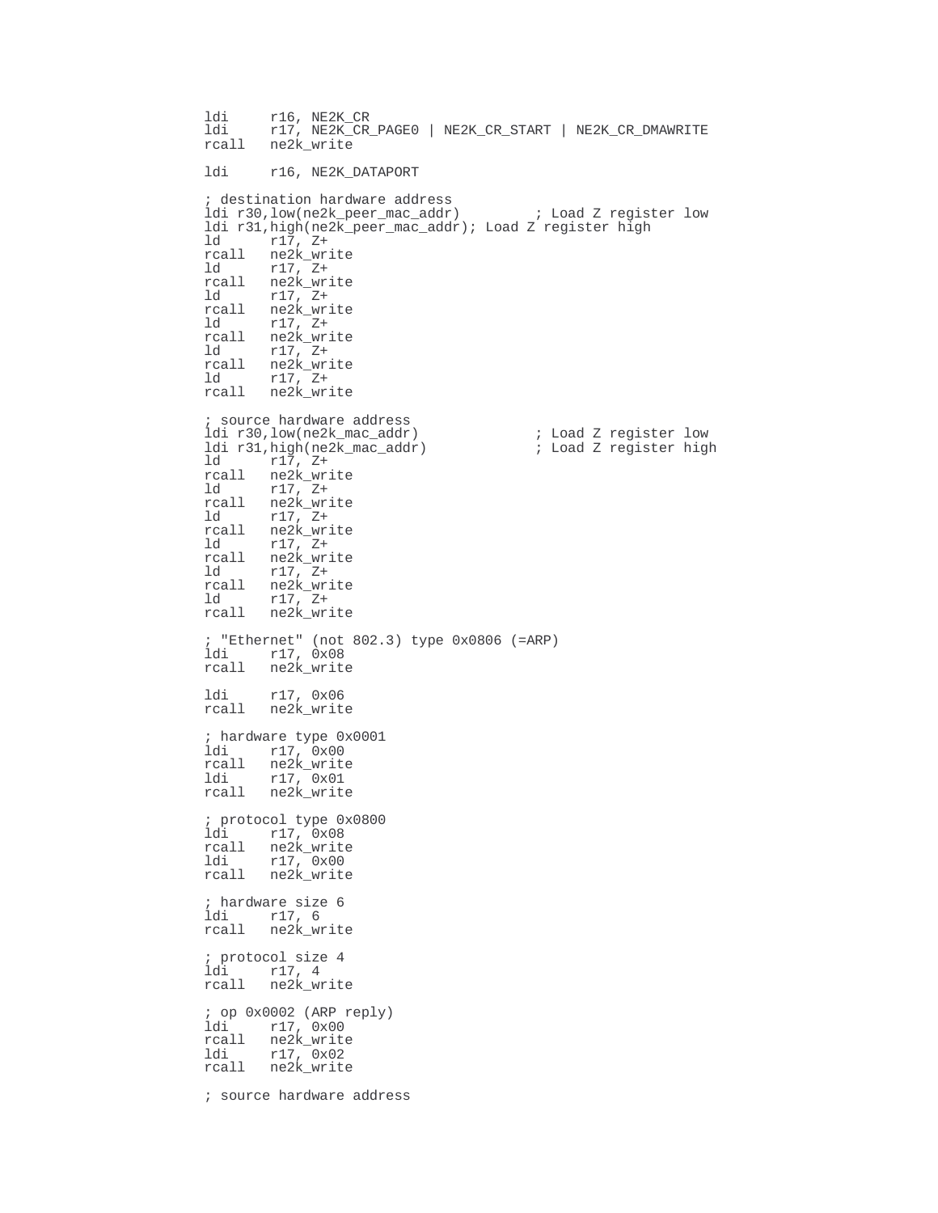```
ldi     r16, NE2K_CR
ldi     r17, NE2K_CR_PAGE0 | NE2K_CR_START | NE2K_CR_DMAWRITE
rcall   ne2k_write

ldi     r16, NE2K_DATAPORT

; destination hardware address
ldi r30,low(ne2k_peer_mac_addr)         ; Load Z register low
ldi r31,high(ne2k_peer_mac_addr); Load Z register high
ld      r17, Z+
rcall   ne2k_write
ld      r17, Z+
rcall   ne2k_write
ld      r17, Z+
rcall   ne2k_write
ld      r17, Z+
rcall   ne2k_write
ld      r17, Z+
rcall   ne2k_write
ld      r17, Z+
rcall   ne2k_write

; source hardware address
ldi r30,low(ne2k_mac_addr)              ; Load Z register low
ldi r31,high(ne2k_mac_addr)             ; Load Z register high
ld      r17, Z+
rcall   ne2k_write
ld      r17, Z+
rcall   ne2k_write
ld      r17, Z+
rcall   ne2k_write
ld      r17, Z+
rcall   ne2k_write
ld      r17, Z+
rcall   ne2k_write
ld      r17, Z+
rcall   ne2k_write

; "Ethernet" (not 802.3) type 0x0806 (=ARP)
ldi     r17, 0x08
rcall   ne2k_write

ldi     r17, 0x06
rcall   ne2k_write

; hardware type 0x0001
ldi     r17, 0x00
rcall   ne2k_write
ldi     r17, 0x01
rcall   ne2k_write

; protocol type 0x0800
ldi     r17, 0x08
rcall   ne2k_write
ldi     r17, 0x00
rcall   ne2k_write

; hardware size 6
ldi     r17, 6
rcall   ne2k_write

; protocol size 4
ldi     r17, 4
rcall   ne2k_write

; op 0x0002 (ARP reply)
ldi     r17, 0x00
rcall   ne2k_write
ldi     r17, 0x02
rcall   ne2k_write

; source hardware address
```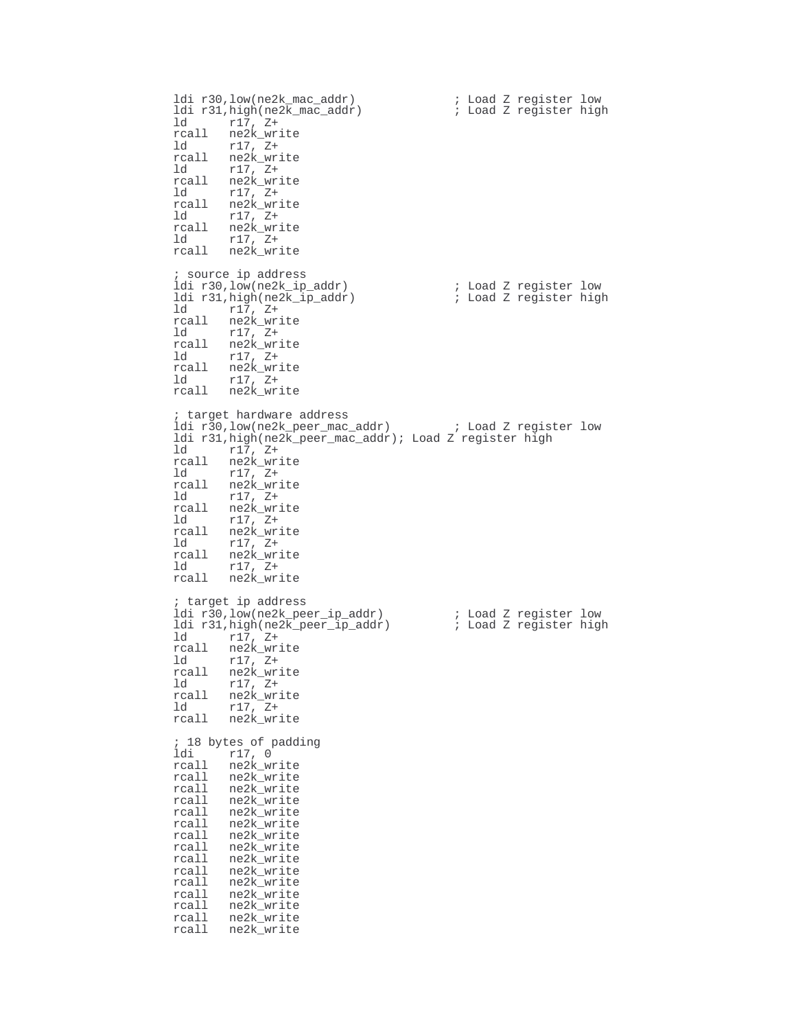```
ldi r30,low(ne2k_mac_addr)              ; Load Z register low
ldi r31,high(ne2k_mac_addr)             ; Load Z register high
ld      r17, Z+
rcall   ne2k_write
ld      r17, Z+
rcall   ne2k_write
ld      r17, Z+
rcall   ne2k_write
ld      r17, Z+
rcall   ne2k_write
ld      r17, Z+
rcall   ne2k_write
ld      r17, Z+
rcall   ne2k_write

; source ip address
ldi r30,low(ne2k_ip_addr)               ; Load Z register low
ldi r31,high(ne2k_ip_addr)              ; Load Z register high
ld      r17, Z+
rcall   ne2k_write
ld      r17, Z+
rcall   ne2k_write
ld      r17, Z+
rcall   ne2k_write
ld      r17, Z+
rcall   ne2k_write

; target hardware address
ldi r30,low(ne2k_peer_mac_addr)         ; Load Z register low
ldi r31,high(ne2k_peer_mac_addr); Load Z register high
ld      r17, Z+
rcall   ne2k_write
ld      r17, Z+
rcall   ne2k_write
ld      r17, Z+
rcall   ne2k_write
ld      r17, Z+
rcall   ne2k_write
ld      r17, Z+
rcall   ne2k_write
ld      r17, Z+
rcall   ne2k_write

; target ip address
ldi r30,low(ne2k_peer_ip_addr)          ; Load Z register low
ldi r31,high(ne2k_peer_ip_addr)         ; Load Z register high
ld      r17, Z+
rcall   ne2k_write
ld      r17, Z+
rcall   ne2k_write
ld      r17, Z+
rcall   ne2k_write
ld      r17, Z+
rcall   ne2k_write

; 18 bytes of padding
ldi     r17, 0
rcall   ne2k_write
rcall   ne2k_write
rcall   ne2k_write
rcall   ne2k_write
rcall   ne2k_write
rcall   ne2k_write
rcall   ne2k_write
rcall   ne2k_write
rcall   ne2k_write
rcall   ne2k_write
rcall   ne2k_write
rcall   ne2k_write
rcall   ne2k_write
rcall   ne2k_write
rcall   ne2k_write
```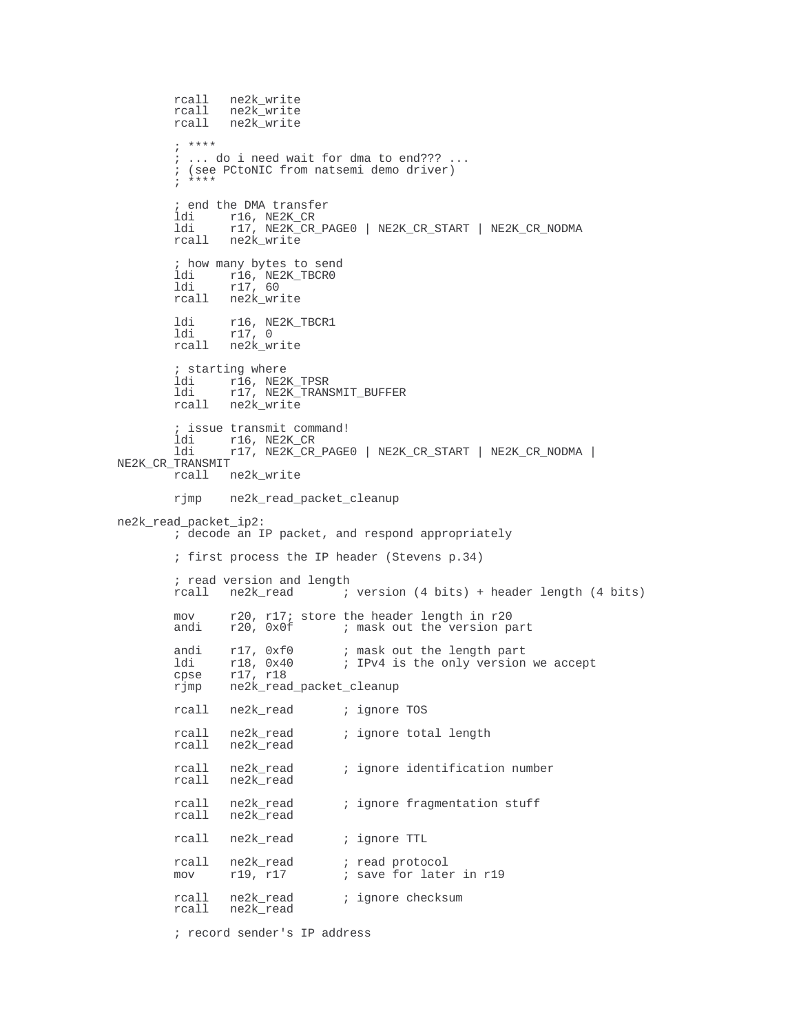```
        rcall   ne2k_write
        rcall   ne2k_write
        rcall   ne2k_write

        ; ****
        ; ... do i need wait for dma to end??? ...
        ; (see PCtoNIC from natsemi demo driver)
        ; ****

        ; end the DMA transfer
        ldi     r16, NE2K_CR
        ldi     r17, NE2K_CR_PAGE0 | NE2K_CR_START | NE2K_CR_NODMA
        rcall   ne2k_write

        ; how many bytes to send
        ldi     r16, NE2K_TBCR0
        ldi     r17, 60
        rcall   ne2k_write

        ldi     r16, NE2K_TBCR1
        ldi     r17, 0
        rcall   ne2k_write

        ; starting where
        ldi     r16, NE2K_TPSR
        ldi     r17, NE2K_TRANSMIT_BUFFER
        rcall   ne2k_write

        ; issue transmit command!
        ldi     r16, NE2K_CR
        ldi     r17, NE2K_CR_PAGE0 | NE2K_CR_START | NE2K_CR_NODMA |
NE2K_CR_TRANSMIT
        rcall   ne2k_write

        rjmp    ne2k_read_packet_cleanup

ne2k_read_packet_ip2:
        ; decode an IP packet, and respond appropriately

        ; first process the IP header (Stevens p.34)

        ; read version and length
        rcall   ne2k_read       ; version (4 bits) + header length (4 bits)

        mov     r20, r17; store the header length in r20
        andi    r20, 0x0f       ; mask out the version part

        andi    r17, 0xf0       ; mask out the length part
        ldi     r18, 0x40       ; IPv4 is the only version we accept
        cpse    r17, r18
        rjmp    ne2k_read_packet_cleanup

        rcall   ne2k_read       ; ignore TOS

        rcall   ne2k_read       ; ignore total length
        rcall   ne2k_read

        rcall   ne2k_read       ; ignore identification number
        rcall   ne2k_read

        rcall   ne2k_read       ; ignore fragmentation stuff
        rcall   ne2k_read

        rcall   ne2k_read       ; ignore TTL

        rcall   ne2k_read       ; read protocol
        mov     r19, r17        ; save for later in r19

        rcall   ne2k_read       ; ignore checksum
        rcall   ne2k_read

        ; record sender's IP address
```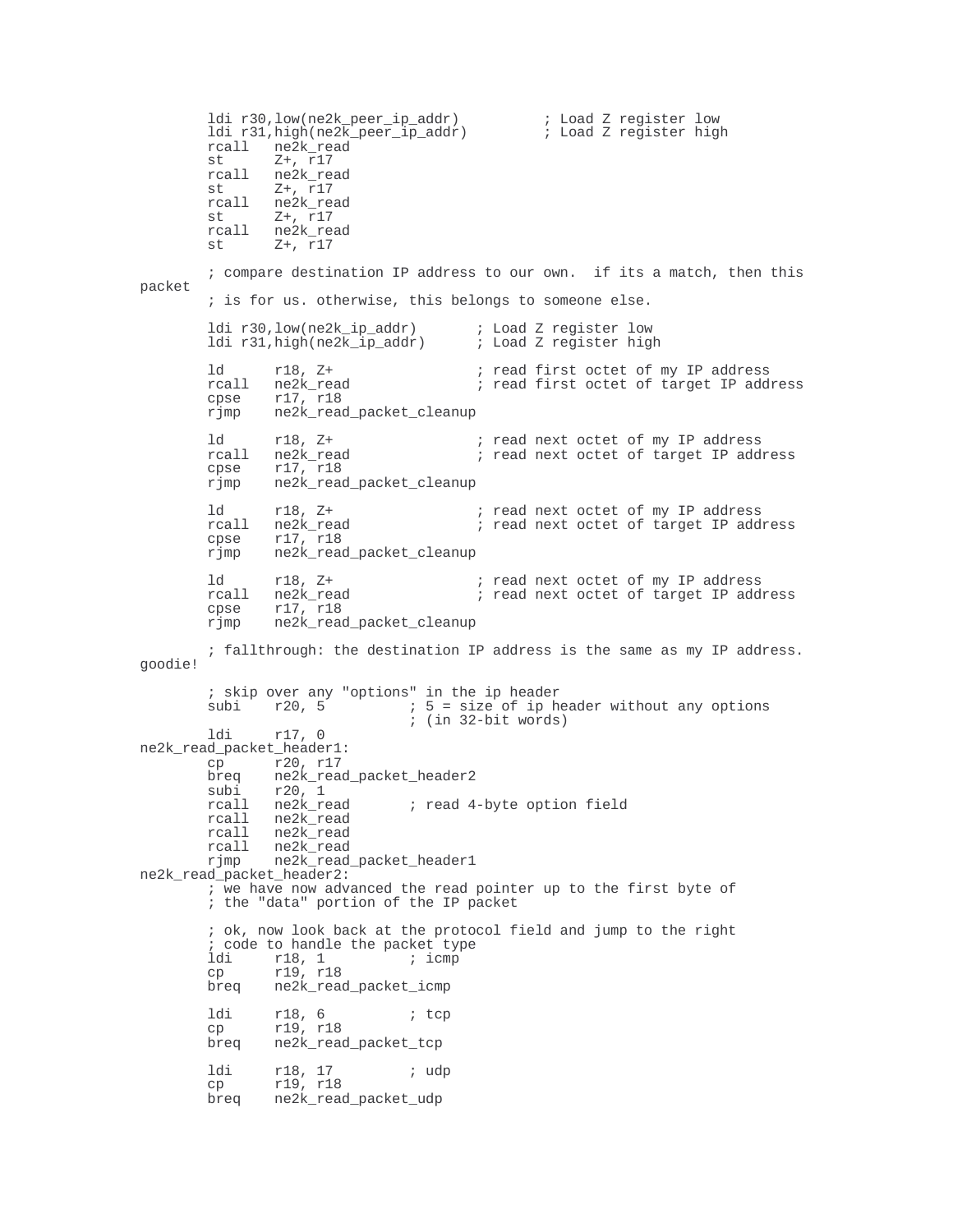```
        ldi r30,low(ne2k_peer_ip_addr)          ; Load Z register low
        ldi r31,high(ne2k_peer_ip_addr)         ; Load Z register high
        rcall   ne2k_read
        st      Z+, r17
        rcall   ne2k_read
        st      Z+, r17
        rcall   ne2k_read
        st      Z+, r17
        rcall   ne2k_read
        st      Z+, r17

        ; compare destination IP address to our own.  if its a match, then this
packet
        ; is for us. otherwise, this belongs to someone else.

        ldi r30,low(ne2k_ip_addr)       ; Load Z register low
        ldi r31,high(ne2k_ip_addr)      ; Load Z register high

        ld      r18, Z+                 ; read first octet of my IP address
        rcall   ne2k_read               ; read first octet of target IP address
        cpse    r17, r18
        rjmp    ne2k_read_packet_cleanup

        ld      r18, Z+                 ; read next octet of my IP address
        rcall   ne2k_read               ; read next octet of target IP address
        cpse    r17, r18
        rjmp    ne2k_read_packet_cleanup

        ld      r18, Z+                 ; read next octet of my IP address
        rcall   ne2k_read               ; read next octet of target IP address
        cpse    r17, r18
        rjmp    ne2k_read_packet_cleanup

        ld      r18, Z+                 ; read next octet of my IP address
        rcall   ne2k_read               ; read next octet of target IP address
        cpse    r17, r18
        rjmp    ne2k_read_packet_cleanup

        ; fallthrough: the destination IP address is the same as my IP address.
goodie!

        ; skip over any "options" in the ip header
        subi    r20, 5          ; 5 = size of ip header without any options
                                ; (in 32-bit words)
        ldi     r17, 0
ne2k_read_packet_header1:
        cp      r20, r17
        breq    ne2k_read_packet_header2
        subi    r20, 1
        rcall   ne2k_read       ; read 4-byte option field
        rcall   ne2k_read
        rcall   ne2k_read
        rcall   ne2k_read
        rjmp    ne2k_read_packet_header1
ne2k_read_packet_header2:
        ; we have now advanced the read pointer up to the first byte of
        ; the "data" portion of the IP packet

        ; ok, now look back at the protocol field and jump to the right
        ; code to handle the packet type
        ldi     r18, 1          ; icmp
        cp      r19, r18
        breq    ne2k_read_packet_icmp

        ldi     r18, 6          ; tcp
        cp      r19, r18
        breq    ne2k_read_packet_tcp

        ldi     r18, 17         ; udp
        cp      r19, r18
        breq    ne2k_read_packet_udp
```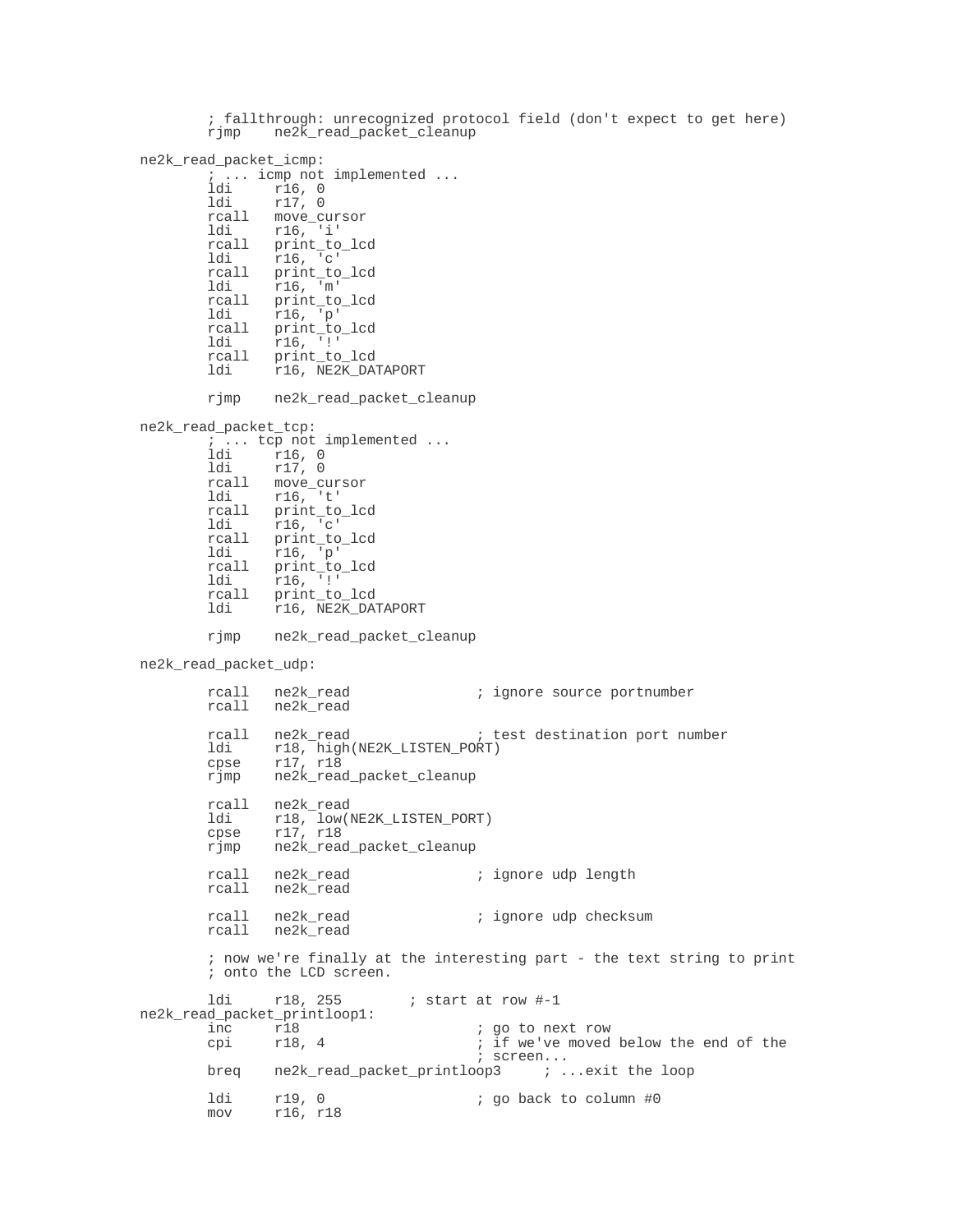```
        ; fallthrough: unrecognized protocol field (don't expect to get here)
        rjmp    ne2k_read_packet_cleanup

ne2k_read_packet_icmp:
        ; ... icmp not implemented ...
        ldi     r16, 0
        ldi     r17, 0
        rcall   move_cursor
        ldi     r16, 'i'
        rcall   print_to_lcd
        ldi     r16, 'c'
        rcall   print_to_lcd
        ldi     r16, 'm'
        rcall   print_to_lcd
        ldi     r16, 'p'
        rcall   print_to_lcd
        ldi     r16, '!'
        rcall   print_to_lcd
        ldi     r16, NE2K_DATAPORT

        rjmp    ne2k_read_packet_cleanup

ne2k_read_packet_tcp:
        ; ... tcp not implemented ...
        ldi     r16, 0
        ldi     r17, 0
        rcall   move_cursor
        ldi     r16, 't'
        rcall   print_to_lcd
        ldi     r16, 'c'
        rcall   print_to_lcd
        ldi     r16, 'p'
        rcall   print_to_lcd
        ldi     r16, '!'
        rcall   print_to_lcd
        ldi     r16, NE2K_DATAPORT

        rjmp    ne2k_read_packet_cleanup

ne2k_read_packet_udp:

        rcall   ne2k_read               ; ignore source portnumber
        rcall   ne2k_read

        rcall   ne2k_read               ; test destination port number
        ldi     r18, high(NE2K_LISTEN_PORT)
        cpse    r17, r18
        rjmp    ne2k_read_packet_cleanup

        rcall   ne2k_read
        ldi     r18, low(NE2K_LISTEN_PORT)
        cpse    r17, r18
        rjmp    ne2k_read_packet_cleanup

        rcall   ne2k_read               ; ignore udp length
        rcall   ne2k_read

        rcall   ne2k_read               ; ignore udp checksum
        rcall   ne2k_read

        ; now we're finally at the interesting part - the text string to print
        ; onto the LCD screen.

        ldi     r18, 255        ; start at row #-1
ne2k_read_packet_printloop1:
        inc     r18                     ; go to next row
        cpi     r18, 4                  ; if we've moved below the end of the
                                        ; screen...
        breq    ne2k_read_packet_printloop3     ; ...exit the loop

        ldi     r19, 0                  ; go back to column #0
        mov     r16, r18
```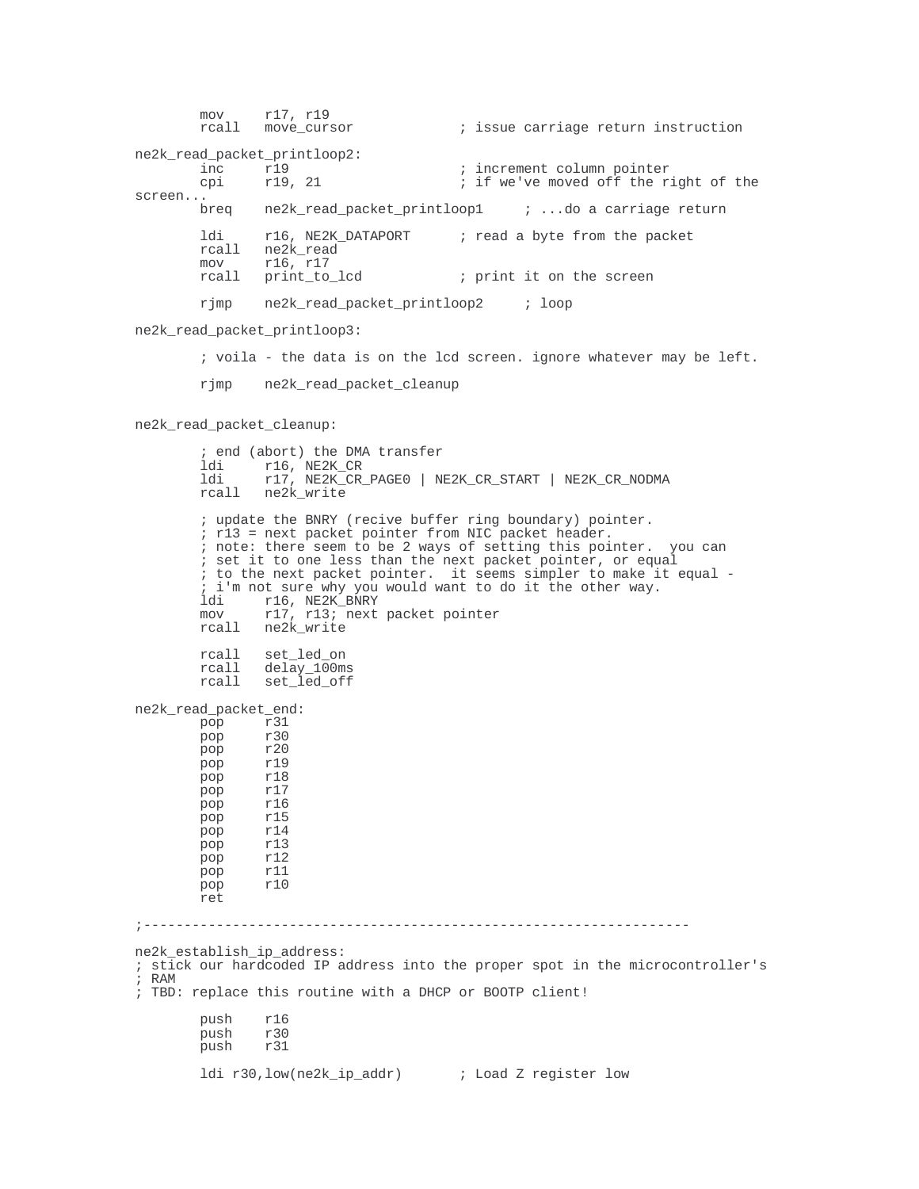```
        mov     r17, r19
        rcall   move_cursor             ; issue carriage return instruction

ne2k_read_packet_printloop2:
        inc     r19                     ; increment column pointer
        cpi     r19, 21                 ; if we've moved off the right of the
screen...
        breq    ne2k_read_packet_printloop1     ; ...do a carriage return

        ldi     r16, NE2K_DATAPORT      ; read a byte from the packet
        rcall   ne2k_read
        mov     r16, r17
        rcall   print_to_lcd            ; print it on the screen

        rjmp    ne2k_read_packet_printloop2     ; loop

ne2k_read_packet_printloop3:

        ; voila - the data is on the lcd screen. ignore whatever may be left.

        rjmp    ne2k_read_packet_cleanup


ne2k_read_packet_cleanup:

        ; end (abort) the DMA transfer
        ldi     r16, NE2K_CR
        ldi     r17, NE2K_CR_PAGE0 | NE2K_CR_START | NE2K_CR_NODMA
        rcall   ne2k_write

        ; update the BNRY (recive buffer ring boundary) pointer.
        ; r13 = next packet pointer from NIC packet header.
        ; note: there seem to be 2 ways of setting this pointer.  you can
        ; set it to one less than the next packet pointer, or equal
        ; to the next packet pointer.  it seems simpler to make it equal -
        ; i'm not sure why you would want to do it the other way.
        ldi     r16, NE2K_BNRY
        mov     r17, r13; next packet pointer
        rcall   ne2k_write

        rcall   set_led_on
        rcall   delay_100ms
        rcall   set_led_off

ne2k_read_packet_end:
        pop     r31
        pop     r30
        pop     r20
        pop     r19
        pop     r18
        pop     r17
        pop     r16
        pop     r15
        pop     r14
        pop     r13
        pop     r12
        pop     r11
        pop     r10
        ret

;------------------------------------------------------------------

ne2k_establish_ip_address:
; stick our hardcoded IP address into the proper spot in the microcontroller's
; RAM
; TBD: replace this routine with a DHCP or BOOTP client!

        push    r16
        push    r30
        push    r31

        ldi r30,low(ne2k_ip_addr)       ; Load Z register low
```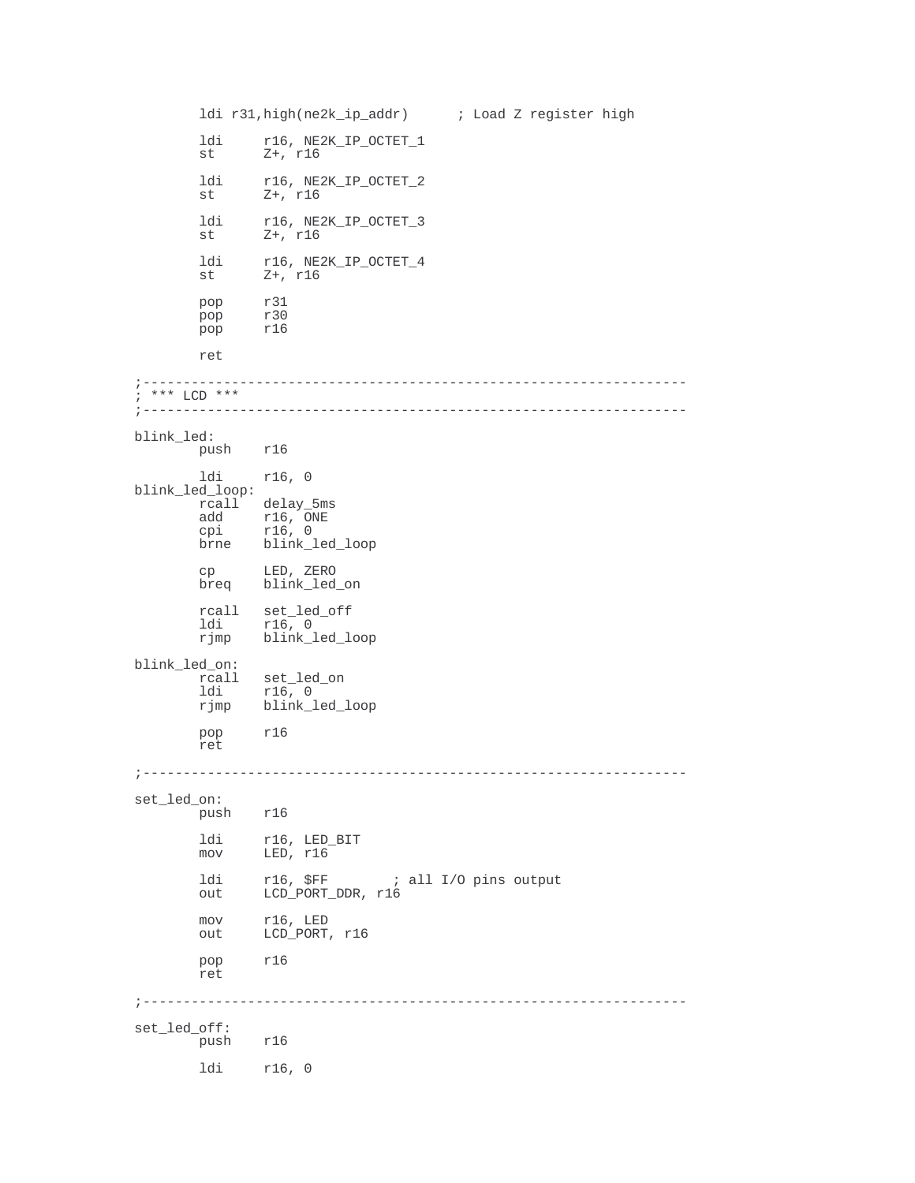```
        ldi r31,high(ne2k_ip_addr)      ; Load Z register high

        ldi     r16, NE2K_IP_OCTET_1
        st      Z+, r16

        ldi     r16, NE2K_IP_OCTET_2
        st      Z+, r16

        ldi     r16, NE2K_IP_OCTET_3
        st      Z+, r16

        ldi     r16, NE2K_IP_OCTET_4
        st      Z+, r16

        pop     r31
        pop     r30
        pop     r16

        ret

;------------------------------------------------------------------
; *** LCD ***
;------------------------------------------------------------------

blink_led:
        push    r16

        ldi     r16, 0
blink_led_loop:
        rcall   delay_5ms
        add     r16, ONE
        cpi     r16, 0
        brne    blink_led_loop

        cp      LED, ZERO
        breq    blink_led_on

        rcall   set_led_off
        ldi     r16, 0
        rjmp    blink_led_loop

blink_led_on:
        rcall   set_led_on
        ldi     r16, 0
        rjmp    blink_led_loop

        pop     r16
        ret

;------------------------------------------------------------------

set_led_on:
        push    r16

        ldi     r16, LED_BIT
        mov     LED, r16

        ldi     r16, $FF        ; all I/O pins output
        out     LCD_PORT_DDR, r16

        mov     r16, LED
        out     LCD_PORT, r16

        pop     r16
        ret

;------------------------------------------------------------------

set_led_off:
        push    r16

        ldi     r16, 0
```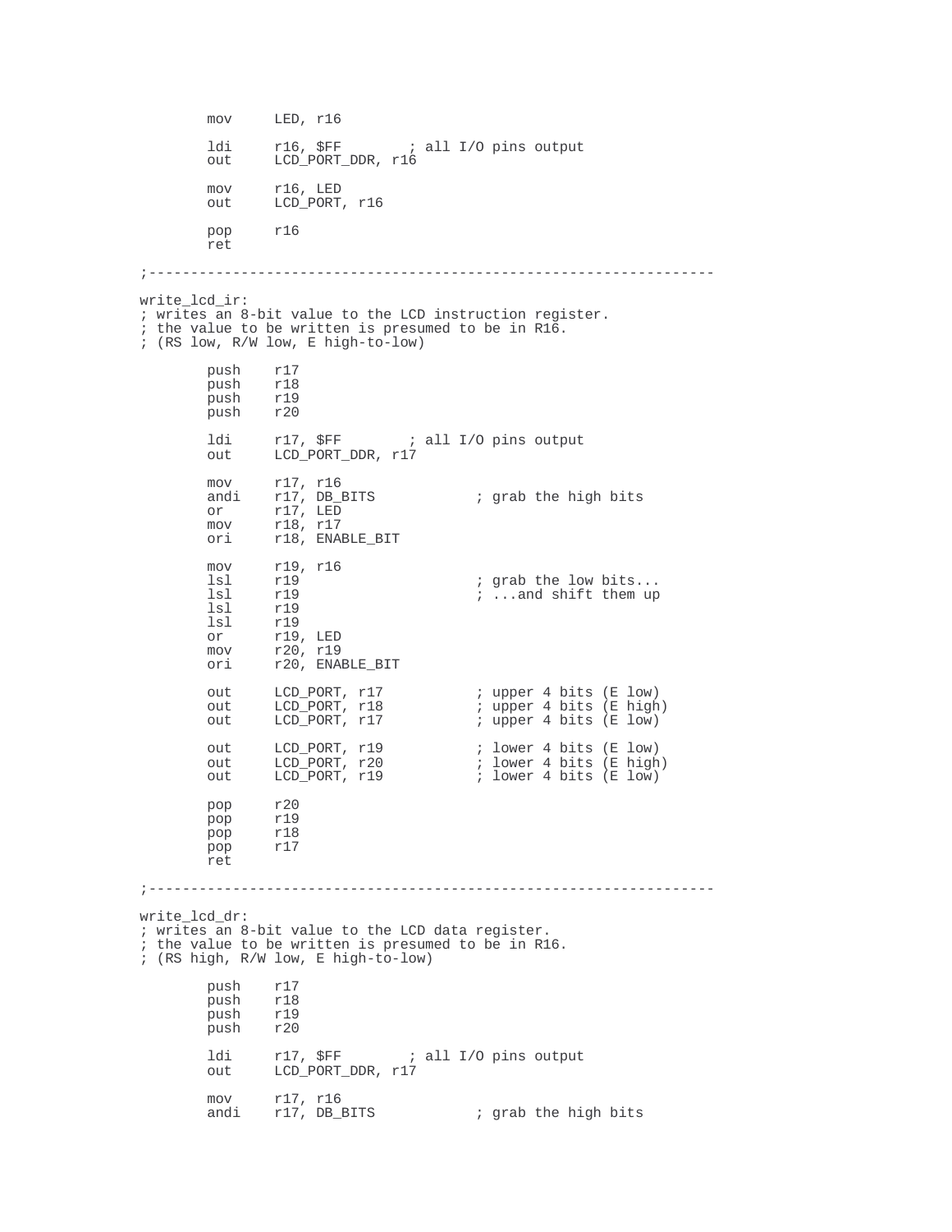```
        mov     LED, r16

        ldi     r16, $FF        ; all I/O pins output
        out     LCD_PORT_DDR, r16

        mov     r16, LED
        out     LCD_PORT, r16

        pop     r16
        ret

;------------------------------------------------------------------

write_lcd_ir:
; writes an 8-bit value to the LCD instruction register.
; the value to be written is presumed to be in R16.
; (RS low, R/W low, E high-to-low)

        push    r17
        push    r18
        push    r19
        push    r20

        ldi     r17, $FF        ; all I/O pins output
        out     LCD_PORT_DDR, r17

        mov     r17, r16
        andi    r17, DB_BITS            ; grab the high bits
        or      r17, LED
        mov     r18, r17
        ori     r18, ENABLE_BIT

        mov     r19, r16
        lsl     r19                     ; grab the low bits...
        lsl     r19                     ; ...and shift them up
        lsl     r19
        lsl     r19
        or      r19, LED
        mov     r20, r19
        ori     r20, ENABLE_BIT

        out     LCD_PORT, r17           ; upper 4 bits (E low)
        out     LCD_PORT, r18           ; upper 4 bits (E high)
        out     LCD_PORT, r17           ; upper 4 bits (E low)

        out     LCD_PORT, r19           ; lower 4 bits (E low)
        out     LCD_PORT, r20           ; lower 4 bits (E high)
        out     LCD_PORT, r19           ; lower 4 bits (E low)

        pop     r20
        pop     r19
        pop     r18
        pop     r17
        ret

;------------------------------------------------------------------

write_lcd_dr:
; writes an 8-bit value to the LCD data register.
; the value to be written is presumed to be in R16.
; (RS high, R/W low, E high-to-low)

        push    r17
        push    r18
        push    r19
        push    r20

        ldi     r17, $FF        ; all I/O pins output
        out     LCD_PORT_DDR, r17

        mov     r17, r16
        andi    r17, DB_BITS            ; grab the high bits
```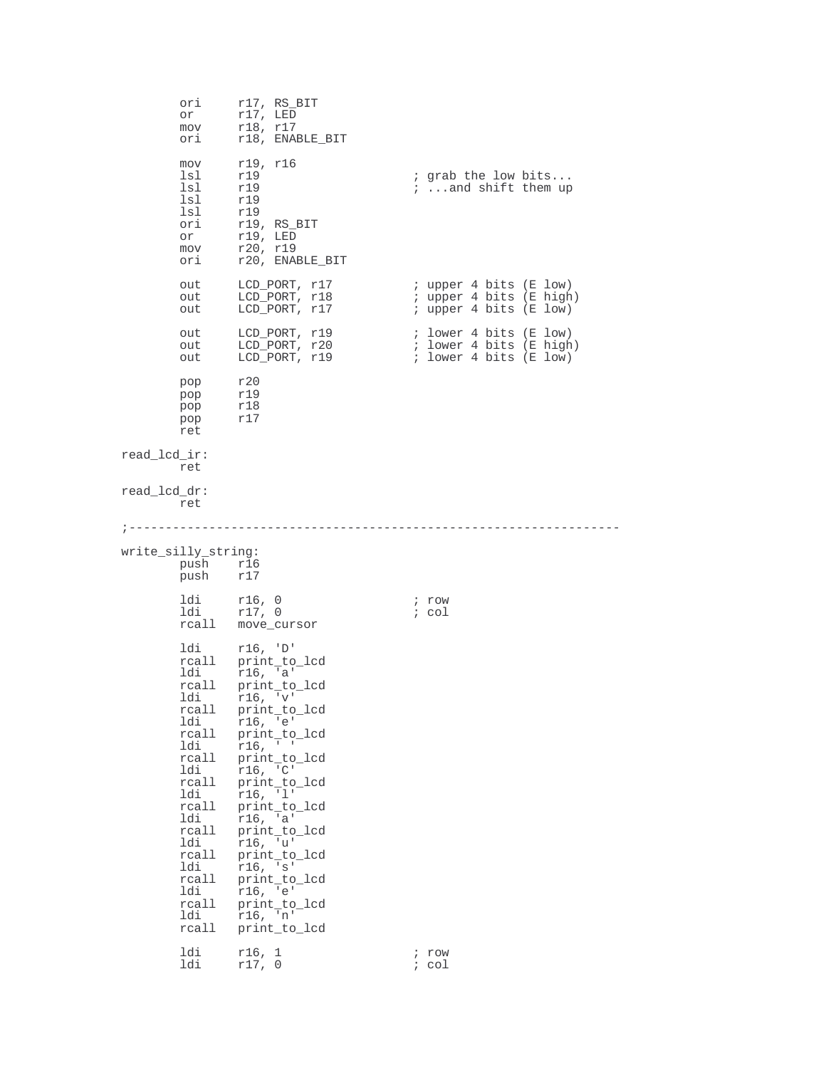```
        ori     r17, RS_BIT
        or      r17, LED
        mov     r18, r17
        ori     r18, ENABLE_BIT

        mov     r19, r16
        lsl     r19                     ; grab the low bits...
        lsl     r19                     ; ...and shift them up
        lsl     r19
        lsl     r19
        ori     r19, RS_BIT
        or      r19, LED
        mov     r20, r19
        ori     r20, ENABLE_BIT

        out     LCD_PORT, r17           ; upper 4 bits (E low)
        out     LCD_PORT, r18           ; upper 4 bits (E high)
        out     LCD_PORT, r17           ; upper 4 bits (E low)

        out     LCD_PORT, r19           ; lower 4 bits (E low)
        out     LCD_PORT, r20           ; lower 4 bits (E high)
        out     LCD_PORT, r19           ; lower 4 bits (E low)

        pop     r20
        pop     r19
        pop     r18
        pop     r17
        ret

read_lcd_ir:
        ret

read_lcd_dr:
        ret

;--------------------------------------------------------------------

write_silly_string:
        push    r16
        push    r17

        ldi     r16, 0                  ; row
        ldi     r17, 0                  ; col
        rcall   move_cursor

        ldi     r16, 'D'
        rcall   print_to_lcd
        ldi     r16, 'a'
        rcall   print_to_lcd
        ldi     r16, 'v'
        rcall   print_to_lcd
        ldi     r16, 'e'
        rcall   print_to_lcd
        ldi     r16, ' '
        rcall   print_to_lcd
        ldi     r16, 'C'
        rcall   print_to_lcd
        ldi     r16, 'l'
        rcall   print_to_lcd
        ldi     r16, 'a'
        rcall   print_to_lcd
        ldi     r16, 'u'
        rcall   print_to_lcd
        ldi     r16, 's'
        rcall   print_to_lcd
        ldi     r16, 'e'
        rcall   print_to_lcd
        ldi     r16, 'n'
        rcall   print_to_lcd

        ldi     r16, 1                  ; row
        ldi     r17, 0                  ; col
```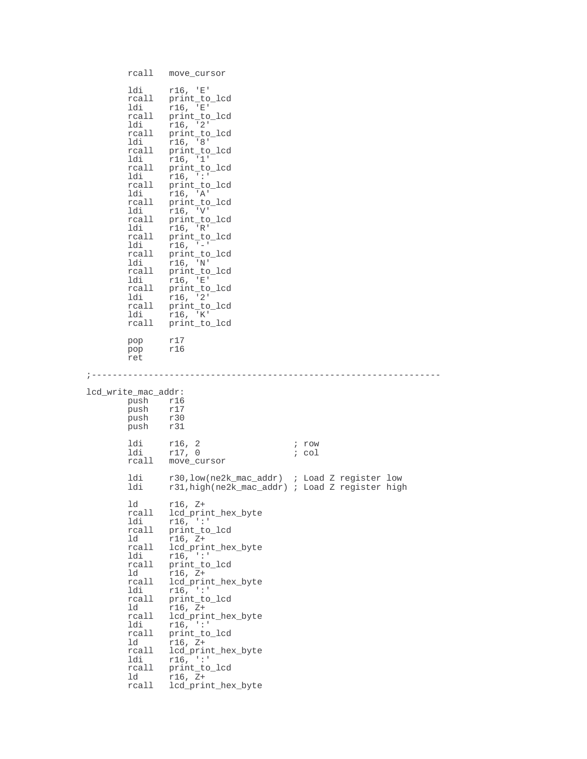```
        rcall   move_cursor

        ldi     r16, 'E'
        rcall   print_to_lcd
        ldi     r16, 'E'
        rcall   print_to_lcd
        ldi     r16, '2'
        rcall   print_to_lcd
        ldi     r16, '8'
        rcall   print_to_lcd
        ldi     r16, '1'
        rcall   print_to_lcd
        ldi     r16, ':'
        rcall   print_to_lcd
        ldi     r16, 'A'
        rcall   print_to_lcd
        ldi     r16, 'V'
        rcall   print_to_lcd
        ldi     r16, 'R'
        rcall   print_to_lcd
        ldi     r16, '-'
        rcall   print_to_lcd
        ldi     r16, 'N'
        rcall   print_to_lcd
        ldi     r16, 'E'
        rcall   print_to_lcd
        ldi     r16, '2'
        rcall   print_to_lcd
        ldi     r16, 'K'
        rcall   print_to_lcd

        pop     r17
        pop     r16
        ret

;--------------------------------------------------------------------

lcd_write_mac_addr:
        push    r16
        push    r17
        push    r30
        push    r31

        ldi     r16, 2                  ; row
        ldi     r17, 0                  ; col
        rcall   move_cursor

        ldi     r30,low(ne2k_mac_addr)  ; Load Z register low
        ldi     r31,high(ne2k_mac_addr) ; Load Z register high

        ld      r16, Z+
        rcall   lcd_print_hex_byte
        ldi     r16, ':'
        rcall   print_to_lcd
        ld      r16, Z+
        rcall   lcd_print_hex_byte
        ldi     r16, ':'
        rcall   print_to_lcd
        ld      r16, Z+
        rcall   lcd_print_hex_byte
        ldi     r16, ':'
        rcall   print_to_lcd
        ld      r16, Z+
        rcall   lcd_print_hex_byte
        ldi     r16, ':'
        rcall   print_to_lcd
        ld      r16, Z+
        rcall   lcd_print_hex_byte
        ldi     r16, ':'
        rcall   print_to_lcd
        ld      r16, Z+
        rcall   lcd_print_hex_byte
```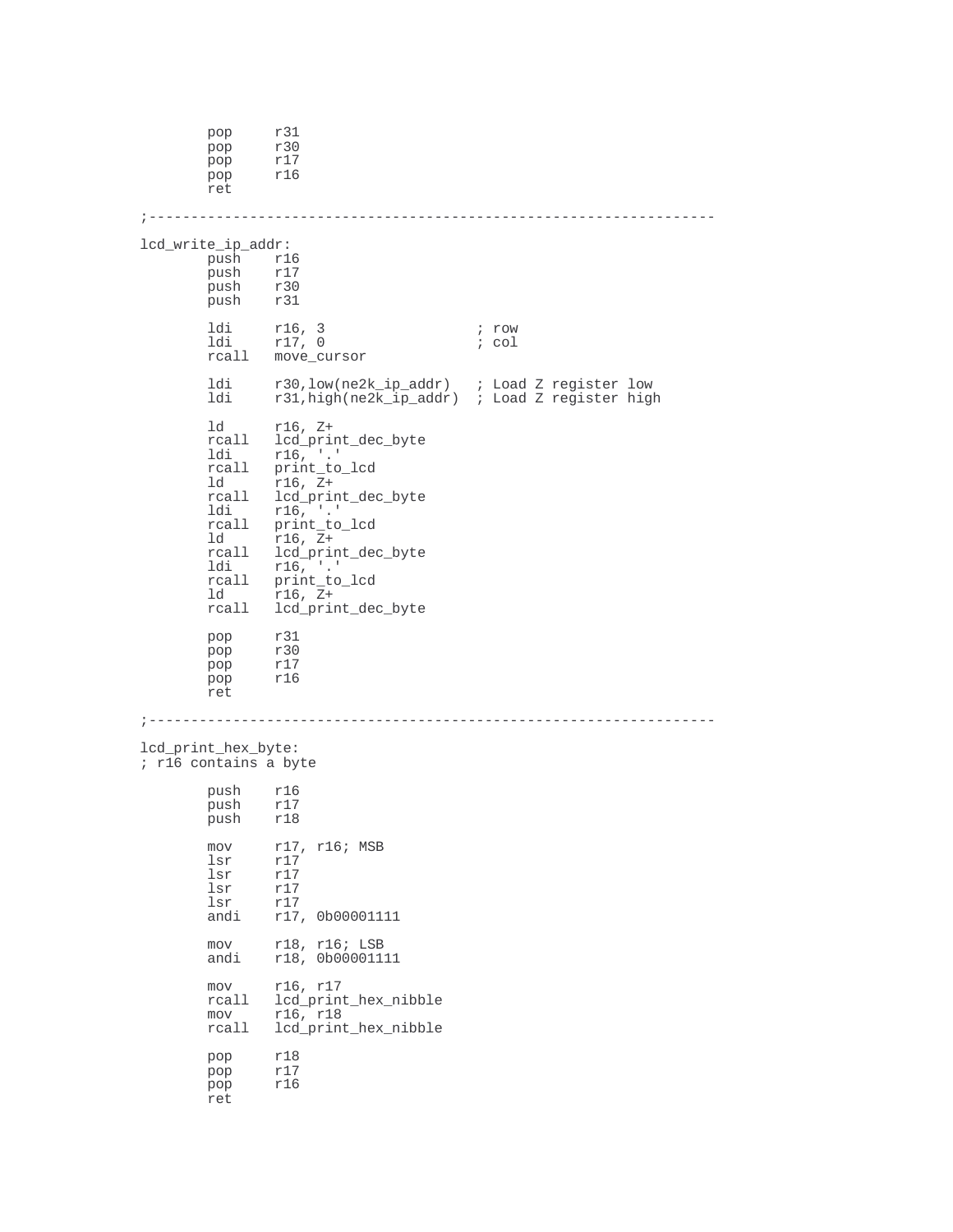```
        pop     r31
        pop     r30
        pop     r17
        pop     r16
        ret

;-------------------------------------------------------------------

lcd_write_ip_addr:
        push    r16
        push    r17
        push    r30
        push    r31

        ldi     r16, 3                  ; row
        ldi     r17, 0                  ; col
        rcall   move_cursor

        ldi     r30,low(ne2k_ip_addr)   ; Load Z register low
        ldi     r31,high(ne2k_ip_addr)  ; Load Z register high

        ld      r16, Z+
        rcall   lcd_print_dec_byte
        ldi     r16, '.'
        rcall   print_to_lcd
        ld      r16, Z+
        rcall   lcd_print_dec_byte
        ldi     r16, '.'
        rcall   print_to_lcd
        ld      r16, Z+
        rcall   lcd_print_dec_byte
        ldi     r16, '.'
        rcall   print_to_lcd
        ld      r16, Z+
        rcall   lcd_print_dec_byte

        pop     r31
        pop     r30
        pop     r17
        pop     r16
        ret

;-------------------------------------------------------------------

lcd_print_hex_byte:
; r16 contains a byte

        push    r16
        push    r17
        push    r18

        mov     r17, r16; MSB
        lsr     r17
        lsr     r17
        lsr     r17
        lsr     r17
        andi    r17, 0b00001111

        mov     r18, r16; LSB
        andi    r18, 0b00001111

        mov     r16, r17
        rcall   lcd_print_hex_nibble
        mov     r16, r18
        rcall   lcd_print_hex_nibble

        pop     r18
        pop     r17
        pop     r16
        ret
```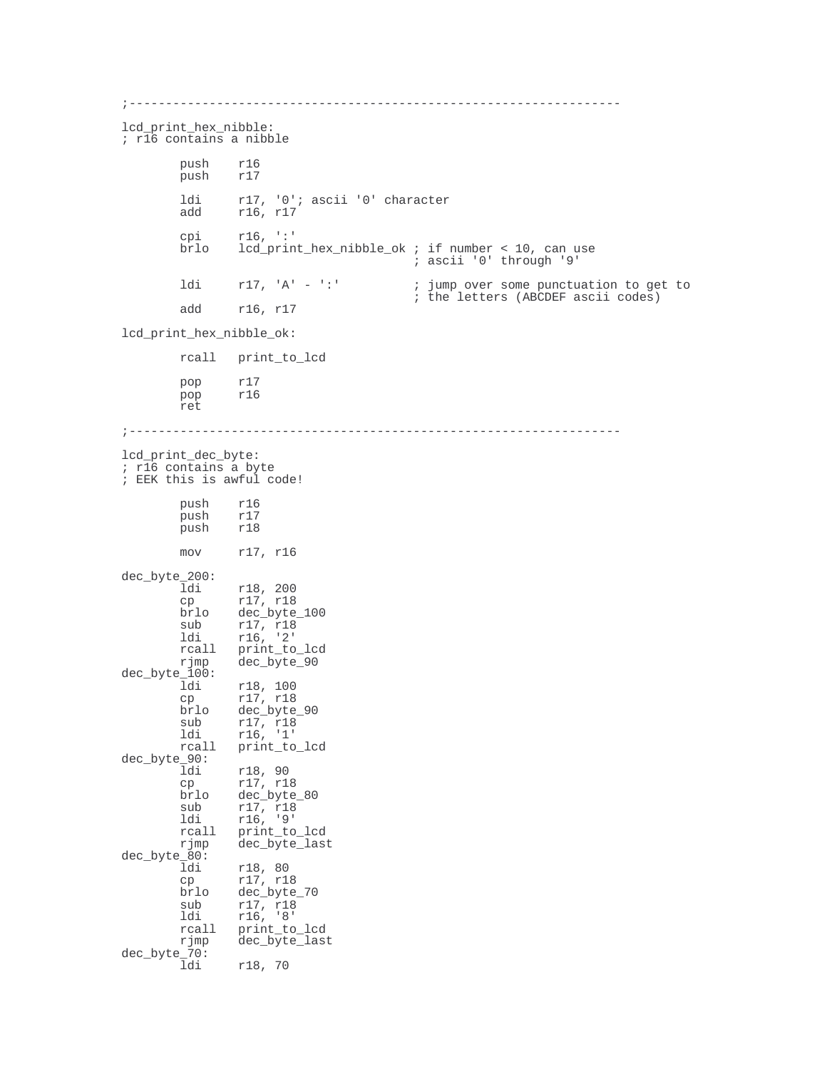```
;-----------------------------------------------------------------

lcd_print_hex_nibble:
; r16 contains a nibble

        push    r16
        push    r17

        ldi     r17, '0'; ascii '0' character
        add     r16, r17

        cpi     r16, ':'
        brlo    lcd_print_hex_nibble_ok ; if number < 10, can use
                                        ; ascii '0' through '9'

        ldi     r17, 'A' - ':'          ; jump over some punctuation to get to
                                        ; the letters (ABCDEF ascii codes)
        add     r16, r17

lcd_print_hex_nibble_ok:

        rcall   print_to_lcd

        pop     r17
        pop     r16
        ret

;-----------------------------------------------------------------

lcd_print_dec_byte:
; r16 contains a byte
; EEK this is awful code!

        push    r16
        push    r17
        push    r18

        mov     r17, r16

dec_byte_200:
        ldi     r18, 200
        cp      r17, r18
        brlo    dec_byte_100
        sub     r17, r18
        ldi     r16, '2'
        rcall   print_to_lcd
        rjmp    dec_byte_90
dec_byte_100:
        ldi     r18, 100
        cp      r17, r18
        brlo    dec_byte_90
        sub     r17, r18
        ldi     r16, '1'
        rcall   print_to_lcd
dec_byte_90:
        ldi     r18, 90
        cp      r17, r18
        brlo    dec_byte_80
        sub     r17, r18
        ldi     r16, '9'
        rcall   print_to_lcd
        rjmp    dec_byte_last
dec_byte_80:
        ldi     r18, 80
        cp      r17, r18
        brlo    dec_byte_70
        sub     r17, r18
        ldi     r16, '8'
        rcall   print_to_lcd
        rjmp    dec_byte_last
dec_byte_70:
        ldi     r18, 70
```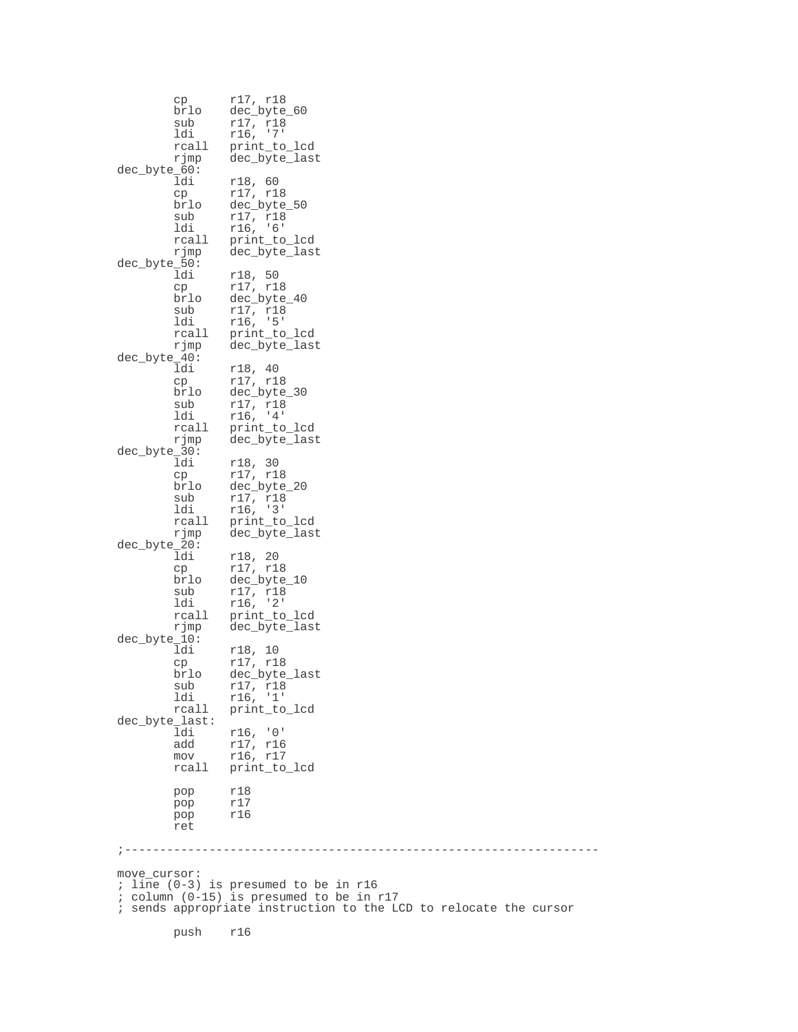```
        cp      r17, r18
        brlo    dec_byte_60
        sub     r17, r18
        ldi     r16, '7'
        rcall   print_to_lcd
        rjmp    dec_byte_last
dec_byte_60:
        ldi     r18, 60
        cp      r17, r18
        brlo    dec_byte_50
        sub     r17, r18
        ldi     r16, '6'
        rcall   print_to_lcd
        rjmp    dec_byte_last
dec_byte_50:
        ldi     r18, 50
        cp      r17, r18
        brlo    dec_byte_40
        sub     r17, r18
        ldi     r16, '5'
        rcall   print_to_lcd
        rjmp    dec_byte_last
dec_byte_40:
        ldi     r18, 40
        cp      r17, r18
        brlo    dec_byte_30
        sub     r17, r18
        ldi     r16, '4'
        rcall   print_to_lcd
        rjmp    dec_byte_last
dec_byte_30:
        ldi     r18, 30
        cp      r17, r18
        brlo    dec_byte_20
        sub     r17, r18
        ldi     r16, '3'
        rcall   print_to_lcd
        rjmp    dec_byte_last
dec_byte_20:
        ldi     r18, 20
        cp      r17, r18
        brlo    dec_byte_10
        sub     r17, r18
        ldi     r16, '2'
        rcall   print_to_lcd
        rjmp    dec_byte_last
dec_byte_10:
        ldi     r18, 10
        cp      r17, r18
        brlo    dec_byte_last
        sub     r17, r18
        ldi     r16, '1'
        rcall   print_to_lcd
dec_byte_last:
        ldi     r16, '0'
        add     r17, r16
        mov     r16, r17
        rcall   print_to_lcd

        pop     r18
        pop     r17
        pop     r16
        ret

;-------------------------------------------------------------------

move_cursor:
; line (0-3) is presumed to be in r16
; column (0-15) is presumed to be in r17
; sends appropriate instruction to the LCD to relocate the cursor

        push    r16
```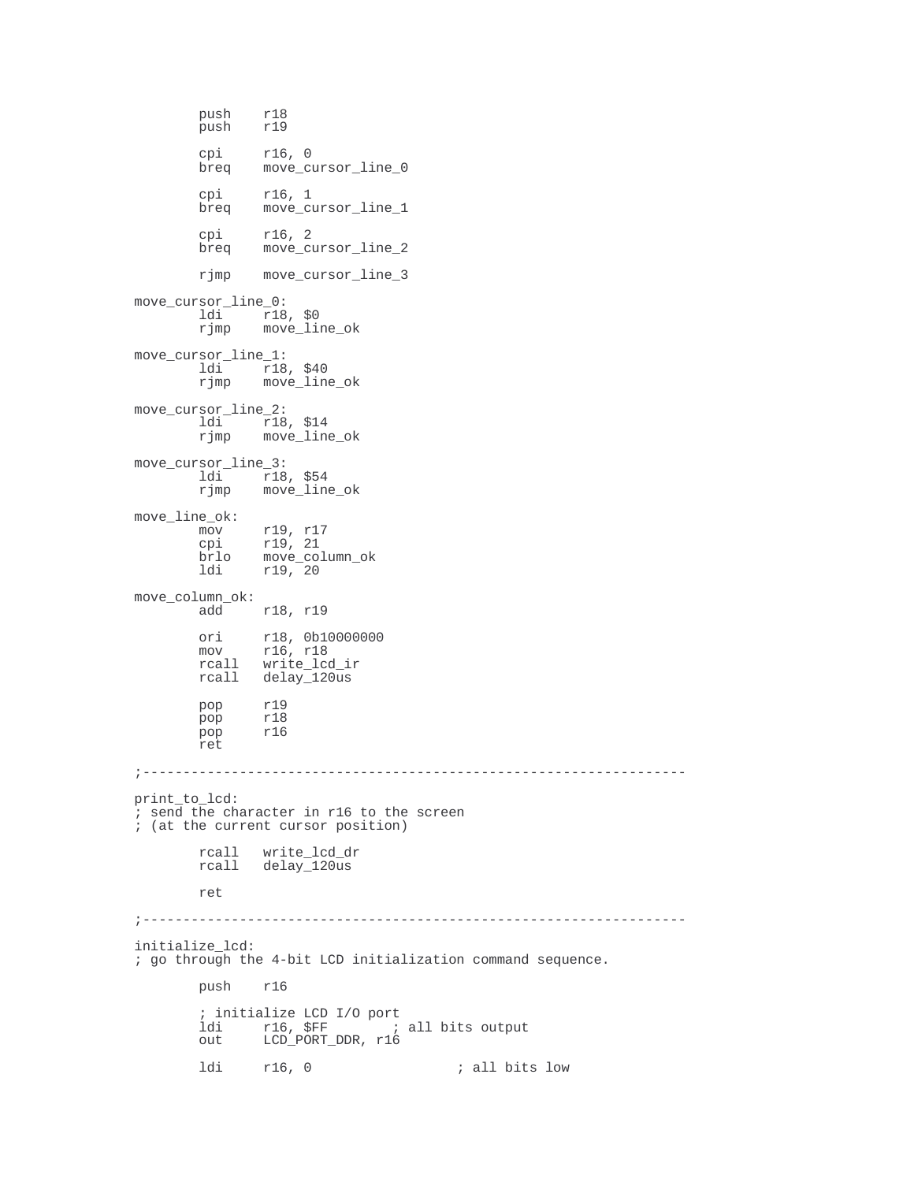```
        push    r18
        push    r19

        cpi     r16, 0
        breq    move_cursor_line_0

        cpi     r16, 1
        breq    move_cursor_line_1

        cpi     r16, 2
        breq    move_cursor_line_2

        rjmp    move_cursor_line_3

move_cursor_line_0:
        ldi     r18, $0
        rjmp    move_line_ok

move_cursor_line_1:
        ldi     r18, $40
        rjmp    move_line_ok

move_cursor_line_2:
        ldi     r18, $14
        rjmp    move_line_ok

move_cursor_line_3:
        ldi     r18, $54
        rjmp    move_line_ok

move_line_ok:
        mov     r19, r17
        cpi     r19, 21
        brlo    move_column_ok
        ldi     r19, 20

move_column_ok:
        add     r18, r19

        ori     r18, 0b10000000
        mov     r16, r18
        rcall   write_lcd_ir
        rcall   delay_120us

        pop     r19
        pop     r18
        pop     r16
        ret

;-------------------------------------------------------------------

print_to_lcd:
; send the character in r16 to the screen
; (at the current cursor position)

        rcall   write_lcd_dr
        rcall   delay_120us

        ret

;-------------------------------------------------------------------

initialize_lcd:
; go through the 4-bit LCD initialization command sequence.

        push    r16

        ; initialize LCD I/O port
        ldi     r16, $FF        ; all bits output
        out     LCD_PORT_DDR, r16

        ldi     r16, 0                  ; all bits low
```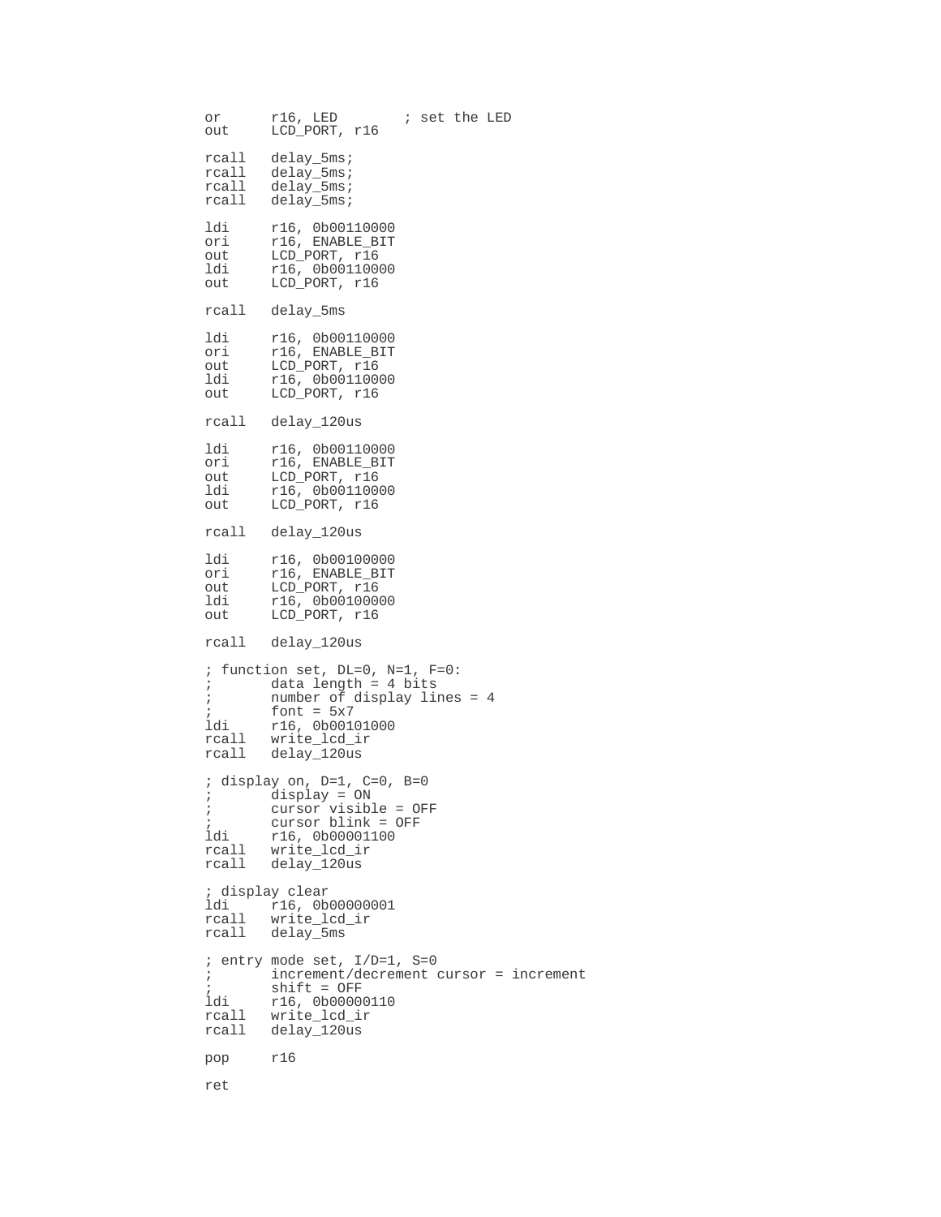```
or      r16, LED        ; set the LED
out     LCD_PORT, r16

rcall   delay_5ms;
rcall   delay_5ms;
rcall   delay_5ms;
rcall   delay_5ms;

ldi     r16, 0b00110000
ori     r16, ENABLE_BIT
out     LCD_PORT, r16
ldi     r16, 0b00110000
out     LCD_PORT, r16

rcall   delay_5ms

ldi     r16, 0b00110000
ori     r16, ENABLE_BIT
out     LCD_PORT, r16
ldi     r16, 0b00110000
out     LCD_PORT, r16

rcall   delay_120us

ldi     r16, 0b00110000
ori     r16, ENABLE_BIT
out     LCD_PORT, r16
ldi     r16, 0b00110000
out     LCD_PORT, r16

rcall   delay_120us

ldi     r16, 0b00100000
ori     r16, ENABLE_BIT
out     LCD_PORT, r16
ldi     r16, 0b00100000
out     LCD_PORT, r16

rcall   delay_120us

; function set, DL=0, N=1, F=0:
;       data length = 4 bits
;       number of display lines = 4
;       font = 5x7
ldi     r16, 0b00101000
rcall   write_lcd_ir
rcall   delay_120us

; display on, D=1, C=0, B=0
;       display = ON
;       cursor visible = OFF
;       cursor blink = OFF
ldi     r16, 0b00001100
rcall   write_lcd_ir
rcall   delay_120us

; display clear
ldi     r16, 0b00000001
rcall   write_lcd_ir
rcall   delay_5ms

; entry mode set, I/D=1, S=0
;       increment/decrement cursor = increment
;       shift = OFF
ldi     r16, 0b00000110
rcall   write_lcd_ir
rcall   delay_120us

pop     r16

ret
```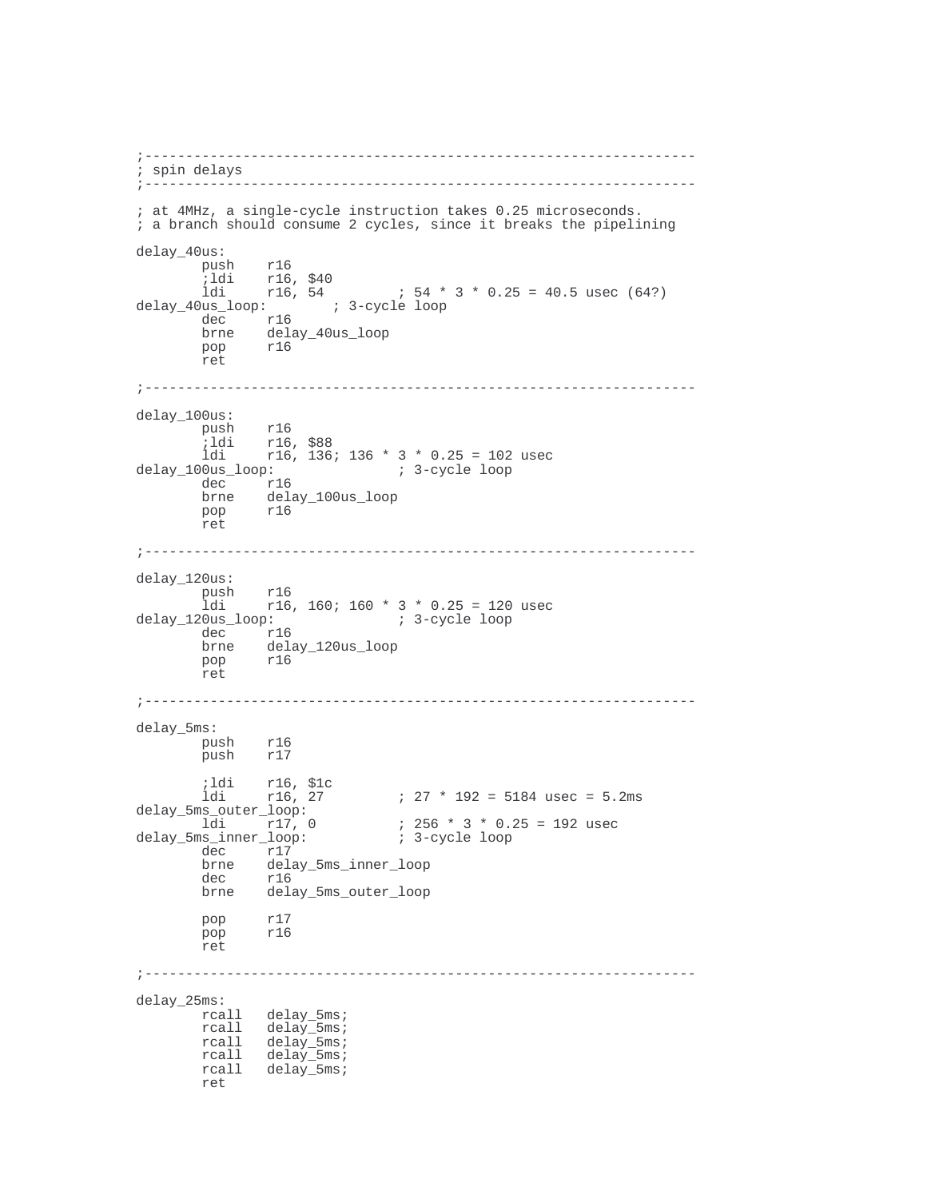```
;-------------------------------------------------------------------
; spin delays
;-------------------------------------------------------------------

; at 4MHz, a single-cycle instruction takes 0.25 microseconds.
; a branch should consume 2 cycles, since it breaks the pipelining

delay_40us:
        push    r16
        ;ldi    r16, $40
        ldi     r16, 54         ; 54 * 3 * 0.25 = 40.5 usec (64?)
delay_40us_loop:        ; 3-cycle loop
        dec     r16
        brne    delay_40us_loop
        pop     r16
        ret

;-------------------------------------------------------------------

delay_100us:
        push    r16
        ;ldi    r16, $88
        ldi     r16, 136; 136 * 3 * 0.25 = 102 usec
delay_100us_loop:               ; 3-cycle loop
        dec     r16
        brne    delay_100us_loop
        pop     r16
        ret

;-------------------------------------------------------------------

delay_120us:
        push    r16
        ldi     r16, 160; 160 * 3 * 0.25 = 120 usec
delay_120us_loop:               ; 3-cycle loop
        dec     r16
        brne    delay_120us_loop
        pop     r16
        ret

;-------------------------------------------------------------------

delay_5ms:
        push    r16
        push    r17

        ;ldi    r16, $1c
        ldi     r16, 27         ; 27 * 192 = 5184 usec = 5.2ms
delay_5ms_outer_loop:
        ldi     r17, 0          ; 256 * 3 * 0.25 = 192 usec
delay_5ms_inner_loop:           ; 3-cycle loop
        dec     r17
        brne    delay_5ms_inner_loop
        dec     r16
        brne    delay_5ms_outer_loop

        pop     r17
        pop     r16
        ret

;-------------------------------------------------------------------

delay_25ms:
        rcall   delay_5ms;
        rcall   delay_5ms;
        rcall   delay_5ms;
        rcall   delay_5ms;
        rcall   delay_5ms;
        ret
```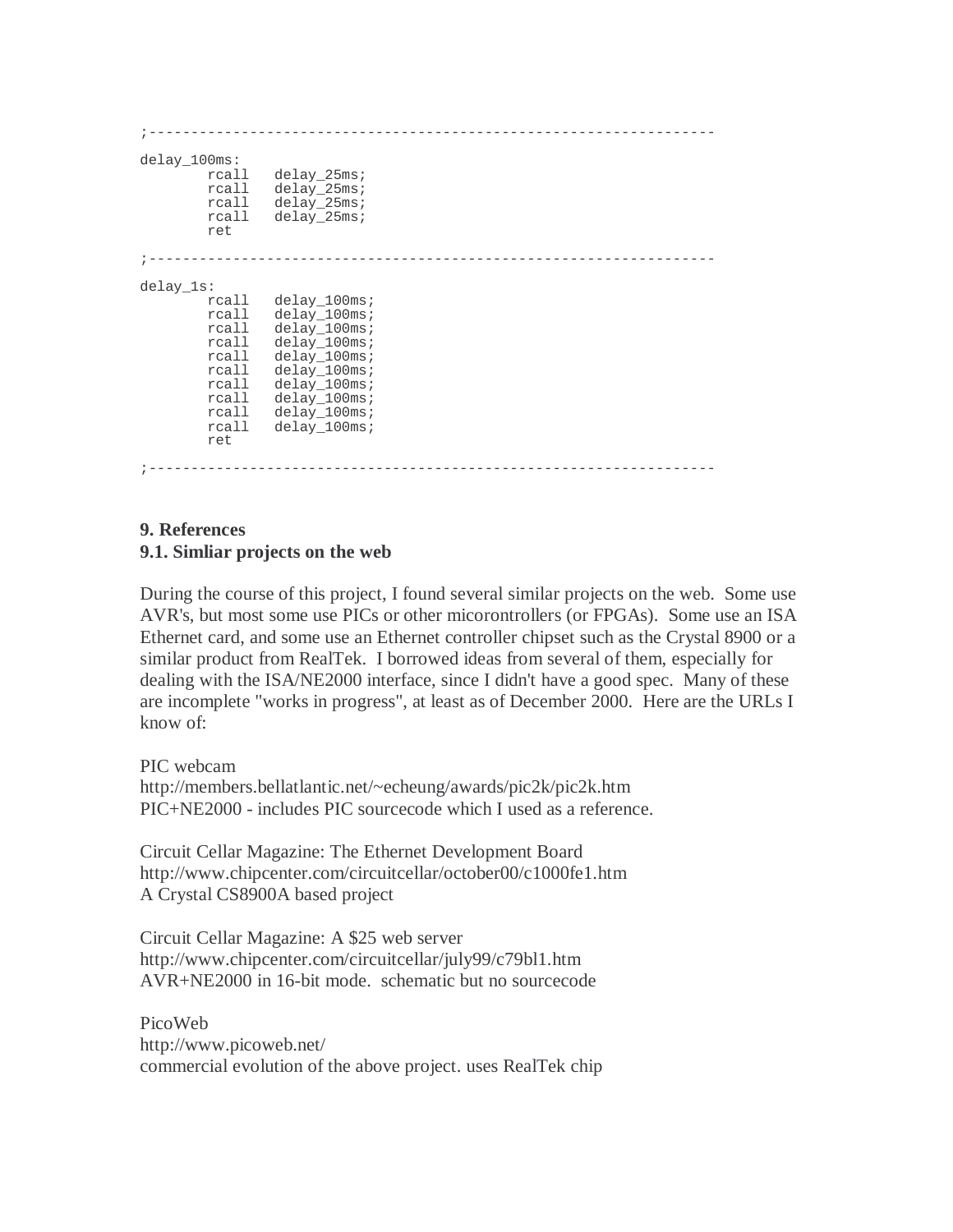```
;-----------------------------------------------------------------

delay_100ms:
        rcall   delay_25ms;
        rcall   delay_25ms;
        rcall   delay_25ms;
        rcall   delay_25ms;
        ret

;-----------------------------------------------------------------

delay_1s:
        rcall   delay_100ms;
        rcall   delay_100ms;
        rcall   delay_100ms;
        rcall   delay_100ms;
        rcall   delay_100ms;
        rcall   delay_100ms;
        rcall   delay_100ms;
        rcall   delay_100ms;
        rcall   delay_100ms;
        rcall   delay_100ms;
        ret

;-----------------------------------------------------------------
```

## 9. References

### 9.1. Simliar projects on the web

During the course of this project, I found several similar projects on the web. Some use AVR's, but most some use PICs or other micorontrollers (or FPGAs). Some use an ISA Ethernet card, and some use an Ethernet controller chipset such as the Crystal 8900 or a similar product from RealTek. I borrowed ideas from several of them, especially for dealing with the ISA/NE2000 interface, since I didn't have a good spec. Many of these are incomplete "works in progress", at least as of December 2000. Here are the URLs I know of:

PIC webcam
http://members.bellatlantic.net/~echeung/awards/pic2k/pic2k.htm
PIC+NE2000 - includes PIC sourcecode which I used as a reference.

Circuit Cellar Magazine: The Ethernet Development Board
http://www.chipcenter.com/circuitcellar/october00/c1000fe1.htm
A Crystal CS8900A based project

Circuit Cellar Magazine: A $25 web server
http://www.chipcenter.com/circuitcellar/july99/c79bl1.htm
AVR+NE2000 in 16-bit mode. schematic but no sourcecode

PicoWeb
http://www.picoweb.net/
commercial evolution of the above project. uses RealTek chip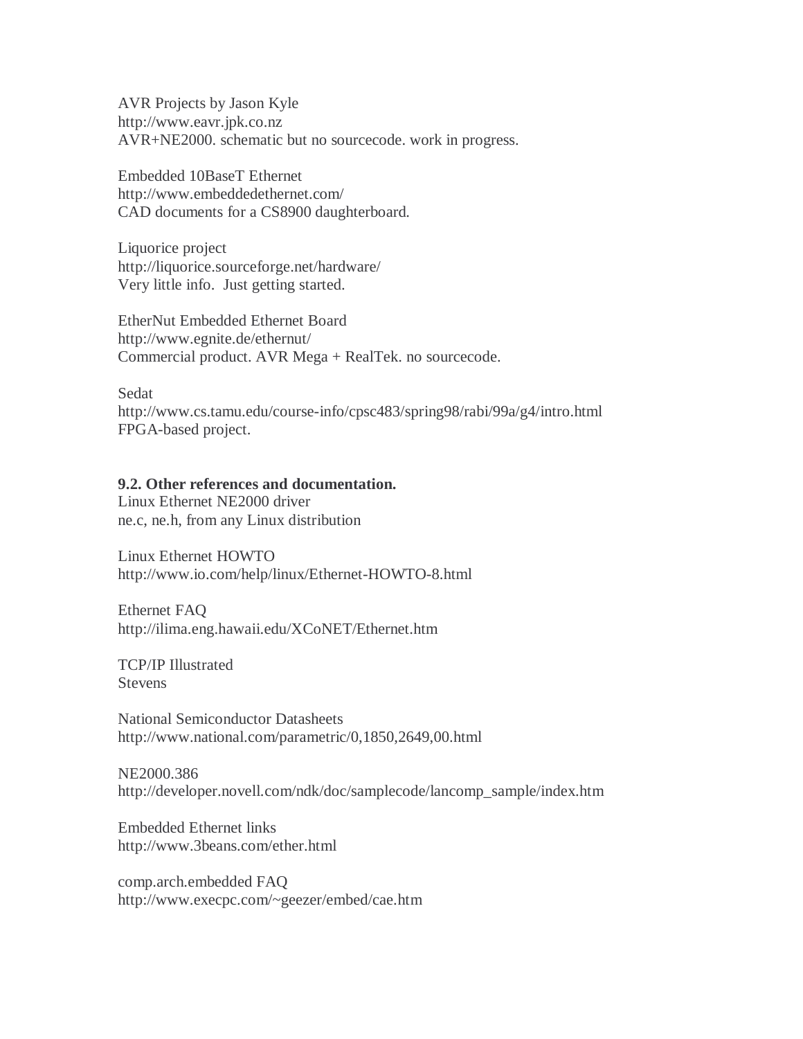AVR Projects by Jason Kyle
http://www.eavr.jpk.co.nz
AVR+NE2000. schematic but no sourcecode. work in progress.

Embedded 10BaseT Ethernet
http://www.embeddedethernet.com/
CAD documents for a CS8900 daughterboard.

Liquorice project
http://liquorice.sourceforge.net/hardware/
Very little info. Just getting started.

EtherNut Embedded Ethernet Board
http://www.egnite.de/ethernut/
Commercial product. AVR Mega + RealTek. no sourcecode.

Sedat
http://www.cs.tamu.edu/course-info/cpsc483/spring98/rabi/99a/g4/intro.html
FPGA-based project.

**9.2. Other references and documentation.**
Linux Ethernet NE2000 driver
ne.c, ne.h, from any Linux distribution

Linux Ethernet HOWTO
http://www.io.com/help/linux/Ethernet-HOWTO-8.html

Ethernet FAQ
http://ilima.eng.hawaii.edu/XCoNET/Ethernet.htm

TCP/IP Illustrated
Stevens

National Semiconductor Datasheets
http://www.national.com/parametric/0,1850,2649,00.html

NE2000.386
http://developer.novell.com/ndk/doc/samplecode/lancomp_sample/index.htm

Embedded Ethernet links
http://www.3beans.com/ether.html

comp.arch.embedded FAQ
http://www.execpc.com/~geezer/embed/cae.htm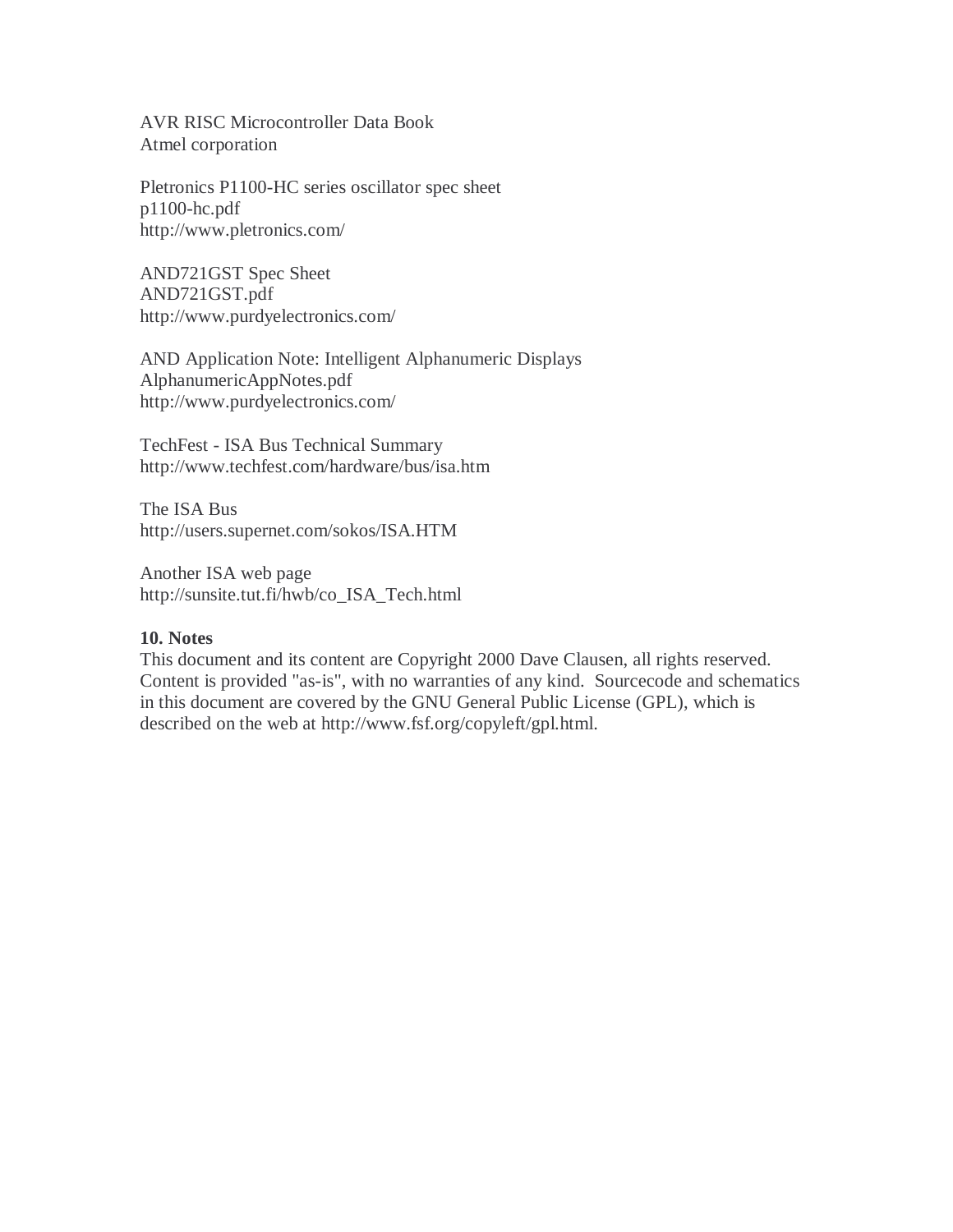AVR RISC Microcontroller Data Book
Atmel corporation

Pletronics P1100-HC series oscillator spec sheet
p1100-hc.pdf
http://www.pletronics.com/

AND721GST Spec Sheet
AND721GST.pdf
http://www.purdyelectronics.com/

AND Application Note: Intelligent Alphanumeric Displays
AlphanumericAppNotes.pdf
http://www.purdyelectronics.com/

TechFest - ISA Bus Technical Summary
http://www.techfest.com/hardware/bus/isa.htm

The ISA Bus
http://users.supernet.com/sokos/ISA.HTM

Another ISA web page
http://sunsite.tut.fi/hwb/co_ISA_Tech.html

**10. Notes**

This document and its content are Copyright 2000 Dave Clausen, all rights reserved. Content is provided "as-is", with no warranties of any kind. Sourcecode and schematics in this document are covered by the GNU General Public License (GPL), which is described on the web at http://www.fsf.org/copyleft/gpl.html.